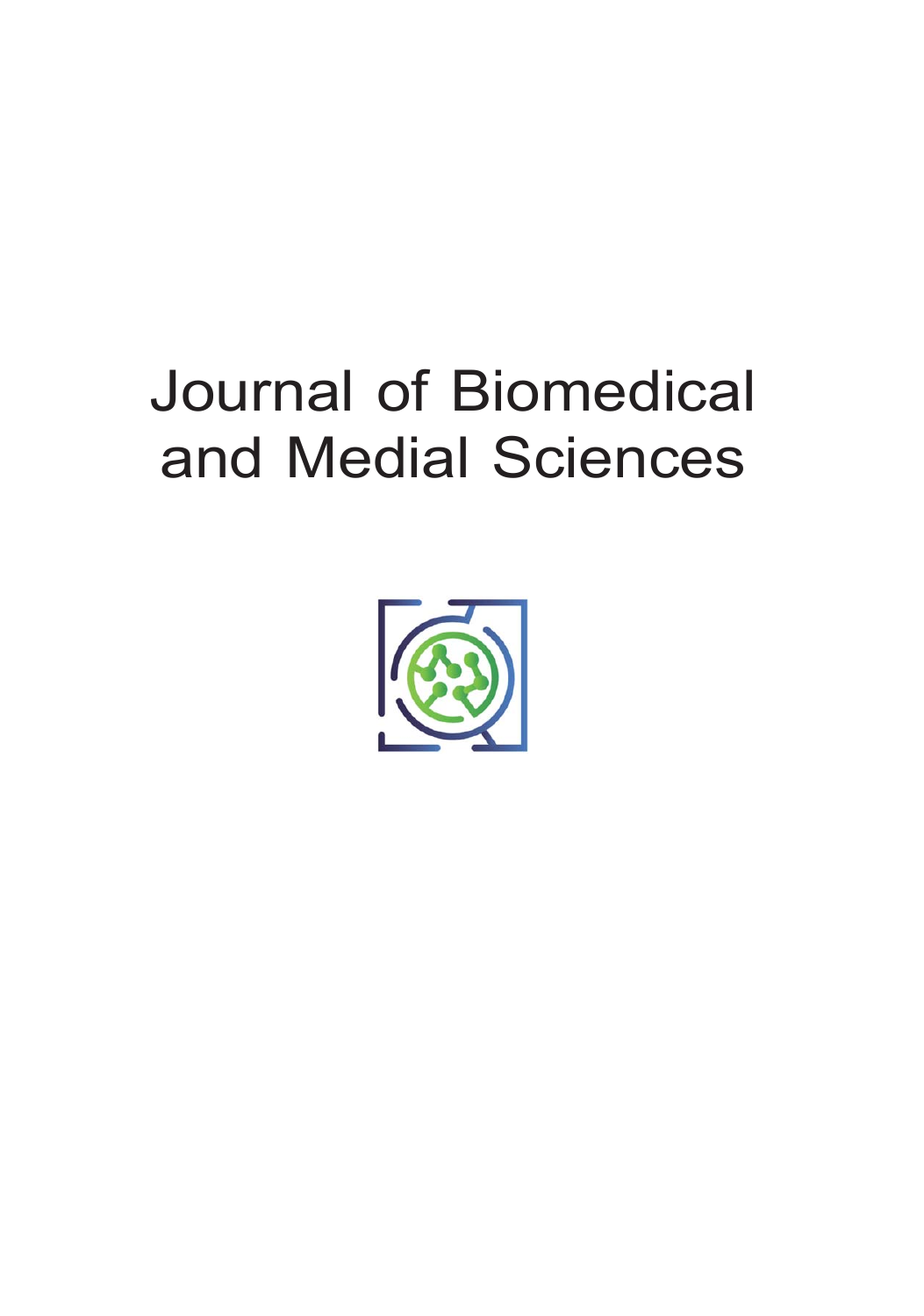# Journal of Biomedical and Medial Sciences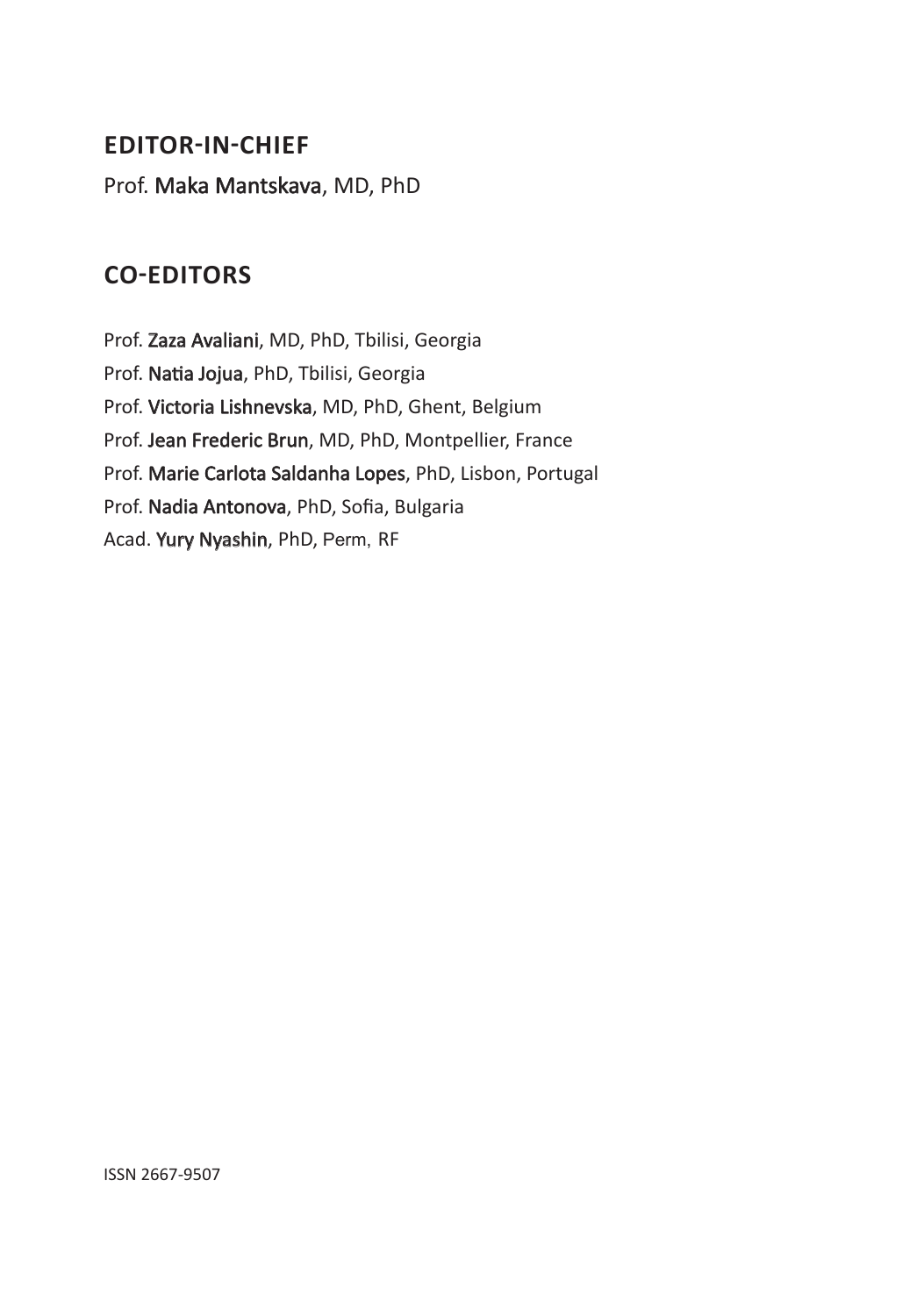## EDITOR-IN-CHIEF

Prof. **Maka Mantskava**, MD, PhD

## CO-EDITORS

Prof. **Zaza Avaliani**, MD, PhD, Tbilisi, Georgia
Prof. **Natia Jojua**, PhD, Tbilisi, Georgia
Prof. **Victoria Lishnevska**, MD, PhD, Ghent, Belgium
Prof. **Jean Frederic Brun**, MD, PhD, Montpellier, France
Prof. **Marie Carlota Saldanha Lopes**, PhD, Lisbon, Portugal
Prof. **Nadia Antonova**, PhD, Sofia, Bulgaria
Acad. **Yury Nyashin**, PhD, Perm, RF

ISSN 2667-9507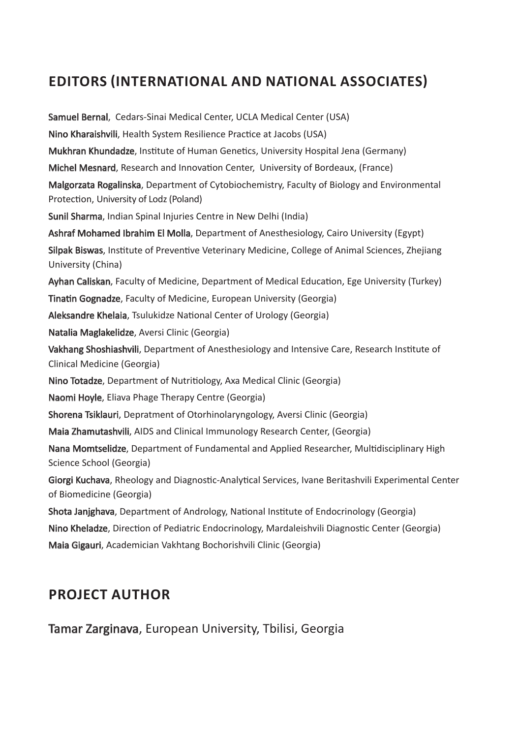## EDITORS (INTERNATIONAL AND NATIONAL ASSOCIATES)

**Samuel Bernal**, Cedars-Sinai Medical Center, UCLA Medical Center (USA)

**Nino Kharaishvili**, Health System Resilience Practice at Jacobs (USA)

**Mukhran Khundadze**, Institute of Human Genetics, University Hospital Jena (Germany)

**Michel Mesnard**, Research and Innovation Center, University of Bordeaux, (France)

**Malgorzata Rogalinska**, Department of Cytobiochemistry, Faculty of Biology and Environmental Protection, University of Lodz (Poland)

**Sunil Sharma**, Indian Spinal Injuries Centre in New Delhi (India)

**Ashraf Mohamed Ibrahim El Molla**, Department of Anesthesiology, Cairo University (Egypt)

**Silpak Biswas**, Institute of Preventive Veterinary Medicine, College of Animal Sciences, Zhejiang University (China)

**Ayhan Caliskan**, Faculty of Medicine, Department of Medical Education, Ege University (Turkey)

**Tinatin Gognadze**, Faculty of Medicine, European University (Georgia)

**Aleksandre Khelaia**, Tsulukidze National Center of Urology (Georgia)

**Natalia Maglakelidze**, Aversi Clinic (Georgia)

**Vakhang Shoshiashvili**, Department of Anesthesiology and Intensive Care, Research Institute of Clinical Medicine (Georgia)

**Nino Totadze**, Department of Nutritiology, Axa Medical Clinic (Georgia)

**Naomi Hoyle**, Eliava Phage Therapy Centre (Georgia)

**Shorena Tsiklauri**, Depratment of Otorhinolaryngology, Aversi Clinic (Georgia)

**Maia Zhamutashvili**, AIDS and Clinical Immunology Research Center, (Georgia)

**Nana Momtselidze**, Department of Fundamental and Applied Researcher, Multidisciplinary High Science School (Georgia)

**Giorgi Kuchava**, Rheology and Diagnostic-Analytical Services, Ivane Beritashvili Experimental Center of Biomedicine (Georgia)

**Shota Janjghava**, Department of Andrology, National Institute of Endocrinology (Georgia)

**Nino Kheladze**, Direction of Pediatric Endocrinology, Mardaleishvili Diagnostic Center (Georgia)

**Maia Gigauri**, Academician Vakhtang Bochorishvili Clinic (Georgia)

## PROJECT AUTHOR

**Tamar Zarginava**, European University, Tbilisi, Georgia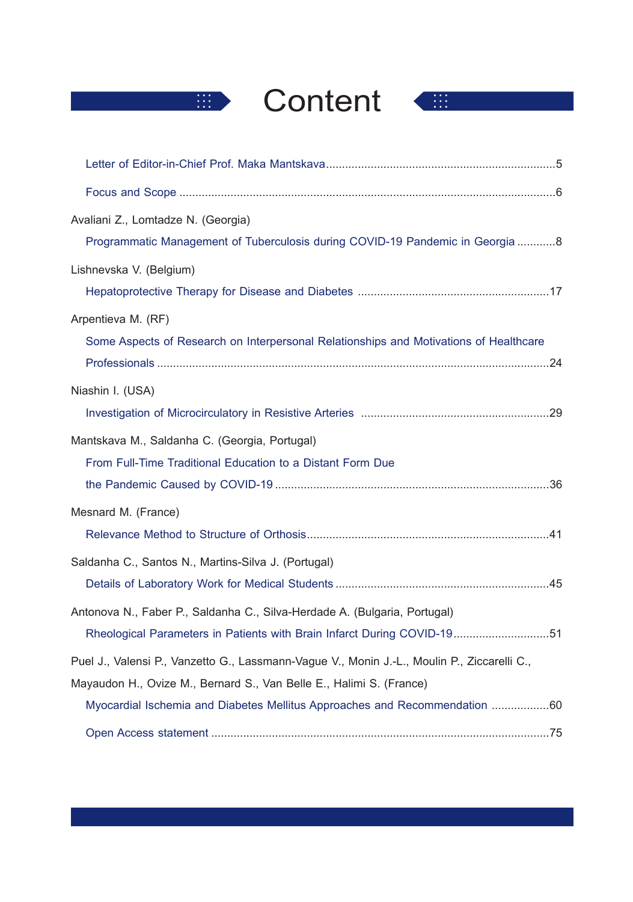# Content

Letter of Editor-in-Chief Prof. Maka Mantskava........................................................................5

Focus and Scope .....................................................................................................................6

Avaliani Z., Lomtadze N. (Georgia)

Programmatic Management of Tuberculosis during COVID-19 Pandemic in Georgia ............8

Lishnevska V. (Belgium)

Hepatoprotective Therapy for Disease and Diabetes ............................................................17

Arpentieva M. (RF)

Some Aspects of Research on Interpersonal Relationships and Motivations of Healthcare Professionals ..........................................................................................................................24

Niashin I. (USA)

Investigation of Microcirculatory in Resistive Arteries ..........................................................29

Mantskava M., Saldanha C. (Georgia, Portugal)

From Full-Time Traditional Education to a Distant Form Due the Pandemic Caused by COVID-19 .....................................................................................36

Mesnard M. (France)

Relevance Method to Structure of Orthosis...........................................................................41

Saldanha C., Santos N., Martins-Silva J. (Portugal)

Details of Laboratory Work for Medical Students ..................................................................45

Antonova N., Faber P., Saldanha C., Silva-Herdade A. (Bulgaria, Portugal)

Rheological Parameters in Patients with Brain Infarct During COVID-19..............................51

Puel J., Valensi P., Vanzetto G., Lassmann-Vague V., Monin J.-L., Moulin P., Ziccarelli C., Mayaudon H., Ovize M., Bernard S., Van Belle E., Halimi S. (France)

Myocardial Ischemia and Diabetes Mellitus Approaches and Recommendation ..................60

Open Access statement .........................................................................................................75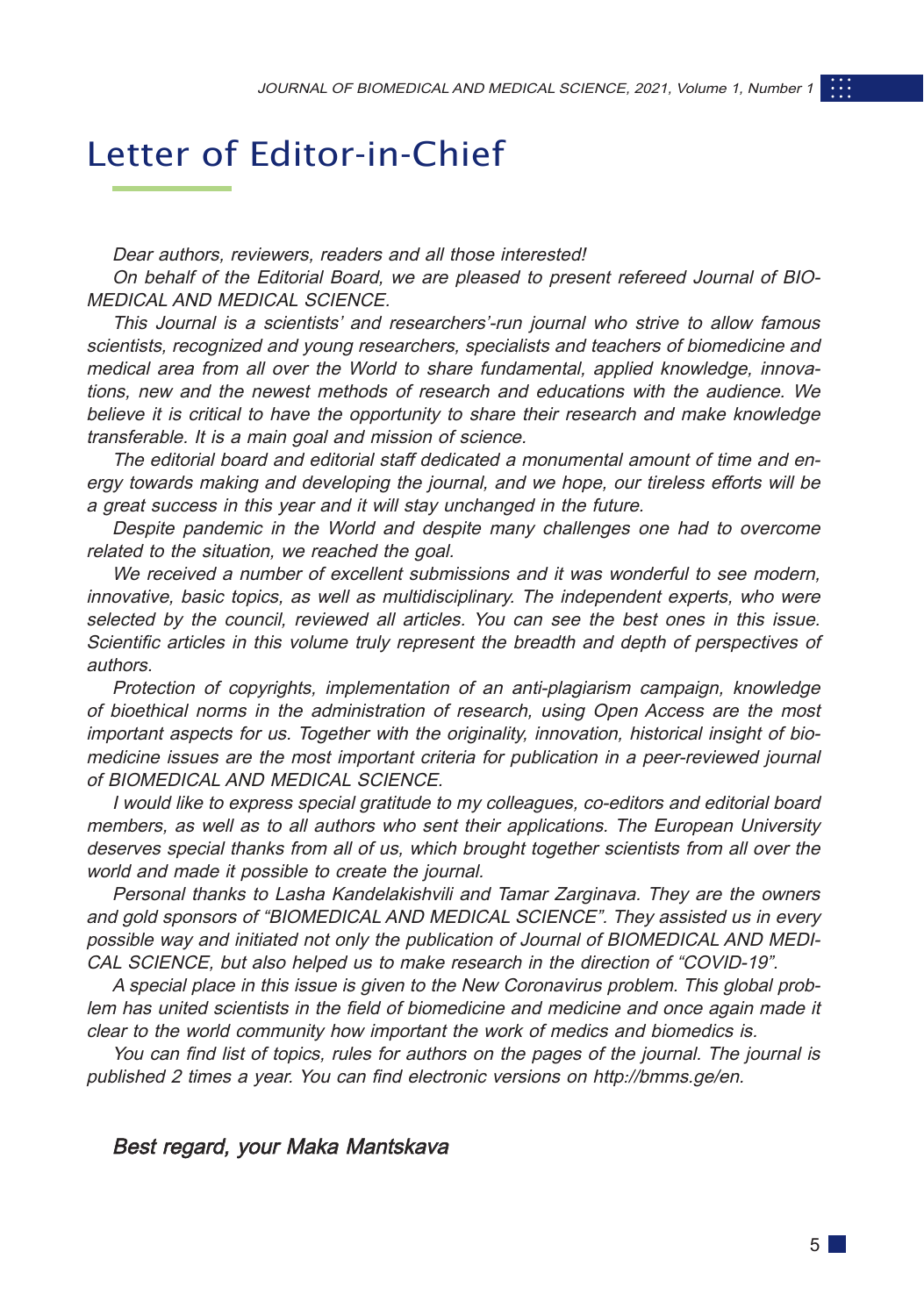# Letter of Editor-in-Chief

*Dear authors, reviewers, readers and all those interested!*

*On behalf of the Editorial Board, we are pleased to present refereed Journal of BIOMEDICAL AND MEDICAL SCIENCE.*

*This Journal is a scientists' and researchers'-run journal who strive to allow famous scientists, recognized and young researchers, specialists and teachers of biomedicine and medical area from all over the World to share fundamental, applied knowledge, innovations, new and the newest methods of research and educations with the audience. We believe it is critical to have the opportunity to share their research and make knowledge transferable. It is a main goal and mission of science.*

*The editorial board and editorial staff dedicated a monumental amount of time and energy towards making and developing the journal, and we hope, our tireless efforts will be a great success in this year and it will stay unchanged in the future.*

*Despite pandemic in the World and despite many challenges one had to overcome related to the situation, we reached the goal.*

*We received a number of excellent submissions and it was wonderful to see modern, innovative, basic topics, as well as multidisciplinary. The independent experts, who were selected by the council, reviewed all articles. You can see the best ones in this issue. Scientific articles in this volume truly represent the breadth and depth of perspectives of authors.*

*Protection of copyrights, implementation of an anti-plagiarism campaign, knowledge of bioethical norms in the administration of research, using Open Access are the most important aspects for us. Together with the originality, innovation, historical insight of biomedicine issues are the most important criteria for publication in a peer-reviewed journal of BIOMEDICAL AND MEDICAL SCIENCE.*

*I would like to express special gratitude to my colleagues, co-editors and editorial board members, as well as to all authors who sent their applications. The European University deserves special thanks from all of us, which brought together scientists from all over the world and made it possible to create the journal.*

*Personal thanks to Lasha Kandelakishvili and Tamar Zarginava. They are the owners and gold sponsors of "BIOMEDICAL AND MEDICAL SCIENCE". They assisted us in every possible way and initiated not only the publication of Journal of BIOMEDICAL AND MEDICAL SCIENCE, but also helped us to make research in the direction of "COVID-19".*

*A special place in this issue is given to the New Coronavirus problem. This global problem has united scientists in the field of biomedicine and medicine and once again made it clear to the world community how important the work of medics and biomedics is.*

*You can find list of topics, rules for authors on the pages of the journal. The journal is published 2 times a year. You can find electronic versions on http://bmms.ge/en.*

*Best regard, your Maka Mantskava*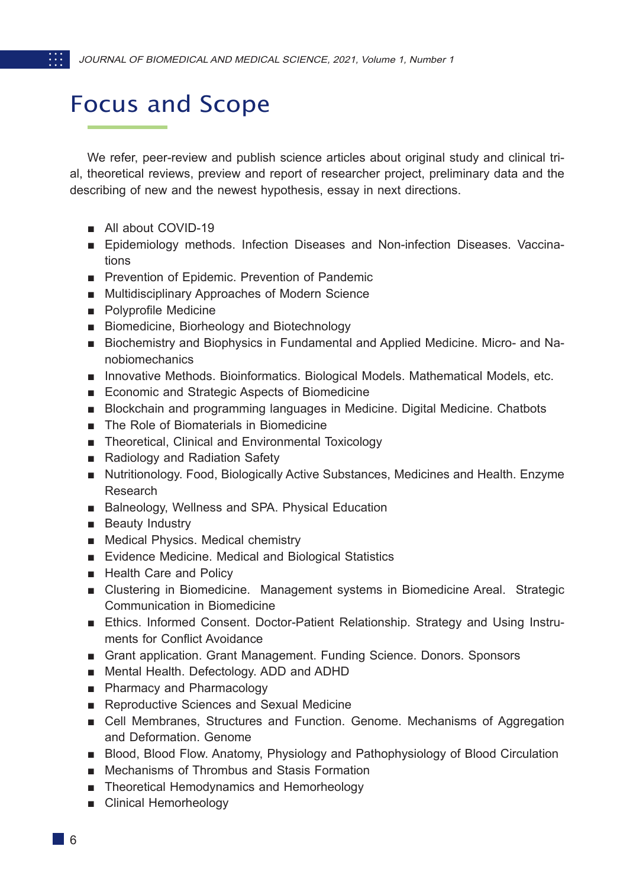# Focus and Scope

We refer, peer-review and publish science articles about original study and clinical trial, theoretical reviews, preview and report of researcher project, preliminary data and the describing of new and the newest hypothesis, essay in next directions.

- All about COVID-19
- Epidemiology methods. Infection Diseases and Non-infection Diseases. Vaccinations
- Prevention of Epidemic. Prevention of Pandemic
- Multidisciplinary Approaches of Modern Science
- Polyprofile Medicine
- Biomedicine, Biorheology and Biotechnology
- Biochemistry and Biophysics in Fundamental and Applied Medicine. Micro- and Nanobiomechanics
- Innovative Methods. Bioinformatics. Biological Models. Mathematical Models, etc.
- Economic and Strategic Aspects of Biomedicine
- Blockchain and programming languages in Medicine. Digital Medicine. Chatbots
- The Role of Biomaterials in Biomedicine
- Theoretical, Clinical and Environmental Toxicology
- Radiology and Radiation Safety
- Nutritionology. Food, Biologically Active Substances, Medicines and Health. Enzyme Research
- Balneology, Wellness and SPA. Physical Education
- Beauty Industry
- Medical Physics. Medical chemistry
- Evidence Medicine. Medical and Biological Statistics
- Health Care and Policy
- Clustering in Biomedicine. Management systems in Biomedicine Areal. Strategic Communication in Biomedicine
- Ethics. Informed Consent. Doctor-Patient Relationship. Strategy and Using Instruments for Conflict Avoidance
- Grant application. Grant Management. Funding Science. Donors. Sponsors
- Mental Health. Defectology. ADD and ADHD
- Pharmacy and Pharmacology
- Reproductive Sciences and Sexual Medicine
- Cell Membranes, Structures and Function. Genome. Mechanisms of Aggregation and Deformation. Genome
- Blood, Blood Flow. Anatomy, Physiology and Pathophysiology of Blood Circulation
- Mechanisms of Thrombus and Stasis Formation
- Theoretical Hemodynamics and Hemorheology
- Clinical Hemorheology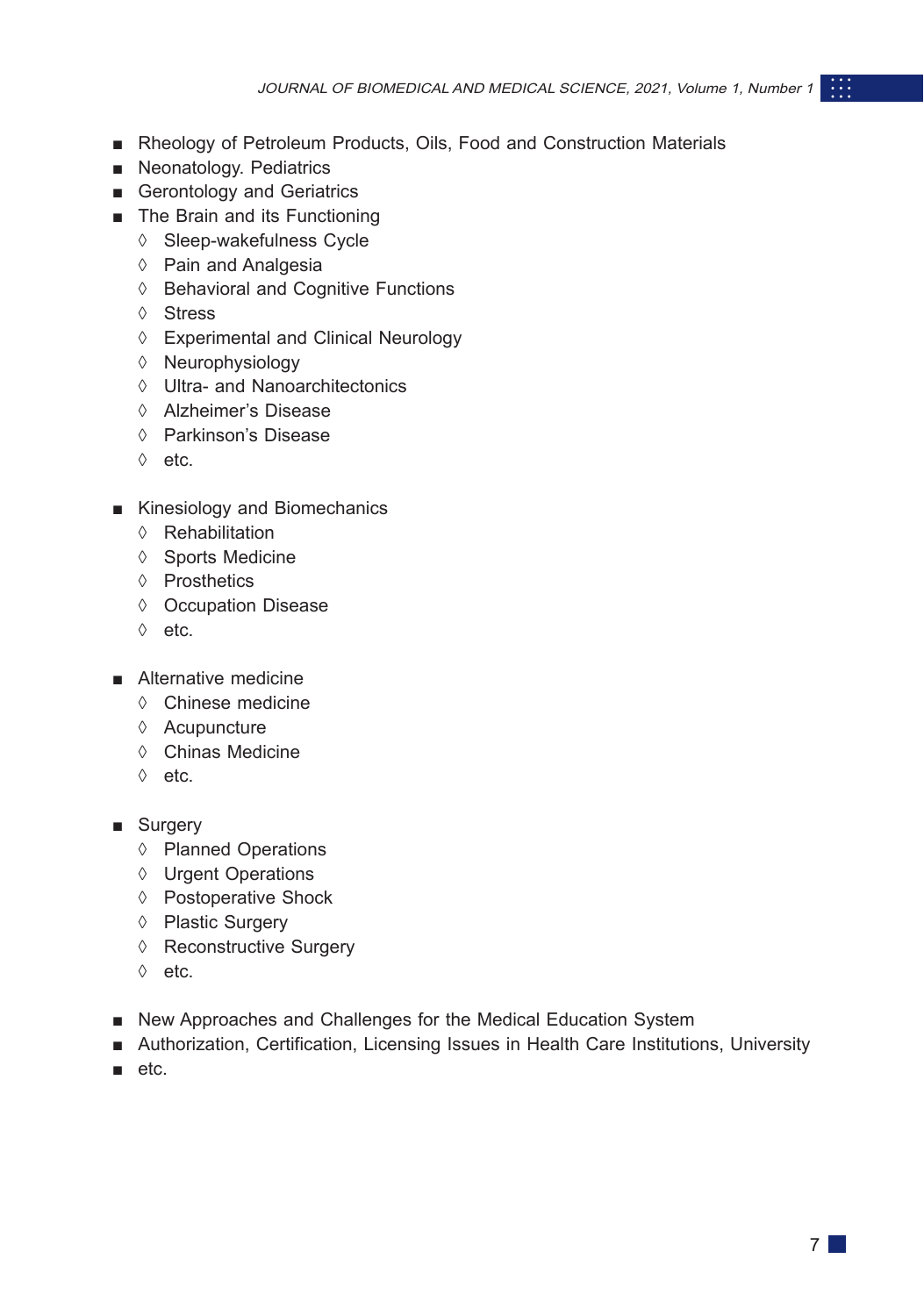- Rheology of Petroleum Products, Oils, Food and Construction Materials
- Neonatology. Pediatrics
- Gerontology and Geriatrics
- The Brain and its Functioning
  - Sleep-wakefulness Cycle
  - Pain and Analgesia
  - Behavioral and Cognitive Functions
  - Stress
  - Experimental and Clinical Neurology
  - Neurophysiology
  - Ultra- and Nanoarchitectonics
  - Alzheimer's Disease
  - Parkinson's Disease
  - etc.

- Kinesiology and Biomechanics
  - Rehabilitation
  - Sports Medicine
  - Prosthetics
  - Occupation Disease
  - etc.

- Alternative medicine
  - Chinese medicine
  - Acupuncture
  - Chinas Medicine
  - etc.

- Surgery
  - Planned Operations
  - Urgent Operations
  - Postoperative Shock
  - Plastic Surgery
  - Reconstructive Surgery
  - etc.

- New Approaches and Challenges for the Medical Education System
- Authorization, Certification, Licensing Issues in Health Care Institutions, University
- etc.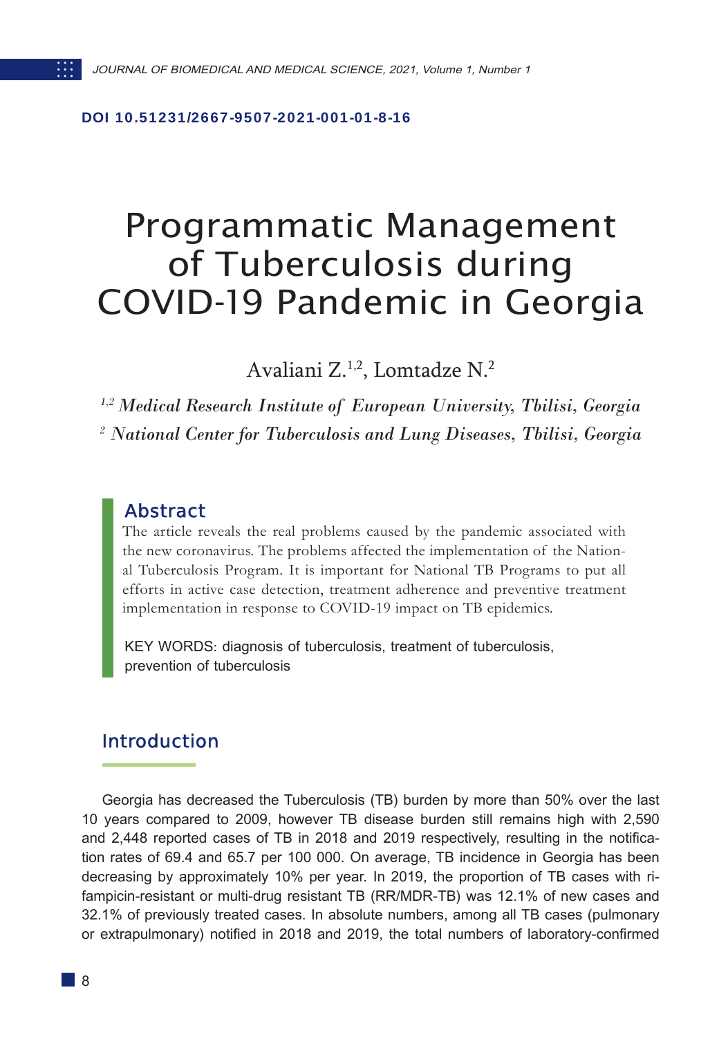DOI 10.51231/2667-9507-2021-001-01-8-16

# Programmatic Management of Tuberculosis during COVID-19 Pandemic in Georgia

Avaliani Z.[1,2], Lomtadze N.[2]

[1,2] *Medical Research Institute of European University, Tbilisi, Georgia*

[2] *National Center for Tuberculosis and Lung Diseases, Tbilisi, Georgia*

## Abstract

The article reveals the real problems caused by the pandemic associated with the new coronavirus. The problems affected the implementation of the National Tuberculosis Program. It is important for National TB Programs to put all efforts in active case detection, treatment adherence and preventive treatment implementation in response to COVID-19 impact on TB epidemics.

KEY WORDS: diagnosis of tuberculosis, treatment of tuberculosis, prevention of tuberculosis

## Introduction

Georgia has decreased the Tuberculosis (TB) burden by more than 50% over the last 10 years compared to 2009, however TB disease burden still remains high with 2,590 and 2,448 reported cases of TB in 2018 and 2019 respectively, resulting in the notification rates of 69.4 and 65.7 per 100 000. On average, TB incidence in Georgia has been decreasing by approximately 10% per year. In 2019, the proportion of TB cases with rifampicin-resistant or multi-drug resistant TB (RR/MDR-TB) was 12.1% of new cases and 32.1% of previously treated cases. In absolute numbers, among all TB cases (pulmonary or extrapulmonary) notified in 2018 and 2019, the total numbers of laboratory-confirmed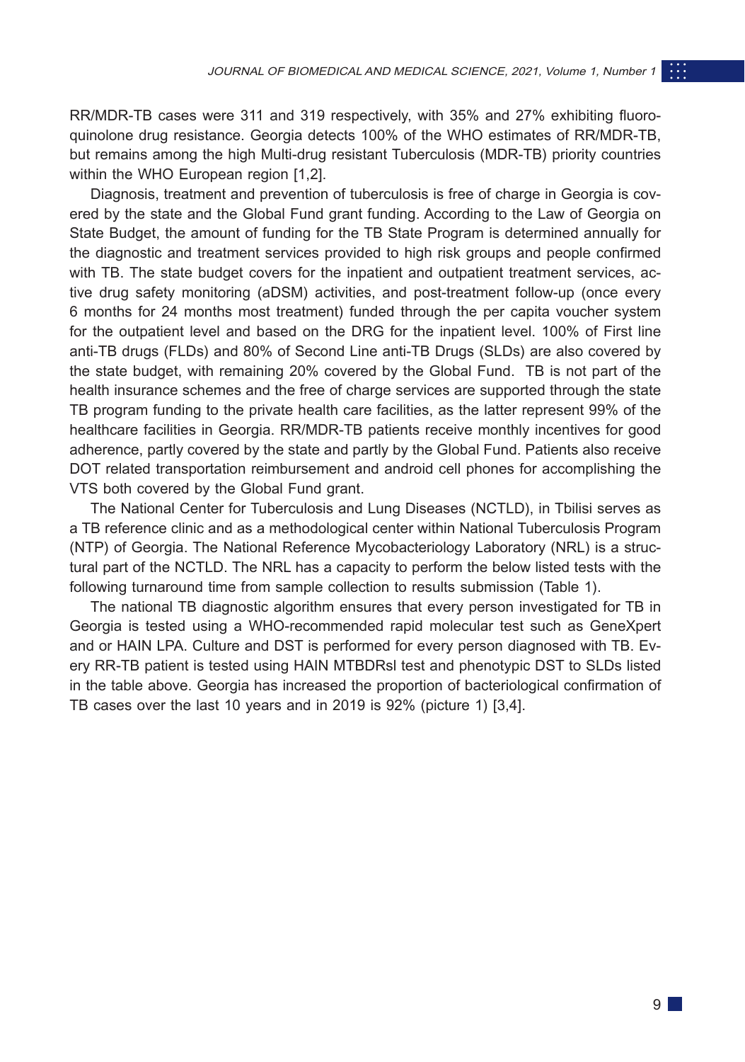RR/MDR-TB cases were 311 and 319 respectively, with 35% and 27% exhibiting fluoroquinolone drug resistance. Georgia detects 100% of the WHO estimates of RR/MDR-TB, but remains among the high Multi-drug resistant Tuberculosis (MDR-TB) priority countries within the WHO European region [1,2].

Diagnosis, treatment and prevention of tuberculosis is free of charge in Georgia is covered by the state and the Global Fund grant funding. According to the Law of Georgia on State Budget, the amount of funding for the TB State Program is determined annually for the diagnostic and treatment services provided to high risk groups and people confirmed with TB. The state budget covers for the inpatient and outpatient treatment services, active drug safety monitoring (aDSM) activities, and post-treatment follow-up (once every 6 months for 24 months most treatment) funded through the per capita voucher system for the outpatient level and based on the DRG for the inpatient level. 100% of First line anti-TB drugs (FLDs) and 80% of Second Line anti-TB Drugs (SLDs) are also covered by the state budget, with remaining 20% covered by the Global Fund. TB is not part of the health insurance schemes and the free of charge services are supported through the state TB program funding to the private health care facilities, as the latter represent 99% of the healthcare facilities in Georgia. RR/MDR-TB patients receive monthly incentives for good adherence, partly covered by the state and partly by the Global Fund. Patients also receive DOT related transportation reimbursement and android cell phones for accomplishing the VTS both covered by the Global Fund grant.

The National Center for Tuberculosis and Lung Diseases (NCTLD), in Tbilisi serves as a TB reference clinic and as a methodological center within National Tuberculosis Program (NTP) of Georgia. The National Reference Mycobacteriology Laboratory (NRL) is a structural part of the NCTLD. The NRL has a capacity to perform the below listed tests with the following turnaround time from sample collection to results submission (Table 1).

The national TB diagnostic algorithm ensures that every person investigated for TB in Georgia is tested using a WHO-recommended rapid molecular test such as GeneXpert and or HAIN LPA. Culture and DST is performed for every person diagnosed with TB. Every RR-TB patient is tested using HAIN MTBDRsl test and phenotypic DST to SLDs listed in the table above. Georgia has increased the proportion of bacteriological confirmation of TB cases over the last 10 years and in 2019 is 92% (picture 1) [3,4].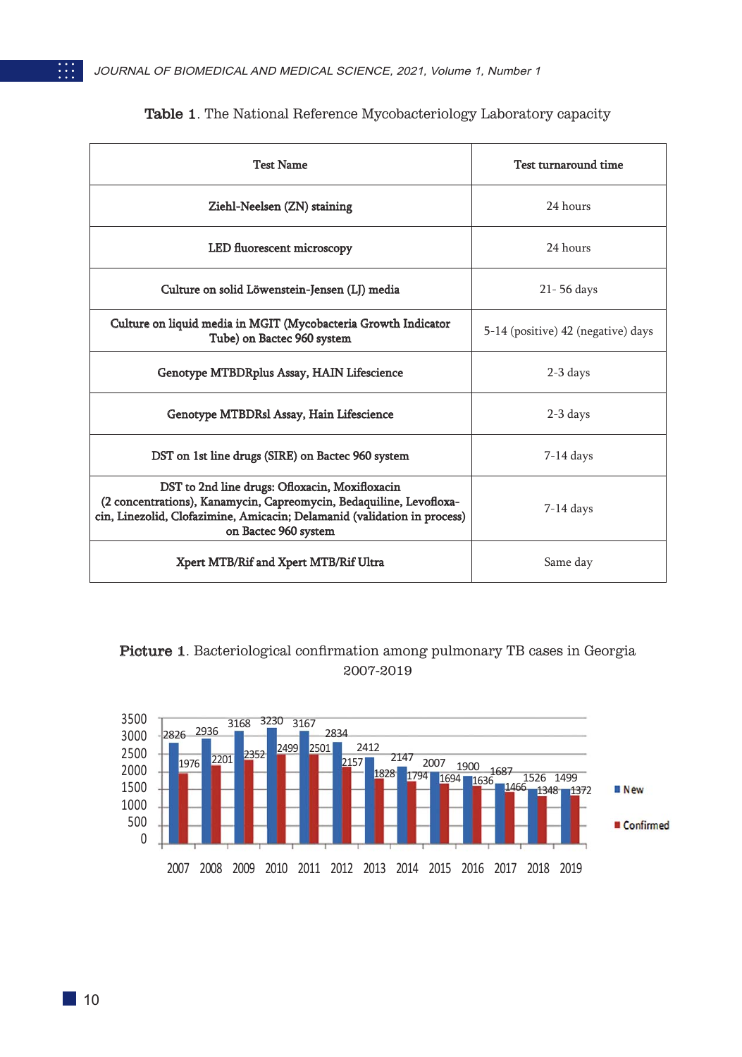**Table 1**. The National Reference Mycobacteriology Laboratory capacity

| Test Name | Test turnaround time |
|---|---|
| Ziehl-Neelsen (ZN) staining | 24 hours |
| LED fluorescent microscopy | 24 hours |
| Culture on solid Löwenstein-Jensen (LJ) media | 21- 56 days |
| Culture on liquid media in MGIT (Mycobacteria Growth Indicator Tube) on Bactec 960 system | 5-14 (positive) 42 (negative) days |
| Genotype MTBDRplus Assay, HAIN Lifescience | 2-3 days |
| Genotype MTBDRsl Assay, Hain Lifescience | 2-3 days |
| DST on 1st line drugs (SIRE) on Bactec 960 system | 7-14 days |
| DST to 2nd line drugs: Ofloxacin, Moxifloxacin (2 concentrations), Kanamycin, Capreomycin, Bedaquiline, Levofloxacin, Linezolid, Clofazimine, Amicacin; Delamanid (validation in process) on Bactec 960 system | 7-14 days |
| Xpert MTB/Rif and Xpert MTB/Rif Ultra | Same day |

**Picture 1**. Bacteriological confirmation among pulmonary TB cases in Georgia 2007-2019

| Year | New | Confirmed |
|---|---|---|
| 2007 | 2826 | 1976 |
| 2008 | 2936 | 2201 |
| 2009 | 3168 | 2352 |
| 2010 | 3230 | 2499 |
| 2011 | 3167 | 2501 |
| 2012 | 2834 | 2157 |
| 2013 | 2412 | 1828 |
| 2014 | 2147 | 1794 |
| 2015 | 2007 | 1694 |
| 2016 | 1900 | 1636 |
| 2017 | 1687 | 1466 |
| 2018 | 1526 | 1348 |
| 2019 | 1499 | 1372 |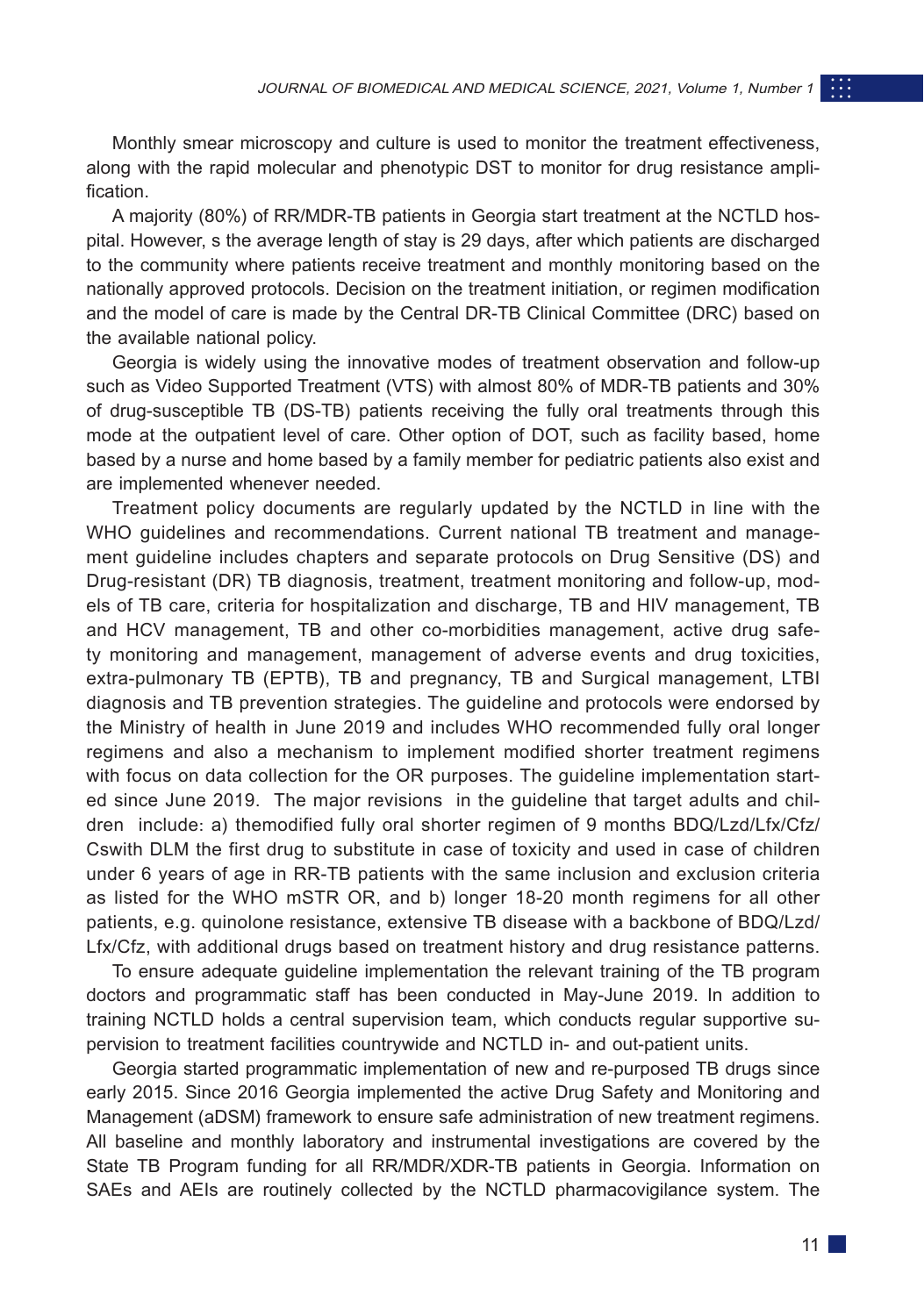Monthly smear microscopy and culture is used to monitor the treatment effectiveness, along with the rapid molecular and phenotypic DST to monitor for drug resistance amplification.

A majority (80%) of RR/MDR-TB patients in Georgia start treatment at the NCTLD hospital. However, s the average length of stay is 29 days, after which patients are discharged to the community where patients receive treatment and monthly monitoring based on the nationally approved protocols. Decision on the treatment initiation, or regimen modification and the model of care is made by the Central DR-TB Clinical Committee (DRC) based on the available national policy.

Georgia is widely using the innovative modes of treatment observation and follow-up such as Video Supported Treatment (VTS) with almost 80% of MDR-TB patients and 30% of drug-susceptible TB (DS-TB) patients receiving the fully oral treatments through this mode at the outpatient level of care. Other option of DOT, such as facility based, home based by a nurse and home based by a family member for pediatric patients also exist and are implemented whenever needed.

Treatment policy documents are regularly updated by the NCTLD in line with the WHO guidelines and recommendations. Current national TB treatment and management guideline includes chapters and separate protocols on Drug Sensitive (DS) and Drug-resistant (DR) TB diagnosis, treatment, treatment monitoring and follow-up, models of TB care, criteria for hospitalization and discharge, TB and HIV management, TB and HCV management, TB and other co-morbidities management, active drug safety monitoring and management, management of adverse events and drug toxicities, extra-pulmonary TB (EPTB), TB and pregnancy, TB and Surgical management, LTBI diagnosis and TB prevention strategies. The guideline and protocols were endorsed by the Ministry of health in June 2019 and includes WHO recommended fully oral longer regimens and also a mechanism to implement modified shorter treatment regimens with focus on data collection for the OR purposes. The guideline implementation started since June 2019. The major revisions in the guideline that target adults and children include: a) themodified fully oral shorter regimen of 9 months BDQ/Lzd/Lfx/Cfz/Cswith DLM the first drug to substitute in case of toxicity and used in case of children under 6 years of age in RR-TB patients with the same inclusion and exclusion criteria as listed for the WHO mSTR OR, and b) longer 18-20 month regimens for all other patients, e.g. quinolone resistance, extensive TB disease with a backbone of BDQ/Lzd/Lfx/Cfz, with additional drugs based on treatment history and drug resistance patterns.

To ensure adequate guideline implementation the relevant training of the TB program doctors and programmatic staff has been conducted in May-June 2019. In addition to training NCTLD holds a central supervision team, which conducts regular supportive supervision to treatment facilities countrywide and NCTLD in- and out-patient units.

Georgia started programmatic implementation of new and re-purposed TB drugs since early 2015. Since 2016 Georgia implemented the active Drug Safety and Monitoring and Management (aDSM) framework to ensure safe administration of new treatment regimens. All baseline and monthly laboratory and instrumental investigations are covered by the State TB Program funding for all RR/MDR/XDR-TB patients in Georgia. Information on SAEs and AEIs are routinely collected by the NCTLD pharmacovigilance system. The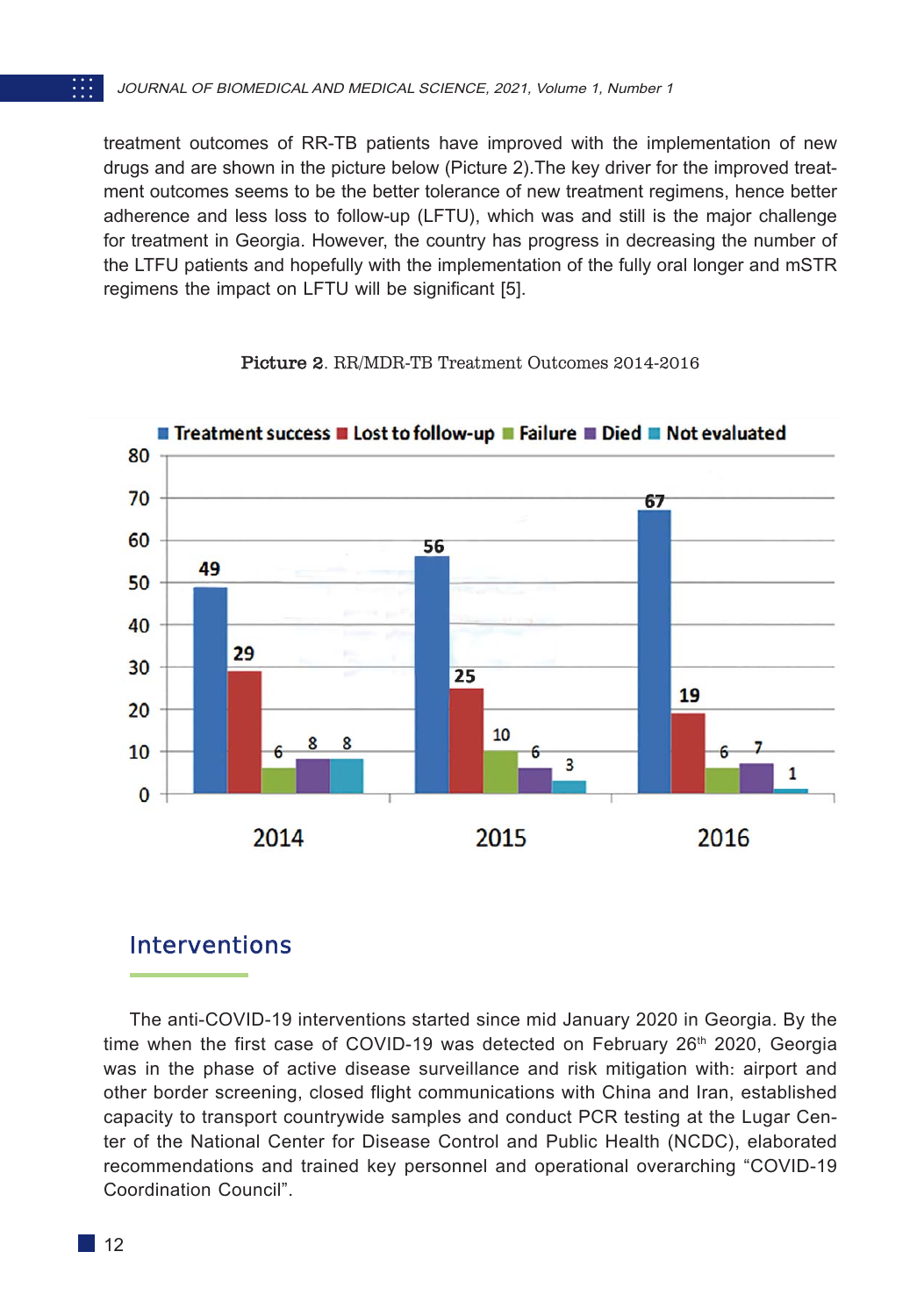treatment outcomes of RR-TB patients have improved with the implementation of new drugs and are shown in the picture below (Picture 2).The key driver for the improved treatment outcomes seems to be the better tolerance of new treatment regimens, hence better adherence and less loss to follow-up (LFTU), which was and still is the major challenge for treatment in Georgia. However, the country has progress in decreasing the number of the LTFU patients and hopefully with the implementation of the fully oral longer and mSTR regimens the impact on LFTU will be significant [5].

**Picture 2.** RR/MDR-TB Treatment Outcomes 2014-2016

| Year | Treatment success | Lost to follow-up | Failure | Died | Not evaluated |
|---|---|---|---|---|---|
| 2014 | 49 | 29 | 6 | 8 | 8 |
| 2015 | 56 | 25 | 10 | 6 | 3 |
| 2016 | 67 | 19 | 6 | 7 | 1 |

## Interventions

The anti-COVID-19 interventions started since mid January 2020 in Georgia. By the time when the first case of COVID-19 was detected on February 26th 2020, Georgia was in the phase of active disease surveillance and risk mitigation with: airport and other border screening, closed flight communications with China and Iran, established capacity to transport countrywide samples and conduct PCR testing at the Lugar Center of the National Center for Disease Control and Public Health (NCDC), elaborated recommendations and trained key personnel and operational overarching "COVID-19 Coordination Council".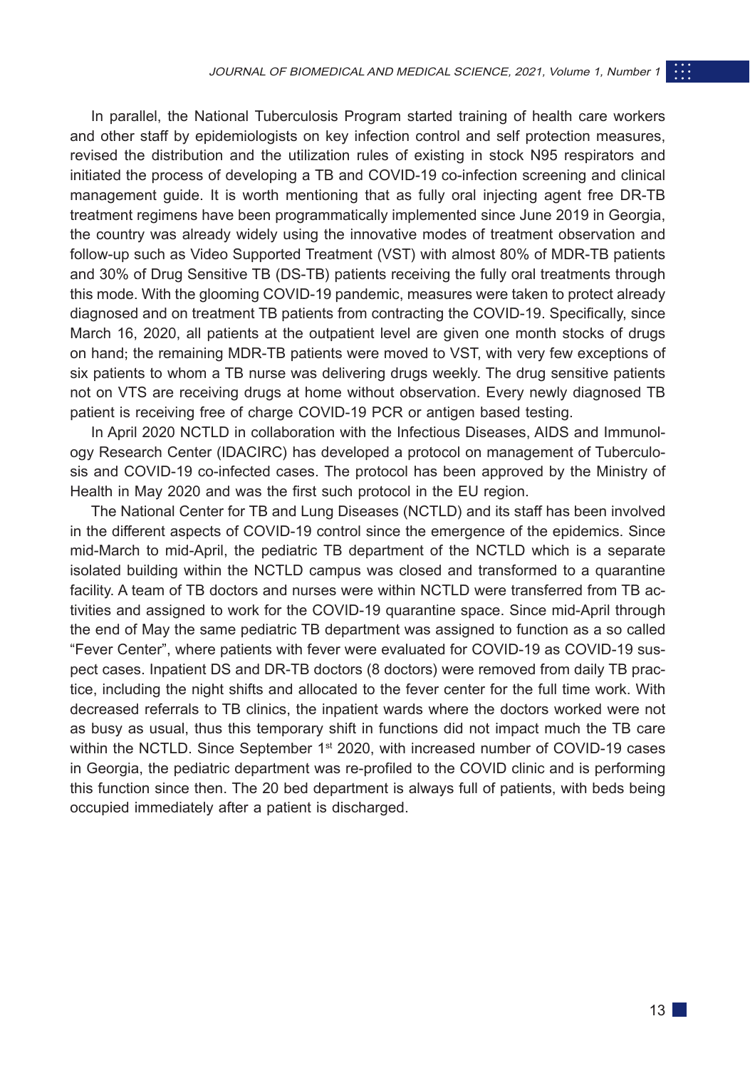In parallel, the National Tuberculosis Program started training of health care workers and other staff by epidemiologists on key infection control and self protection measures, revised the distribution and the utilization rules of existing in stock N95 respirators and initiated the process of developing a TB and COVID-19 co-infection screening and clinical management guide. It is worth mentioning that as fully oral injecting agent free DR-TB treatment regimens have been programmatically implemented since June 2019 in Georgia, the country was already widely using the innovative modes of treatment observation and follow-up such as Video Supported Treatment (VST) with almost 80% of MDR-TB patients and 30% of Drug Sensitive TB (DS-TB) patients receiving the fully oral treatments through this mode. With the glooming COVID-19 pandemic, measures were taken to protect already diagnosed and on treatment TB patients from contracting the COVID-19. Specifically, since March 16, 2020, all patients at the outpatient level are given one month stocks of drugs on hand; the remaining MDR-TB patients were moved to VST, with very few exceptions of six patients to whom a TB nurse was delivering drugs weekly. The drug sensitive patients not on VTS are receiving drugs at home without observation. Every newly diagnosed TB patient is receiving free of charge COVID-19 PCR or antigen based testing.

In April 2020 NCTLD in collaboration with the Infectious Diseases, AIDS and Immunology Research Center (IDACIRC) has developed a protocol on management of Tuberculosis and COVID-19 co-infected cases. The protocol has been approved by the Ministry of Health in May 2020 and was the first such protocol in the EU region.

The National Center for TB and Lung Diseases (NCTLD) and its staff has been involved in the different aspects of COVID-19 control since the emergence of the epidemics. Since mid-March to mid-April, the pediatric TB department of the NCTLD which is a separate isolated building within the NCTLD campus was closed and transformed to a quarantine facility. A team of TB doctors and nurses were within NCTLD were transferred from TB activities and assigned to work for the COVID-19 quarantine space. Since mid-April through the end of May the same pediatric TB department was assigned to function as a so called "Fever Center", where patients with fever were evaluated for COVID-19 as COVID-19 suspect cases. Inpatient DS and DR-TB doctors (8 doctors) were removed from daily TB practice, including the night shifts and allocated to the fever center for the full time work. With decreased referrals to TB clinics, the inpatient wards where the doctors worked were not as busy as usual, thus this temporary shift in functions did not impact much the TB care within the NCTLD. Since September 1st 2020, with increased number of COVID-19 cases in Georgia, the pediatric department was re-profiled to the COVID clinic and is performing this function since then. The 20 bed department is always full of patients, with beds being occupied immediately after a patient is discharged.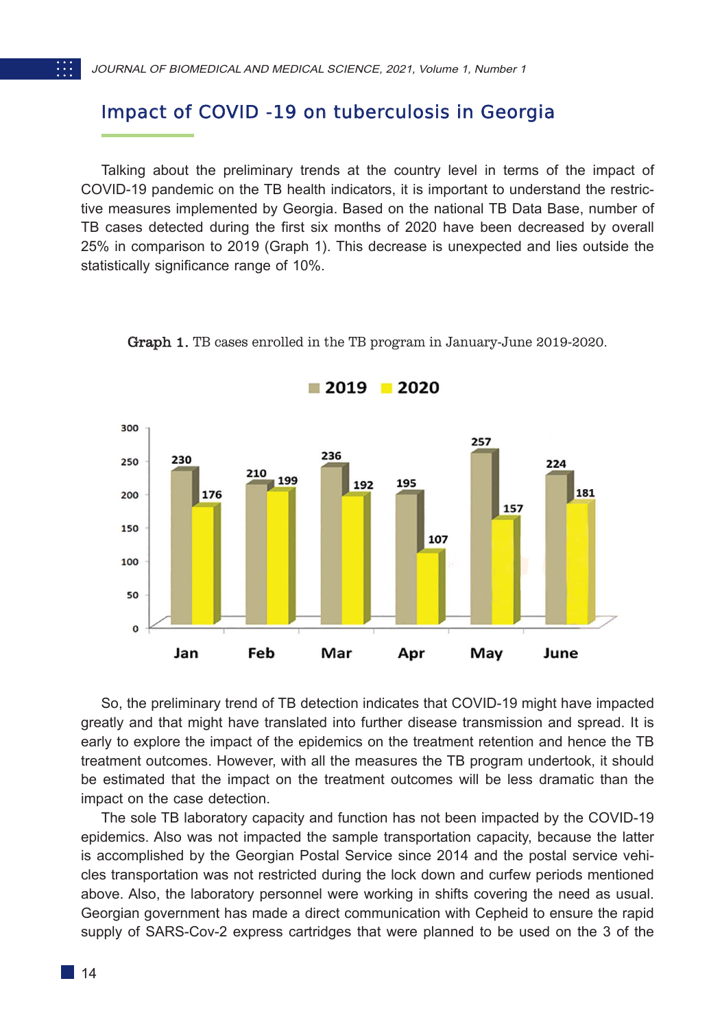## Impact of COVID -19 on tuberculosis in Georgia

Talking about the preliminary trends at the country level in terms of the impact of COVID-19 pandemic on the TB health indicators, it is important to understand the restrictive measures implemented by Georgia. Based on the national TB Data Base, number of TB cases detected during the first six months of 2020 have been decreased by overall 25% in comparison to 2019 (Graph 1). This decrease is unexpected and lies outside the statistically significance range of 10%.

**Graph 1.** TB cases enrolled in the TB program in January-June 2019-2020.

| | Jan | Feb | Mar | Apr | May | June |
|---|---|---|---|---|---|---|
| 2019 | 230 | 210 | 236 | 195 | 257 | 224 |
| 2020 | 176 | 199 | 192 | 107 | 157 | 181 |

So, the preliminary trend of TB detection indicates that COVID-19 might have impacted greatly and that might have translated into further disease transmission and spread. It is early to explore the impact of the epidemics on the treatment retention and hence the TB treatment outcomes. However, with all the measures the TB program undertook, it should be estimated that the impact on the treatment outcomes will be less dramatic than the impact on the case detection.

The sole TB laboratory capacity and function has not been impacted by the COVID-19 epidemics. Also was not impacted the sample transportation capacity, because the latter is accomplished by the Georgian Postal Service since 2014 and the postal service vehicles transportation was not restricted during the lock down and curfew periods mentioned above. Also, the laboratory personnel were working in shifts covering the need as usual. Georgian government has made a direct communication with Cepheid to ensure the rapid supply of SARS-Cov-2 express cartridges that were planned to be used on the 3 of the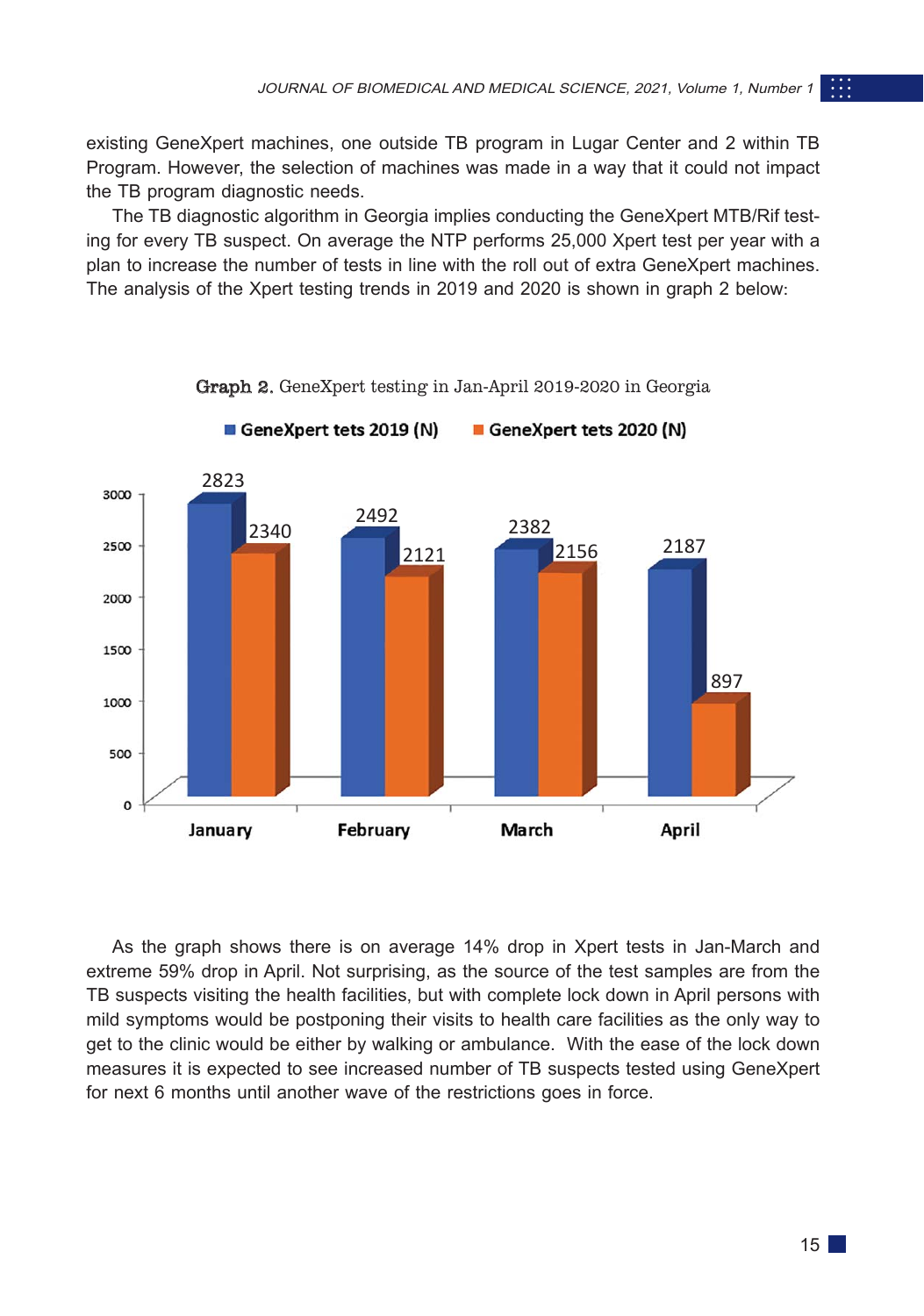existing GeneXpert machines, one outside TB program in Lugar Center and 2 within TB Program. However, the selection of machines was made in a way that it could not impact the TB program diagnostic needs.

The TB diagnostic algorithm in Georgia implies conducting the GeneXpert MTB/Rif testing for every TB suspect. On average the NTP performs 25,000 Xpert test per year with a plan to increase the number of tests in line with the roll out of extra GeneXpert machines. The analysis of the Xpert testing trends in 2019 and 2020 is shown in graph 2 below:

**Graph 2.** GeneXpert testing in Jan-April 2019-2020 in Georgia

| | GeneXpert tets 2019 (N) | GeneXpert tets 2020 (N) |
|---|---|---|
| January | 2823 | 2340 |
| February | 2492 | 2121 |
| March | 2382 | 2156 |
| April | 2187 | 897 |

As the graph shows there is on average 14% drop in Xpert tests in Jan-March and extreme 59% drop in April. Not surprising, as the source of the test samples are from the TB suspects visiting the health facilities, but with complete lock down in April persons with mild symptoms would be postponing their visits to health care facilities as the only way to get to the clinic would be either by walking or ambulance. With the ease of the lock down measures it is expected to see increased number of TB suspects tested using GeneXpert for next 6 months until another wave of the restrictions goes in force.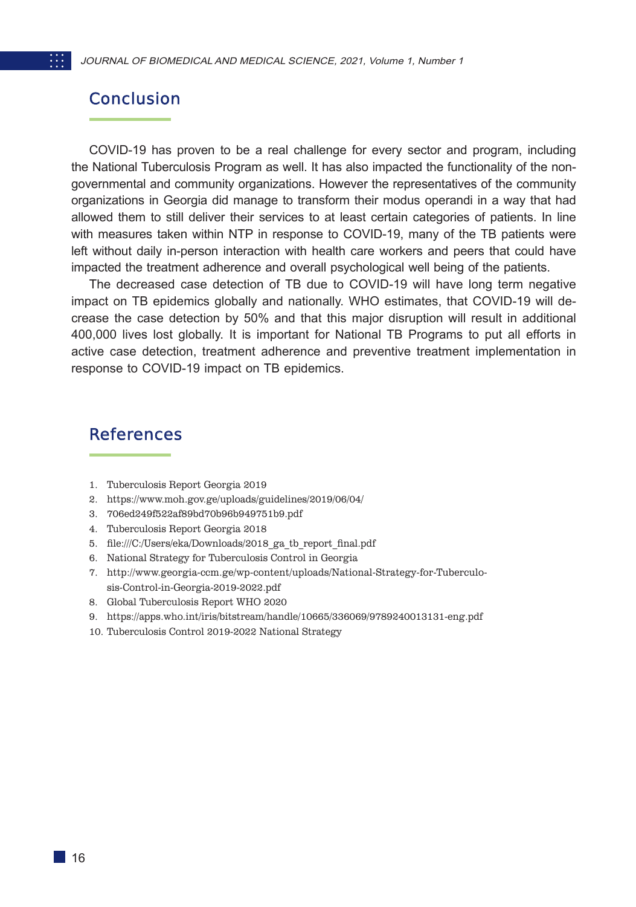## Conclusion

COVID-19 has proven to be a real challenge for every sector and program, including the National Tuberculosis Program as well. It has also impacted the functionality of the non-governmental and community organizations. However the representatives of the community organizations in Georgia did manage to transform their modus operandi in a way that had allowed them to still deliver their services to at least certain categories of patients. In line with measures taken within NTP in response to COVID-19, many of the TB patients were left without daily in-person interaction with health care workers and peers that could have impacted the treatment adherence and overall psychological well being of the patients.

The decreased case detection of TB due to COVID-19 will have long term negative impact on TB epidemics globally and nationally. WHO estimates, that COVID-19 will decrease the case detection by 50% and that this major disruption will result in additional 400,000 lives lost globally. It is important for National TB Programs to put all efforts in active case detection, treatment adherence and preventive treatment implementation in response to COVID-19 impact on TB epidemics.

## References

1. Tuberculosis Report Georgia 2019
2. https://www.moh.gov.ge/uploads/guidelines/2019/06/04/
3. 706ed249f522af89bd70b96b949751b9.pdf
4. Tuberculosis Report Georgia 2018
5. file:///C:/Users/eka/Downloads/2018_ga_tb_report_final.pdf
6. National Strategy for Tuberculosis Control in Georgia
7. http://www.georgia-ccm.ge/wp-content/uploads/National-Strategy-for-Tuberculosis-Control-in-Georgia-2019-2022.pdf
8. Global Tuberculosis Report WHO 2020
9. https://apps.who.int/iris/bitstream/handle/10665/336069/9789240013131-eng.pdf
10. Tuberculosis Control 2019-2022 National Strategy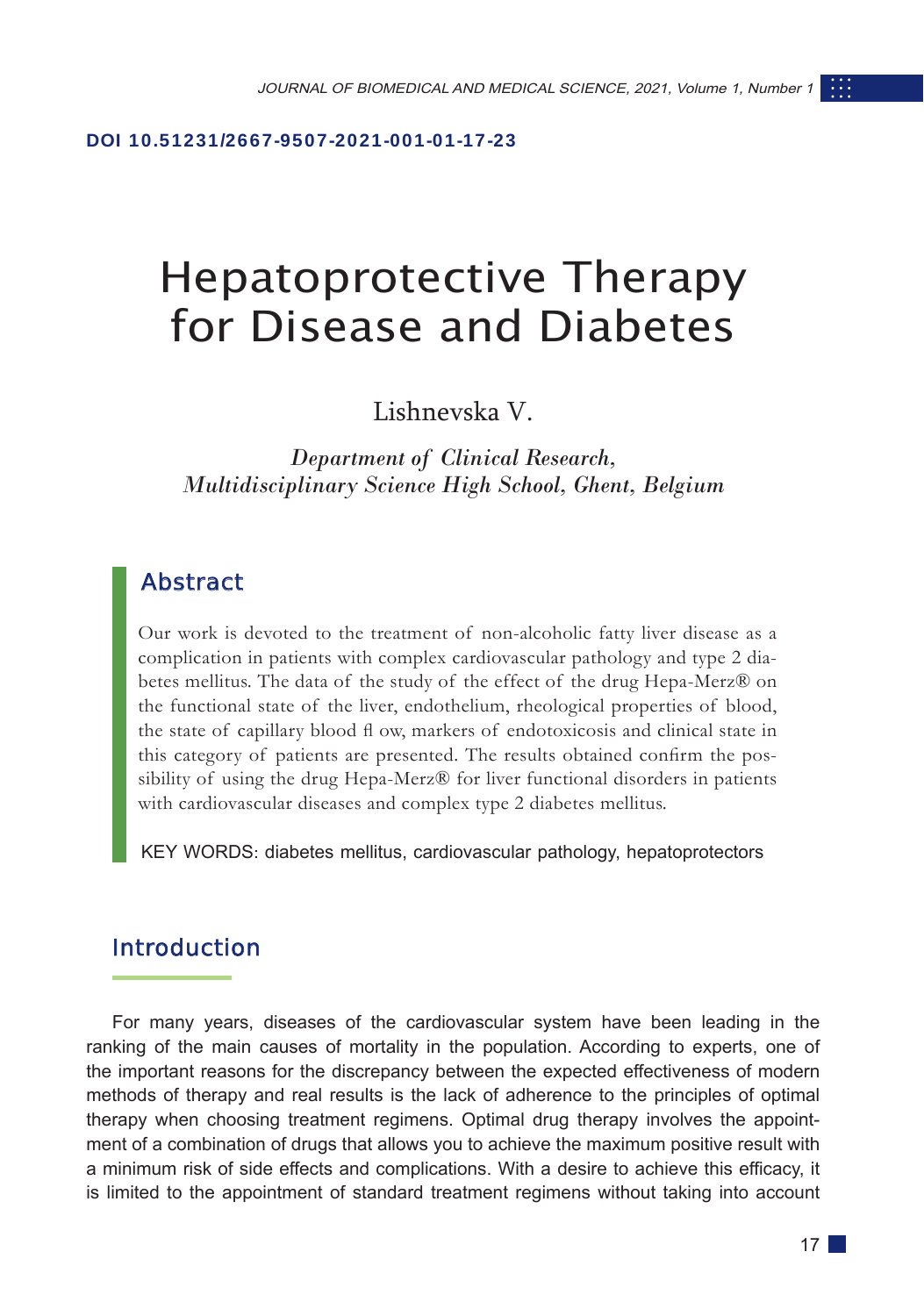DOI 10.51231/2667-9507-2021-001-01-17-23

# Hepatoprotective Therapy for Disease and Diabetes

Lishnevska V.

*Department of Clinical Research,*
*Multidisciplinary Science High School, Ghent, Belgium*

## Abstract

Our work is devoted to the treatment of non-alcoholic fatty liver disease as a complication in patients with complex cardiovascular pathology and type 2 diabetes mellitus. The data of the study of the effect of the drug Hepa-Merz® on the functional state of the liver, endothelium, rheological properties of blood, the state of capillary blood fl ow, markers of endotoxicosis and clinical state in this category of patients are presented. The results obtained confirm the possibility of using the drug Hepa-Merz® for liver functional disorders in patients with cardiovascular diseases and complex type 2 diabetes mellitus.

KEY WORDS: diabetes mellitus, cardiovascular pathology, hepatoprotectors

## Introduction

For many years, diseases of the cardiovascular system have been leading in the ranking of the main causes of mortality in the population. According to experts, one of the important reasons for the discrepancy between the expected effectiveness of modern methods of therapy and real results is the lack of adherence to the principles of optimal therapy when choosing treatment regimens. Optimal drug therapy involves the appointment of a combination of drugs that allows you to achieve the maximum positive result with a minimum risk of side effects and complications. With a desire to achieve this efficacy, it is limited to the appointment of standard treatment regimens without taking into account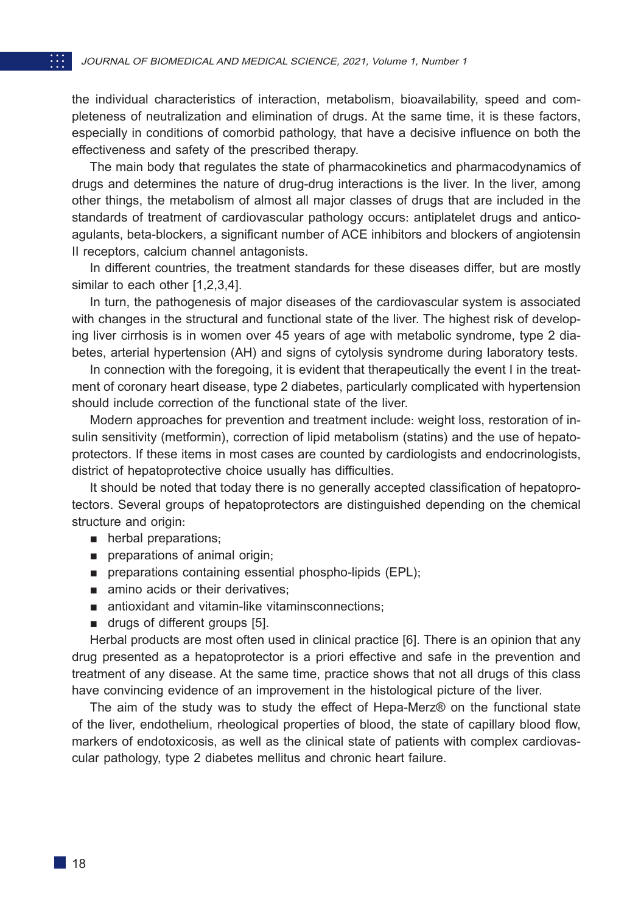the individual characteristics of interaction, metabolism, bioavailability, speed and completeness of neutralization and elimination of drugs. At the same time, it is these factors, especially in conditions of comorbid pathology, that have a decisive influence on both the effectiveness and safety of the prescribed therapy.

The main body that regulates the state of pharmacokinetics and pharmacodynamics of drugs and determines the nature of drug-drug interactions is the liver. In the liver, among other things, the metabolism of almost all major classes of drugs that are included in the standards of treatment of cardiovascular pathology occurs: antiplatelet drugs and anticoagulants, beta-blockers, a significant number of ACE inhibitors and blockers of angiotensin II receptors, calcium channel antagonists.

In different countries, the treatment standards for these diseases differ, but are mostly similar to each other [1,2,3,4].

In turn, the pathogenesis of major diseases of the cardiovascular system is associated with changes in the structural and functional state of the liver. The highest risk of developing liver cirrhosis is in women over 45 years of age with metabolic syndrome, type 2 diabetes, arterial hypertension (AH) and signs of cytolysis syndrome during laboratory tests.

In connection with the foregoing, it is evident that therapeutically the event I in the treatment of coronary heart disease, type 2 diabetes, particularly complicated with hypertension should include correction of the functional state of the liver.

Modern approaches for prevention and treatment include: weight loss, restoration of insulin sensitivity (metformin), correction of lipid metabolism (statins) and the use of hepatoprotectors. If these items in most cases are counted by cardiologists and endocrinologists, district of hepatoprotective choice usually has difficulties.

It should be noted that today there is no generally accepted classification of hepatoprotectors. Several groups of hepatoprotectors are distinguished depending on the chemical structure and origin:

- herbal preparations;
- preparations of animal origin;
- preparations containing essential phospho-lipids (EPL);
- amino acids or their derivatives;
- antioxidant and vitamin-like vitaminsconnections;
- drugs of different groups [5].

Herbal products are most often used in clinical practice [6]. There is an opinion that any drug presented as a hepatoprotector is a priori effective and safe in the prevention and treatment of any disease. At the same time, practice shows that not all drugs of this class have convincing evidence of an improvement in the histological picture of the liver.

The aim of the study was to study the effect of Hepa-Merz® on the functional state of the liver, endothelium, rheological properties of blood, the state of capillary blood flow, markers of endotoxicosis, as well as the clinical state of patients with complex cardiovascular pathology, type 2 diabetes mellitus and chronic heart failure.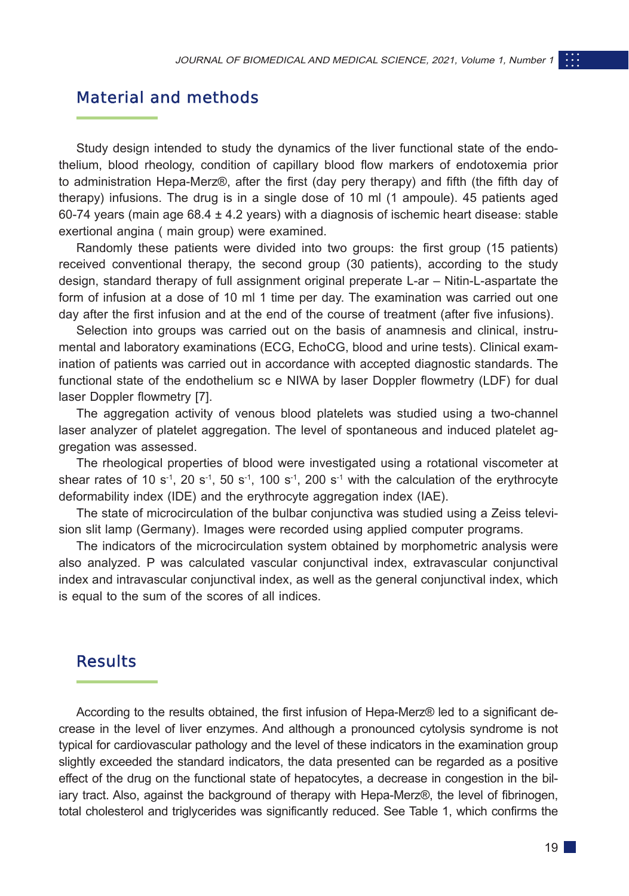## Material and methods

Study design intended to study the dynamics of the liver functional state of the endothelium, blood rheology, condition of capillary blood flow markers of endotoxemia prior to administration Hepa-Merz®, after the first (day pery therapy) and fifth (the fifth day of therapy) infusions. The drug is in a single dose of 10 ml (1 ampoule). 45 patients aged 60-74 years (main age 68.4 ± 4.2 years) with a diagnosis of ischemic heart disease: stable exertional angina ( main group) were examined.

Randomly these patients were divided into two groups: the first group (15 patients) received conventional therapy, the second group (30 patients), according to the study design, standard therapy of full assignment original preperate L-ar – Nitin-L-aspartate the form of infusion at a dose of 10 ml 1 time per day. The examination was carried out one day after the first infusion and at the end of the course of treatment (after five infusions).

Selection into groups was carried out on the basis of anamnesis and clinical, instrumental and laboratory examinations (ECG, EchoCG, blood and urine tests). Clinical examination of patients was carried out in accordance with accepted diagnostic standards. The functional state of the endothelium sc e NIWA by laser Doppler flowmetry (LDF) for dual laser Doppler flowmetry [7].

The aggregation activity of venous blood platelets was studied using a two-channel laser analyzer of platelet aggregation. The level of spontaneous and induced platelet aggregation was assessed.

The rheological properties of blood were investigated using a rotational viscometer at shear rates of 10 $s^{-1}$, 20 $s^{-1}$, 50 $s^{-1}$, 100 $s^{-1}$, 200 $s^{-1}$ with the calculation of the erythrocyte deformability index (IDE) and the erythrocyte aggregation index (IAE).

The state of microcirculation of the bulbar conjunctiva was studied using a Zeiss television slit lamp (Germany). Images were recorded using applied computer programs.

The indicators of the microcirculation system obtained by morphometric analysis were also analyzed. P was calculated vascular conjunctival index, extravascular conjunctival index and intravascular conjunctival index, as well as the general conjunctival index, which is equal to the sum of the scores of all indices.

## Results

According to the results obtained, the first infusion of Hepa-Merz® led to a significant decrease in the level of liver enzymes. And although a pronounced cytolysis syndrome is not typical for cardiovascular pathology and the level of these indicators in the examination group slightly exceeded the standard indicators, the data presented can be regarded as a positive effect of the drug on the functional state of hepatocytes, a decrease in congestion in the biliary tract. Also, against the background of therapy with Hepa-Merz®, the level of fibrinogen, total cholesterol and triglycerides was significantly reduced. See Table 1, which confirms the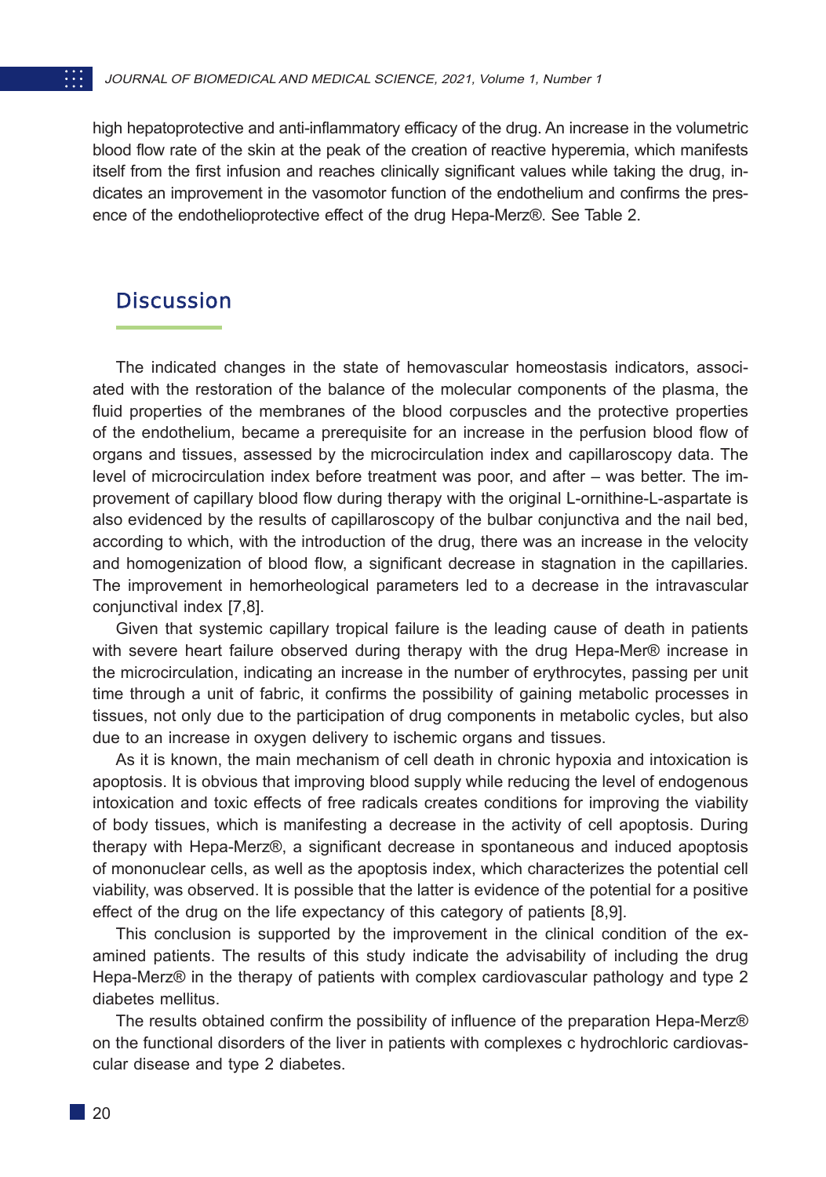high hepatoprotective and anti-inflammatory efficacy of the drug. An increase in the volumetric blood flow rate of the skin at the peak of the creation of reactive hyperemia, which manifests itself from the first infusion and reaches clinically significant values while taking the drug, indicates an improvement in the vasomotor function of the endothelium and confirms the presence of the endothelioprotective effect of the drug Hepa-Merz®. See Table 2.

## Discussion

The indicated changes in the state of hemovascular homeostasis indicators, associated with the restoration of the balance of the molecular components of the plasma, the fluid properties of the membranes of the blood corpuscles and the protective properties of the endothelium, became a prerequisite for an increase in the perfusion blood flow of organs and tissues, assessed by the microcirculation index and capillaroscopy data. The level of microcirculation index before treatment was poor, and after – was better. The improvement of capillary blood flow during therapy with the original L-ornithine-L-aspartate is also evidenced by the results of capillaroscopy of the bulbar conjunctiva and the nail bed, according to which, with the introduction of the drug, there was an increase in the velocity and homogenization of blood flow, a significant decrease in stagnation in the capillaries. The improvement in hemorheological parameters led to a decrease in the intravascular conjunctival index [7,8].

Given that systemic capillary tropical failure is the leading cause of death in patients with severe heart failure observed during therapy with the drug Hepa-Mer® increase in the microcirculation, indicating an increase in the number of erythrocytes, passing per unit time through a unit of fabric, it confirms the possibility of gaining metabolic processes in tissues, not only due to the participation of drug components in metabolic cycles, but also due to an increase in oxygen delivery to ischemic organs and tissues.

As it is known, the main mechanism of cell death in chronic hypoxia and intoxication is apoptosis. It is obvious that improving blood supply while reducing the level of endogenous intoxication and toxic effects of free radicals creates conditions for improving the viability of body tissues, which is manifesting a decrease in the activity of cell apoptosis. During therapy with Hepa-Merz®, a significant decrease in spontaneous and induced apoptosis of mononuclear cells, as well as the apoptosis index, which characterizes the potential cell viability, was observed. It is possible that the latter is evidence of the potential for a positive effect of the drug on the life expectancy of this category of patients [8,9].

This conclusion is supported by the improvement in the clinical condition of the examined patients. The results of this study indicate the advisability of including the drug Hepa-Merz® in the therapy of patients with complex cardiovascular pathology and type 2 diabetes mellitus.

The results obtained confirm the possibility of influence of the preparation Hepa-Merz® on the functional disorders of the liver in patients with complexes c hydrochloric cardiovascular disease and type 2 diabetes.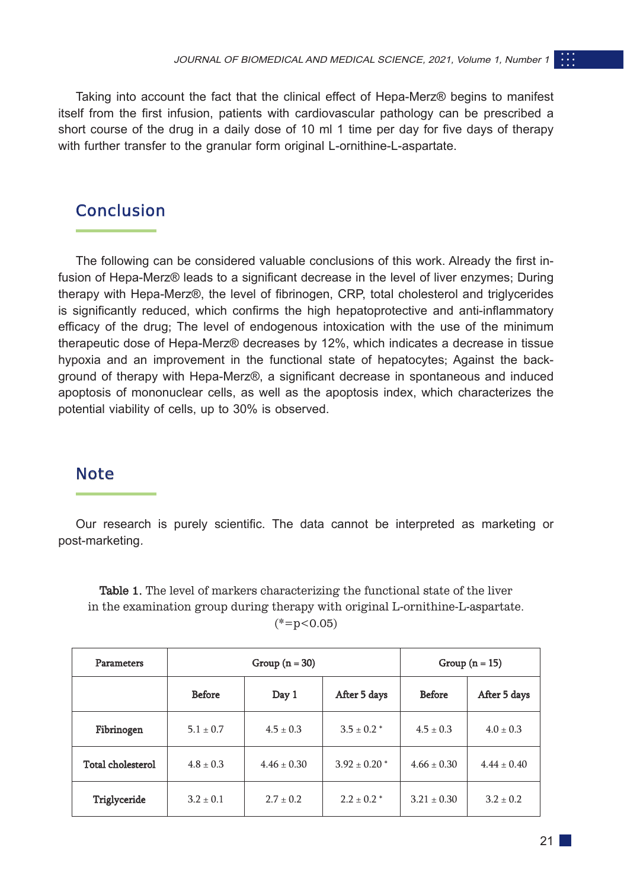Taking into account the fact that the clinical effect of Hepa-Merz® begins to manifest itself from the first infusion, patients with cardiovascular pathology can be prescribed a short course of the drug in a daily dose of 10 ml 1 time per day for five days of therapy with further transfer to the granular form original L-ornithine-L-aspartate.

## Conclusion

The following can be considered valuable conclusions of this work. Already the first infusion of Hepa-Merz® leads to a significant decrease in the level of liver enzymes; During therapy with Hepa-Merz®, the level of fibrinogen, CRP, total cholesterol and triglycerides is significantly reduced, which confirms the high hepatoprotective and anti-inflammatory efficacy of the drug; The level of endogenous intoxication with the use of the minimum therapeutic dose of Hepa-Merz® decreases by 12%, which indicates a decrease in tissue hypoxia and an improvement in the functional state of hepatocytes; Against the background of therapy with Hepa-Merz®, a significant decrease in spontaneous and induced apoptosis of mononuclear cells, as well as the apoptosis index, which characterizes the potential viability of cells, up to 30% is observed.

## Note

Our research is purely scientific. The data cannot be interpreted as marketing or post-marketing.

**Table 1.** The level of markers characterizing the functional state of the liver in the examination group during therapy with original L-ornithine-L-aspartate. (*=p<0.05)

| Parameters | Group (n = 30) | | | Group (n = 15) | |
|---|---|---|---|---|---|
| | Before | Day 1 | After 5 days | Before | After 5 days |
| Fibrinogen | 5.1 ± 0.7 | 4.5 ± 0.3 | 3.5 ± 0.2 * | 4.5 ± 0.3 | 4.0 ± 0.3 |
| Total cholesterol | 4.8 ± 0.3 | 4.46 ± 0.30 | 3.92 ± 0.20 * | 4.66 ± 0.30 | 4.44 ± 0.40 |
| Triglyceride | 3.2 ± 0.1 | 2.7 ± 0.2 | 2.2 ± 0.2 * | 3.21 ± 0.30 | 3.2 ± 0.2 |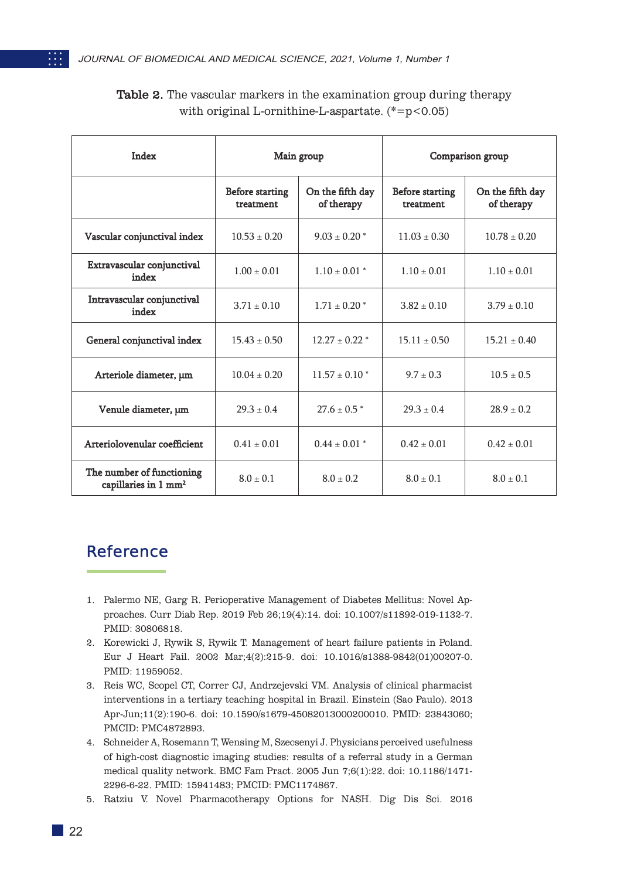**Table 2.** The vascular markers in the examination group during therapy with original L-ornithine-L-aspartate. (*=p<0.05)

| Index | Main group | | Comparison group | |
|---|---|---|---|---|
| | Before starting treatment | On the fifth day of therapy | Before starting treatment | On the fifth day of therapy |
| Vascular conjunctival index | 10.53 ± 0.20 | 9.03 ± 0.20 * | 11.03 ± 0.30 | 10.78 ± 0.20 |
| Extravascular conjunctival index | 1.00 ± 0.01 | 1.10 ± 0.01 * | 1.10 ± 0.01 | 1.10 ± 0.01 |
| Intravascular conjunctival index | 3.71 ± 0.10 | 1.71 ± 0.20 * | 3.82 ± 0.10 | 3.79 ± 0.10 |
| General conjunctival index | 15.43 ± 0.50 | 12.27 ± 0.22 * | 15.11 ± 0.50 | 15.21 ± 0.40 |
| Arteriole diameter, μm | 10.04 ± 0.20 | 11.57 ± 0.10 * | 9.7 ± 0.3 | 10.5 ± 0.5 |
| Venule diameter, μm | 29.3 ± 0.4 | 27.6 ± 0.5 * | 29.3 ± 0.4 | 28.9 ± 0.2 |
| Arteriolovenular coefficient | 0.41 ± 0.01 | 0.44 ± 0.01 * | 0.42 ± 0.01 | 0.42 ± 0.01 |
| The number of functioning capillaries in 1 mm² | 8.0 ± 0.1 | 8.0 ± 0.2 | 8.0 ± 0.1 | 8.0 ± 0.1 |

## Reference

1. Palermo NE, Garg R. Perioperative Management of Diabetes Mellitus: Novel Approaches. Curr Diab Rep. 2019 Feb 26;19(4):14. doi: 10.1007/s11892-019-1132-7. PMID: 30806818.
2. Korewicki J, Rywik S, Rywik T. Management of heart failure patients in Poland. Eur J Heart Fail. 2002 Mar;4(2):215-9. doi: 10.1016/s1388-9842(01)00207-0. PMID: 11959052.
3. Reis WC, Scopel CT, Correr CJ, Andrzejevski VM. Analysis of clinical pharmacist interventions in a tertiary teaching hospital in Brazil. Einstein (Sao Paulo). 2013 Apr-Jun;11(2):190-6. doi: 10.1590/s1679-45082013000200010. PMID: 23843060; PMCID: PMC4872893.
4. Schneider A, Rosemann T, Wensing M, Szecsenyi J. Physicians perceived usefulness of high-cost diagnostic imaging studies: results of a referral study in a German medical quality network. BMC Fam Pract. 2005 Jun 7;6(1):22. doi: 10.1186/1471-2296-6-22. PMID: 15941483; PMCID: PMC1174867.
5. Ratziu V. Novel Pharmacotherapy Options for NASH. Dig Dis Sci. 2016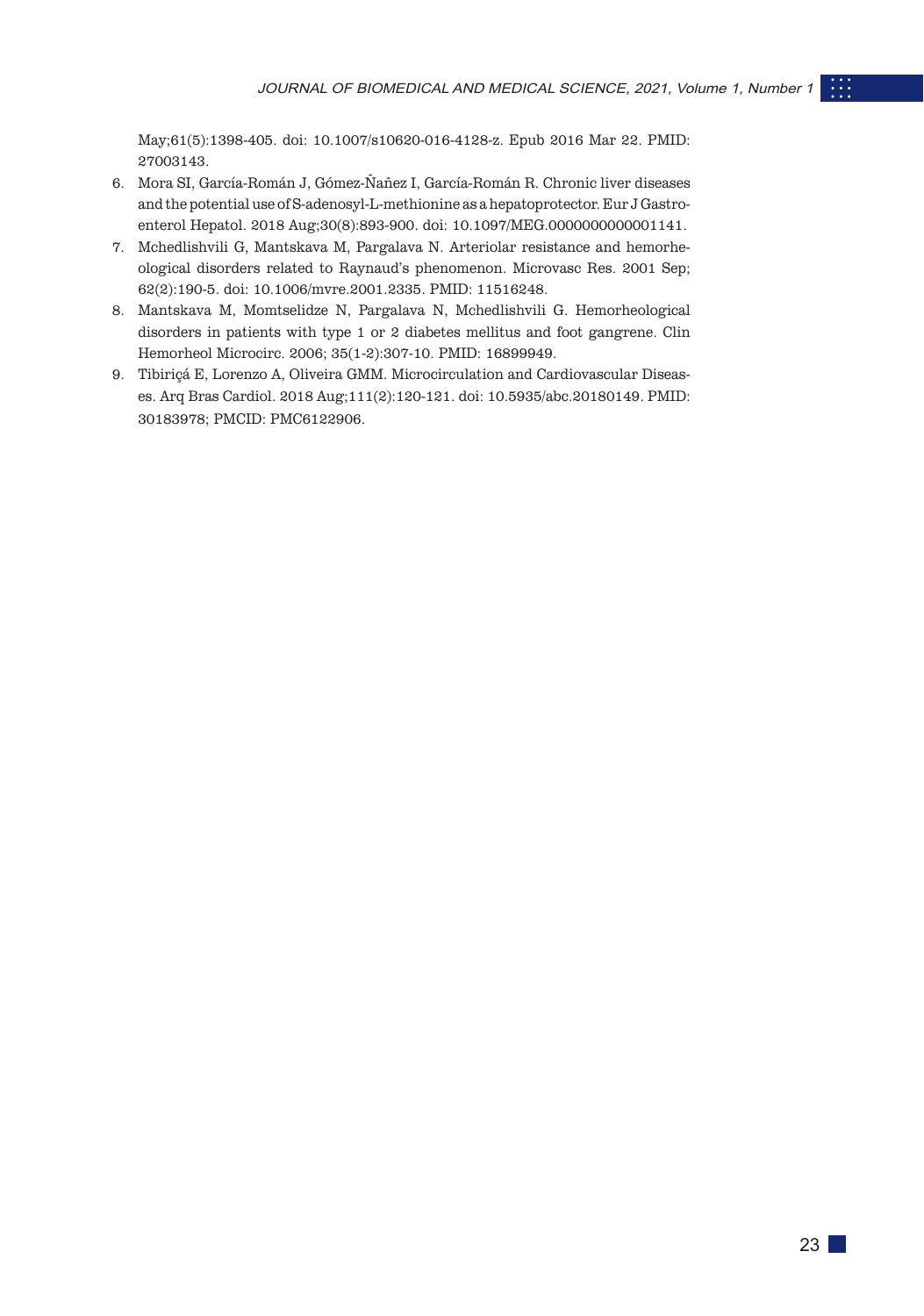May;61(5):1398-405. doi: 10.1007/s10620-016-4128-z. Epub 2016 Mar 22. PMID: 27003143.

6. Mora SI, García-Román J, Gómez-Ñañez I, García-Román R. Chronic liver diseases and the potential use of S-adenosyl-L-methionine as a hepatoprotector. Eur J Gastroenterol Hepatol. 2018 Aug;30(8):893-900. doi: 10.1097/MEG.0000000000001141.
7. Mchedlishvili G, Mantskava M, Pargalava N. Arteriolar resistance and hemorheological disorders related to Raynaud's phenomenon. Microvasc Res. 2001 Sep; 62(2):190-5. doi: 10.1006/mvre.2001.2335. PMID: 11516248.
8. Mantskava M, Momtselidze N, Pargalava N, Mchedlishvili G. Hemorheological disorders in patients with type 1 or 2 diabetes mellitus and foot gangrene. Clin Hemorheol Microcirc. 2006; 35(1-2):307-10. PMID: 16899949.
9. Tibiriçá E, Lorenzo A, Oliveira GMM. Microcirculation and Cardiovascular Diseases. Arq Bras Cardiol. 2018 Aug;111(2):120-121. doi: 10.5935/abc.20180149. PMID: 30183978; PMCID: PMC6122906.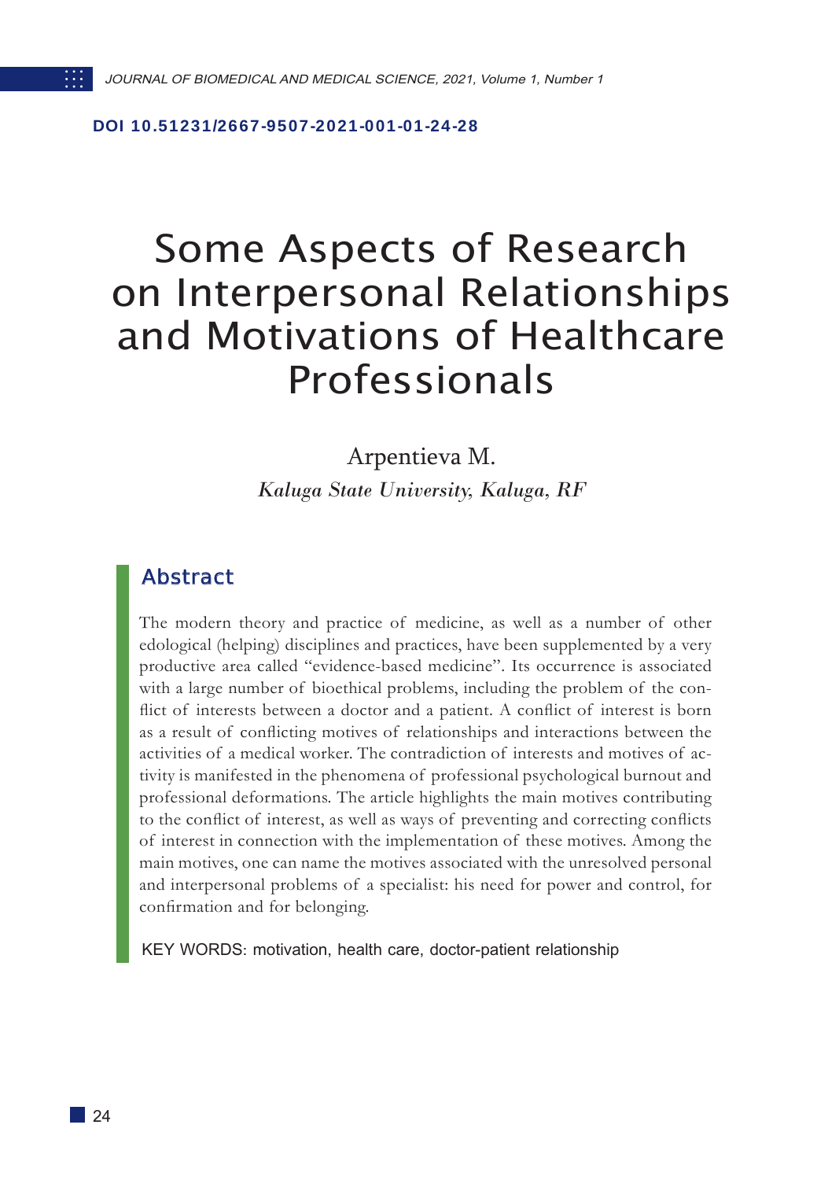DOI 10.51231/2667-9507-2021-001-01-24-28

# Some Aspects of Research on Interpersonal Relationships and Motivations of Healthcare Professionals

Arpentieva M.

*Kaluga State University, Kaluga, RF*

## Abstract

The modern theory and practice of medicine, as well as a number of other edological (helping) disciplines and practices, have been supplemented by a very productive area called "evidence-based medicine". Its occurrence is associated with a large number of bioethical problems, including the problem of the conflict of interests between a doctor and a patient. A conflict of interest is born as a result of conflicting motives of relationships and interactions between the activities of a medical worker. The contradiction of interests and motives of activity is manifested in the phenomena of professional psychological burnout and professional deformations. The article highlights the main motives contributing to the conflict of interest, as well as ways of preventing and correcting conflicts of interest in connection with the implementation of these motives. Among the main motives, one can name the motives associated with the unresolved personal and interpersonal problems of a specialist: his need for power and control, for confirmation and for belonging.

KEY WORDS: motivation, health care, doctor-patient relationship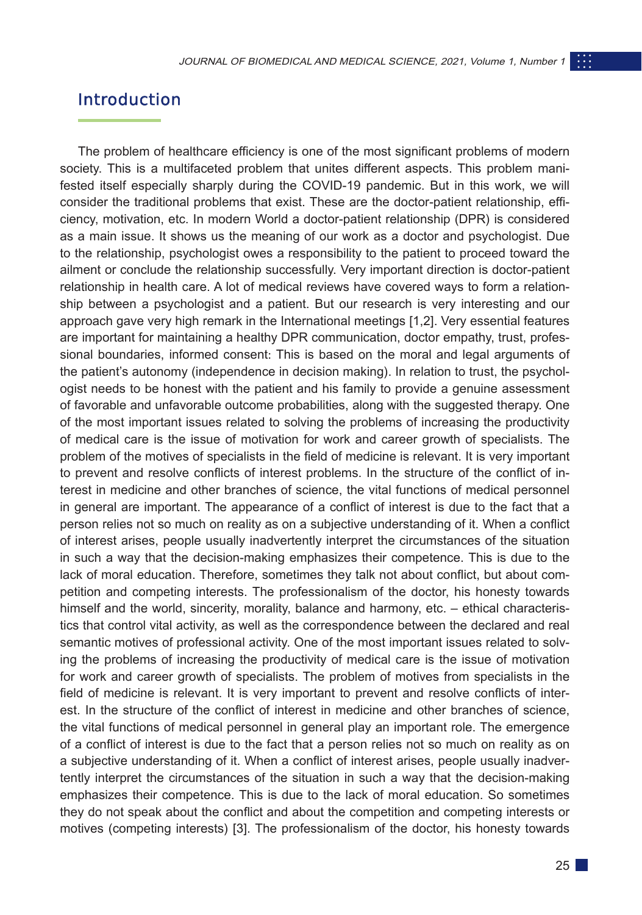## Introduction

The problem of healthcare efficiency is one of the most significant problems of modern society. This is a multifaceted problem that unites different aspects. This problem manifested itself especially sharply during the COVID-19 pandemic. But in this work, we will consider the traditional problems that exist. These are the doctor-patient relationship, efficiency, motivation, etc. In modern World a doctor-patient relationship (DPR) is considered as a main issue. It shows us the meaning of our work as a doctor and psychologist. Due to the relationship, psychologist owes a responsibility to the patient to proceed toward the ailment or conclude the relationship successfully. Very important direction is doctor-patient relationship in health care. A lot of medical reviews have covered ways to form a relationship between a psychologist and a patient. But our research is very interesting and our approach gave very high remark in the International meetings [1,2]. Very essential features are important for maintaining a healthy DPR communication, doctor empathy, trust, professional boundaries, informed consent: This is based on the moral and legal arguments of the patient's autonomy (independence in decision making). In relation to trust, the psychologist needs to be honest with the patient and his family to provide a genuine assessment of favorable and unfavorable outcome probabilities, along with the suggested therapy. One of the most important issues related to solving the problems of increasing the productivity of medical care is the issue of motivation for work and career growth of specialists. The problem of the motives of specialists in the field of medicine is relevant. It is very important to prevent and resolve conflicts of interest problems. In the structure of the conflict of interest in medicine and other branches of science, the vital functions of medical personnel in general are important. The appearance of a conflict of interest is due to the fact that a person relies not so much on reality as on a subjective understanding of it. When a conflict of interest arises, people usually inadvertently interpret the circumstances of the situation in such a way that the decision-making emphasizes their competence. This is due to the lack of moral education. Therefore, sometimes they talk not about conflict, but about competition and competing interests. The professionalism of the doctor, his honesty towards himself and the world, sincerity, morality, balance and harmony, etc. – ethical characteristics that control vital activity, as well as the correspondence between the declared and real semantic motives of professional activity. One of the most important issues related to solving the problems of increasing the productivity of medical care is the issue of motivation for work and career growth of specialists. The problem of motives from specialists in the field of medicine is relevant. It is very important to prevent and resolve conflicts of interest. In the structure of the conflict of interest in medicine and other branches of science, the vital functions of medical personnel in general play an important role. The emergence of a conflict of interest is due to the fact that a person relies not so much on reality as on a subjective understanding of it. When a conflict of interest arises, people usually inadvertently interpret the circumstances of the situation in such a way that the decision-making emphasizes their competence. This is due to the lack of moral education. So sometimes they do not speak about the conflict and about the competition and competing interests or motives (competing interests) [3]. The professionalism of the doctor, his honesty towards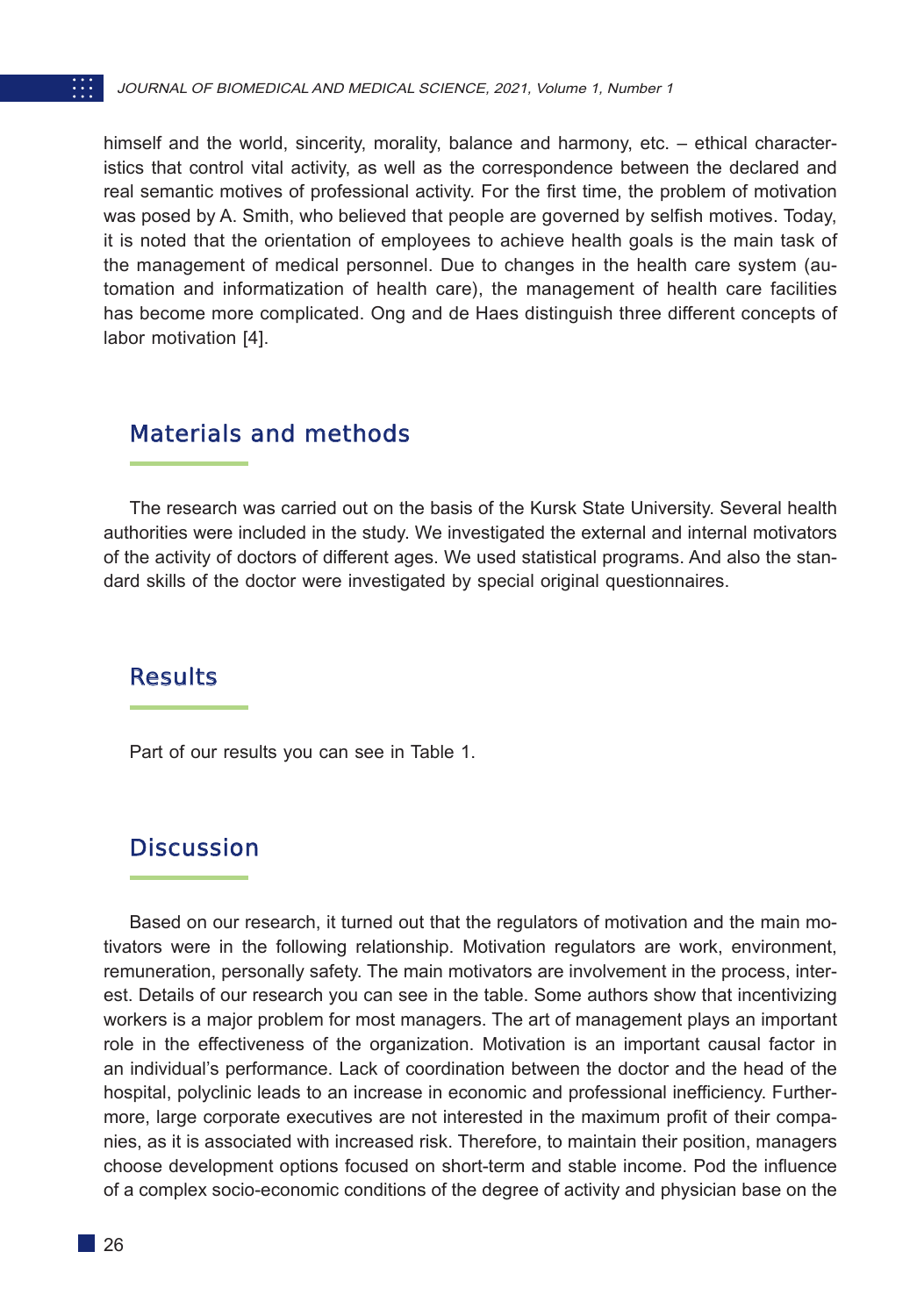himself and the world, sincerity, morality, balance and harmony, etc. – ethical characteristics that control vital activity, as well as the correspondence between the declared and real semantic motives of professional activity. For the first time, the problem of motivation was posed by A. Smith, who believed that people are governed by selfish motives. Today, it is noted that the orientation of employees to achieve health goals is the main task of the management of medical personnel. Due to changes in the health care system (automation and informatization of health care), the management of health care facilities has become more complicated. Ong and de Haes distinguish three different concepts of labor motivation [4].

## Materials and methods

The research was carried out on the basis of the Kursk State University. Several health authorities were included in the study. We investigated the external and internal motivators of the activity of doctors of different ages. We used statistical programs. And also the standard skills of the doctor were investigated by special original questionnaires.

## Results

Part of our results you can see in Table 1.

## Discussion

Based on our research, it turned out that the regulators of motivation and the main motivators were in the following relationship. Motivation regulators are work, environment, remuneration, personally safety. The main motivators are involvement in the process, interest. Details of our research you can see in the table. Some authors show that incentivizing workers is a major problem for most managers. The art of management plays an important role in the effectiveness of the organization. Motivation is an important causal factor in an individual's performance. Lack of coordination between the doctor and the head of the hospital, polyclinic leads to an increase in economic and professional inefficiency. Furthermore, large corporate executives are not interested in the maximum profit of their companies, as it is associated with increased risk. Therefore, to maintain their position, managers choose development options focused on short-term and stable income. Pod the influence of a complex socio-economic conditions of the degree of activity and physician base on the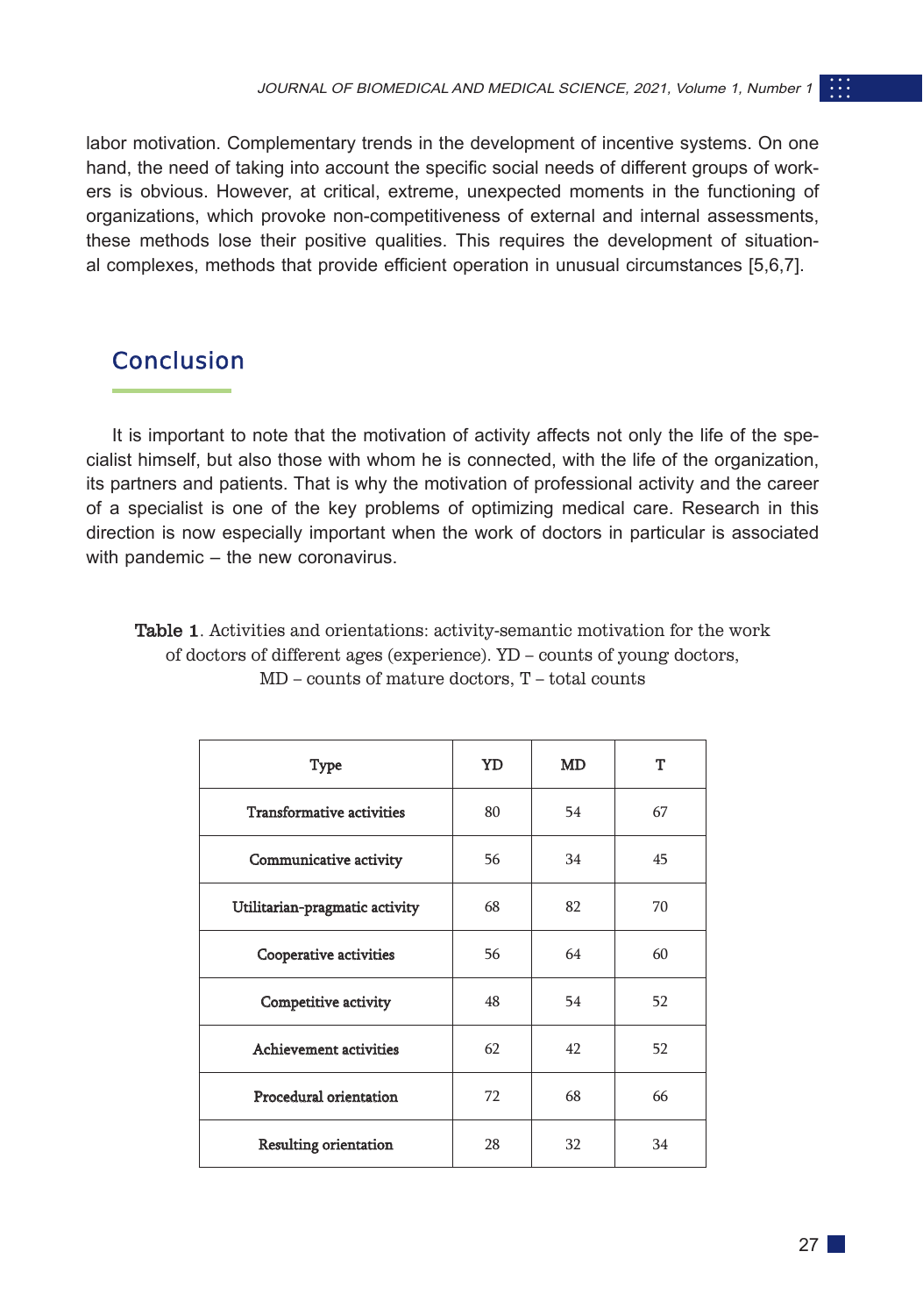labor motivation. Complementary trends in the development of incentive systems. On one hand, the need of taking into account the specific social needs of different groups of workers is obvious. However, at critical, extreme, unexpected moments in the functioning of organizations, which provoke non-competitiveness of external and internal assessments, these methods lose their positive qualities. This requires the development of situational complexes, methods that provide efficient operation in unusual circumstances [5,6,7].

## Conclusion

It is important to note that the motivation of activity affects not only the life of the specialist himself, but also those with whom he is connected, with the life of the organization, its partners and patients. That is why the motivation of professional activity and the career of a specialist is one of the key problems of optimizing medical care. Research in this direction is now especially important when the work of doctors in particular is associated with pandemic – the new coronavirus.

**Table 1**. Activities and orientations: activity-semantic motivation for the work of doctors of different ages (experience). YD – counts of young doctors, MD – counts of mature doctors, T – total counts

| Type | YD | MD | T |
|---|---|---|---|
| Transformative activities | 80 | 54 | 67 |
| Communicative activity | 56 | 34 | 45 |
| Utilitarian-pragmatic activity | 68 | 82 | 70 |
| Cooperative activities | 56 | 64 | 60 |
| Competitive activity | 48 | 54 | 52 |
| Achievement activities | 62 | 42 | 52 |
| Procedural orientation | 72 | 68 | 66 |
| Resulting orientation | 28 | 32 | 34 |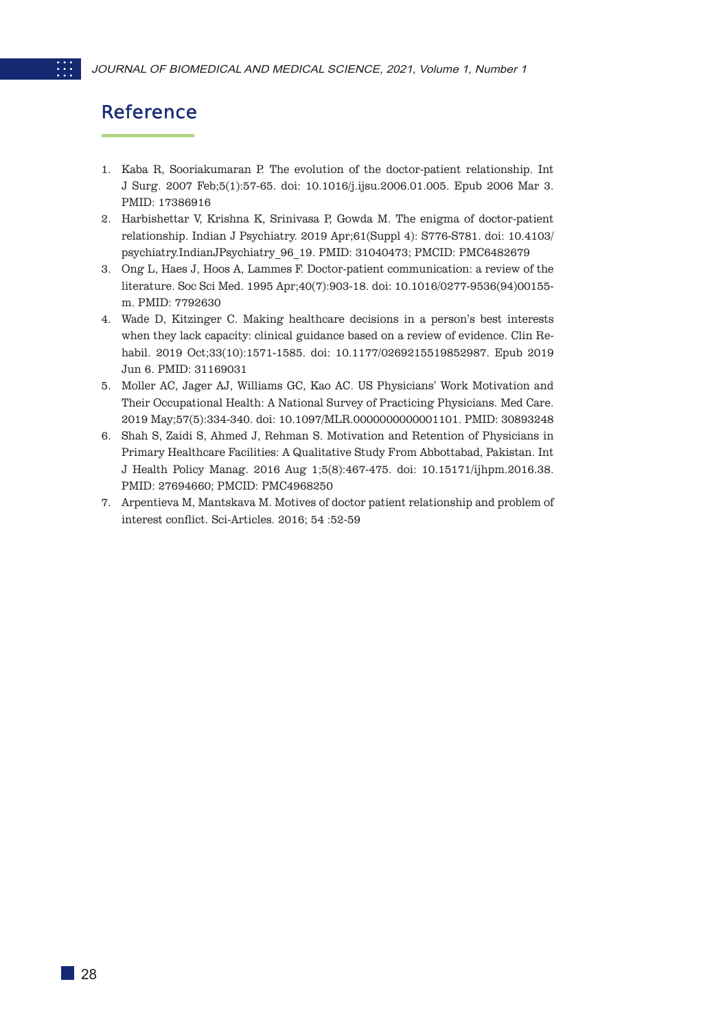## Reference

1. Kaba R, Sooriakumaran P. The evolution of the doctor-patient relationship. Int J Surg. 2007 Feb;5(1):57-65. doi: 10.1016/j.ijsu.2006.01.005. Epub 2006 Mar 3. PMID: 17386916
2. Harbishettar V, Krishna K, Srinivasa P, Gowda M. The enigma of doctor-patient relationship. Indian J Psychiatry. 2019 Apr;61(Suppl 4): S776-S781. doi: 10.4103/psychiatry.IndianJPsychiatry_96_19. PMID: 31040473; PMCID: PMC6482679
3. Ong L, Haes J, Hoos A, Lammes F. Doctor-patient communication: a review of the literature. Soc Sci Med. 1995 Apr;40(7):903-18. doi: 10.1016/0277-9536(94)00155-m. PMID: 7792630
4. Wade D, Kitzinger C. Making healthcare decisions in a person's best interests when they lack capacity: clinical guidance based on a review of evidence. Clin Rehabil. 2019 Oct;33(10):1571-1585. doi: 10.1177/0269215519852987. Epub 2019 Jun 6. PMID: 31169031
5. Moller AC, Jager AJ, Williams GC, Kao AC. US Physicians' Work Motivation and Their Occupational Health: A National Survey of Practicing Physicians. Med Care. 2019 May;57(5):334-340. doi: 10.1097/MLR.0000000000001101. PMID: 30893248
6. Shah S, Zaidi S, Ahmed J, Rehman S. Motivation and Retention of Physicians in Primary Healthcare Facilities: A Qualitative Study From Abbottabad, Pakistan. Int J Health Policy Manag. 2016 Aug 1;5(8):467-475. doi: 10.15171/ijhpm.2016.38. PMID: 27694660; PMCID: PMC4968250
7. Arpentieva M, Mantskava M. Motives of doctor patient relationship and problem of interest conflict. Sci-Articles. 2016; 54 :52-59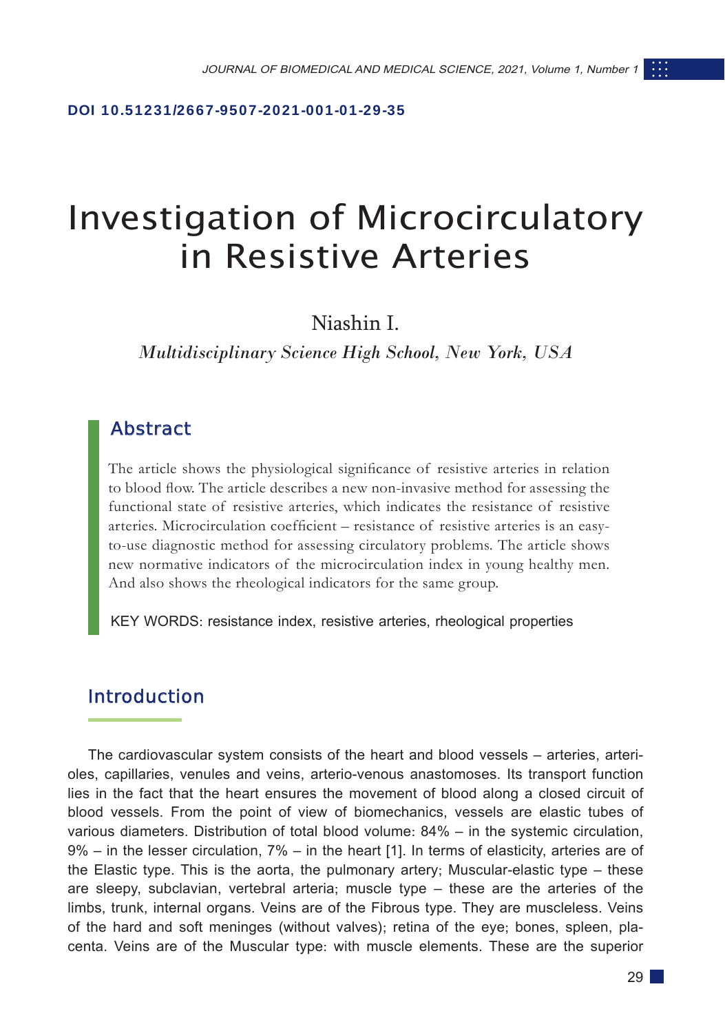DOI 10.51231/2667-9507-2021-001-01-29-35

# Investigation of Microcirculatory in Resistive Arteries

Niashin I.

*Multidisciplinary Science High School, New York, USA*

## Abstract

The article shows the physiological significance of resistive arteries in relation to blood flow. The article describes a new non-invasive method for assessing the functional state of resistive arteries, which indicates the resistance of resistive arteries. Microcirculation coefficient – resistance of resistive arteries is an easy-to-use diagnostic method for assessing circulatory problems. The article shows new normative indicators of the microcirculation index in young healthy men. And also shows the rheological indicators for the same group.

KEY WORDS: resistance index, resistive arteries, rheological properties

## Introduction

The cardiovascular system consists of the heart and blood vessels – arteries, arterioles, capillaries, venules and veins, arterio-venous anastomoses. Its transport function lies in the fact that the heart ensures the movement of blood along a closed circuit of blood vessels. From the point of view of biomechanics, vessels are elastic tubes of various diameters. Distribution of total blood volume: 84% – in the systemic circulation, 9% – in the lesser circulation, 7% – in the heart [1]. In terms of elasticity, arteries are of the Elastic type. This is the aorta, the pulmonary artery; Muscular-elastic type – these are sleepy, subclavian, vertebral arteria; muscle type – these are the arteries of the limbs, trunk, internal organs. Veins are of the Fibrous type. They are muscleless. Veins of the hard and soft meninges (without valves); retina of the eye; bones, spleen, placenta. Veins are of the Muscular type: with muscle elements. These are the superior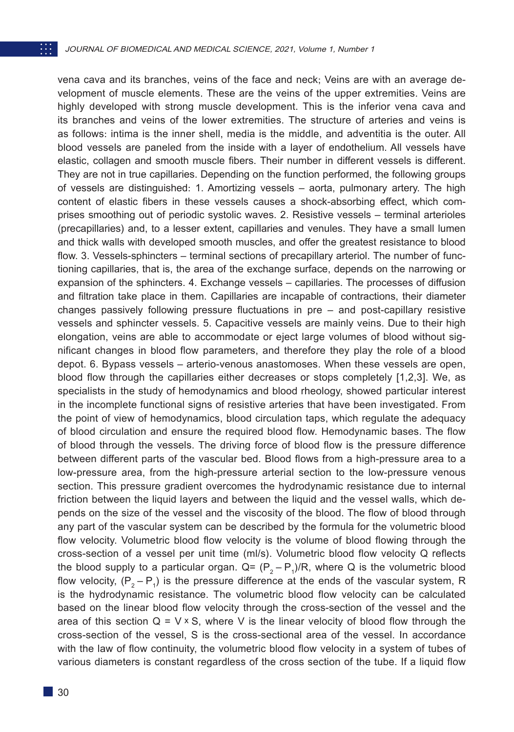vena cava and its branches, veins of the face and neck; Veins are with an average development of muscle elements. These are the veins of the upper extremities. Veins are highly developed with strong muscle development. This is the inferior vena cava and its branches and veins of the lower extremities. The structure of arteries and veins is as follows: intima is the inner shell, media is the middle, and adventitia is the outer. All blood vessels are paneled from the inside with a layer of endothelium. All vessels have elastic, collagen and smooth muscle fibers. Their number in different vessels is different. They are not in true capillaries. Depending on the function performed, the following groups of vessels are distinguished: 1. Amortizing vessels – aorta, pulmonary artery. The high content of elastic fibers in these vessels causes a shock-absorbing effect, which comprises smoothing out of periodic systolic waves. 2. Resistive vessels – terminal arterioles (precapillaries) and, to a lesser extent, capillaries and venules. They have a small lumen and thick walls with developed smooth muscles, and offer the greatest resistance to blood flow. 3. Vessels-sphincters – terminal sections of precapillary arteriol. The number of functioning capillaries, that is, the area of the exchange surface, depends on the narrowing or expansion of the sphincters. 4. Exchange vessels – capillaries. The processes of diffusion and filtration take place in them. Capillaries are incapable of contractions, their diameter changes passively following pressure fluctuations in pre – and post-capillary resistive vessels and sphincter vessels. 5. Capacitive vessels are mainly veins. Due to their high elongation, veins are able to accommodate or eject large volumes of blood without significant changes in blood flow parameters, and therefore they play the role of a blood depot. 6. Bypass vessels – arterio-venous anastomoses. When these vessels are open, blood flow through the capillaries either decreases or stops completely [1,2,3]. We, as specialists in the study of hemodynamics and blood rheology, showed particular interest in the incomplete functional signs of resistive arteries that have been investigated. From the point of view of hemodynamics, blood circulation taps, which regulate the adequacy of blood circulation and ensure the required blood flow. Hemodynamic bases. The flow of blood through the vessels. The driving force of blood flow is the pressure difference between different parts of the vascular bed. Blood flows from a high-pressure area to a low-pressure area, from the high-pressure arterial section to the low-pressure venous section. This pressure gradient overcomes the hydrodynamic resistance due to internal friction between the liquid layers and between the liquid and the vessel walls, which depends on the size of the vessel and the viscosity of the blood. The flow of blood through any part of the vascular system can be described by the formula for the volumetric blood flow velocity. Volumetric blood flow velocity is the volume of blood flowing through the cross-section of a vessel per unit time (ml/s). Volumetric blood flow velocity Q reflects the blood supply to a particular organ. $Q= (P_2 – P_1)/R$, where Q is the volumetric blood flow velocity, $(P_2 – P_1)$ is the pressure difference at the ends of the vascular system, R is the hydrodynamic resistance. The volumetric blood flow velocity can be calculated based on the linear blood flow velocity through the cross-section of the vessel and the area of this section $Q = V \times S$, where V is the linear velocity of blood flow through the cross-section of the vessel, S is the cross-sectional area of the vessel. In accordance with the law of flow continuity, the volumetric blood flow velocity in a system of tubes of various diameters is constant regardless of the cross section of the tube. If a liquid flow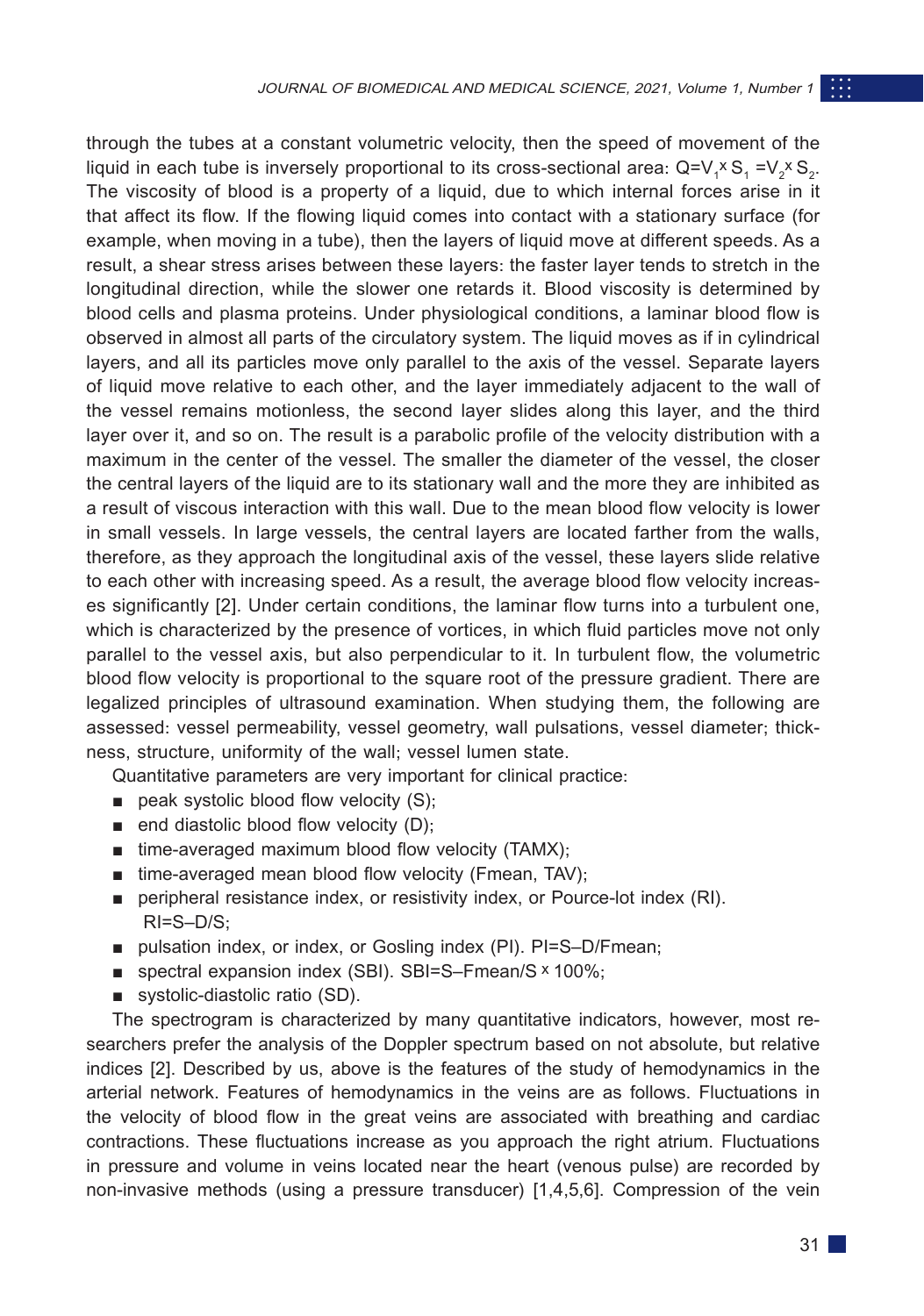through the tubes at a constant volumetric velocity, then the speed of movement of the liquid in each tube is inversely proportional to its cross-sectional area: $Q=V_1 x S_1 = V_2 x S_2$. The viscosity of blood is a property of a liquid, due to which internal forces arise in it that affect its flow. If the flowing liquid comes into contact with a stationary surface (for example, when moving in a tube), then the layers of liquid move at different speeds. As a result, a shear stress arises between these layers: the faster layer tends to stretch in the longitudinal direction, while the slower one retards it. Blood viscosity is determined by blood cells and plasma proteins. Under physiological conditions, a laminar blood flow is observed in almost all parts of the circulatory system. The liquid moves as if in cylindrical layers, and all its particles move only parallel to the axis of the vessel. Separate layers of liquid move relative to each other, and the layer immediately adjacent to the wall of the vessel remains motionless, the second layer slides along this layer, and the third layer over it, and so on. The result is a parabolic profile of the velocity distribution with a maximum in the center of the vessel. The smaller the diameter of the vessel, the closer the central layers of the liquid are to its stationary wall and the more they are inhibited as a result of viscous interaction with this wall. Due to the mean blood flow velocity is lower in small vessels. In large vessels, the central layers are located farther from the walls, therefore, as they approach the longitudinal axis of the vessel, these layers slide relative to each other with increasing speed. As a result, the average blood flow velocity increases significantly [2]. Under certain conditions, the laminar flow turns into a turbulent one, which is characterized by the presence of vortices, in which fluid particles move not only parallel to the vessel axis, but also perpendicular to it. In turbulent flow, the volumetric blood flow velocity is proportional to the square root of the pressure gradient. There are legalized principles of ultrasound examination. When studying them, the following are assessed: vessel permeability, vessel geometry, wall pulsations, vessel diameter; thickness, structure, uniformity of the wall; vessel lumen state.

Quantitative parameters are very important for clinical practice:

- peak systolic blood flow velocity (S);
- end diastolic blood flow velocity (D);
- time-averaged maximum blood flow velocity (TAMX);
- time-averaged mean blood flow velocity (Fmean, TAV);
- peripheral resistance index, or resistivity index, or Pource-lot index (RI). RI=S–D/S;
- pulsation index, or index, or Gosling index (PI). PI=S–D/Fmean;
- spectral expansion index (SBI). SBI=S–Fmean/S x 100%;
- systolic-diastolic ratio (SD).

The spectrogram is characterized by many quantitative indicators, however, most researchers prefer the analysis of the Doppler spectrum based on not absolute, but relative indices [2]. Described by us, above is the features of the study of hemodynamics in the arterial network. Features of hemodynamics in the veins are as follows. Fluctuations in the velocity of blood flow in the great veins are associated with breathing and cardiac contractions. These fluctuations increase as you approach the right atrium. Fluctuations in pressure and volume in veins located near the heart (venous pulse) are recorded by non-invasive methods (using a pressure transducer) [1,4,5,6]. Compression of the vein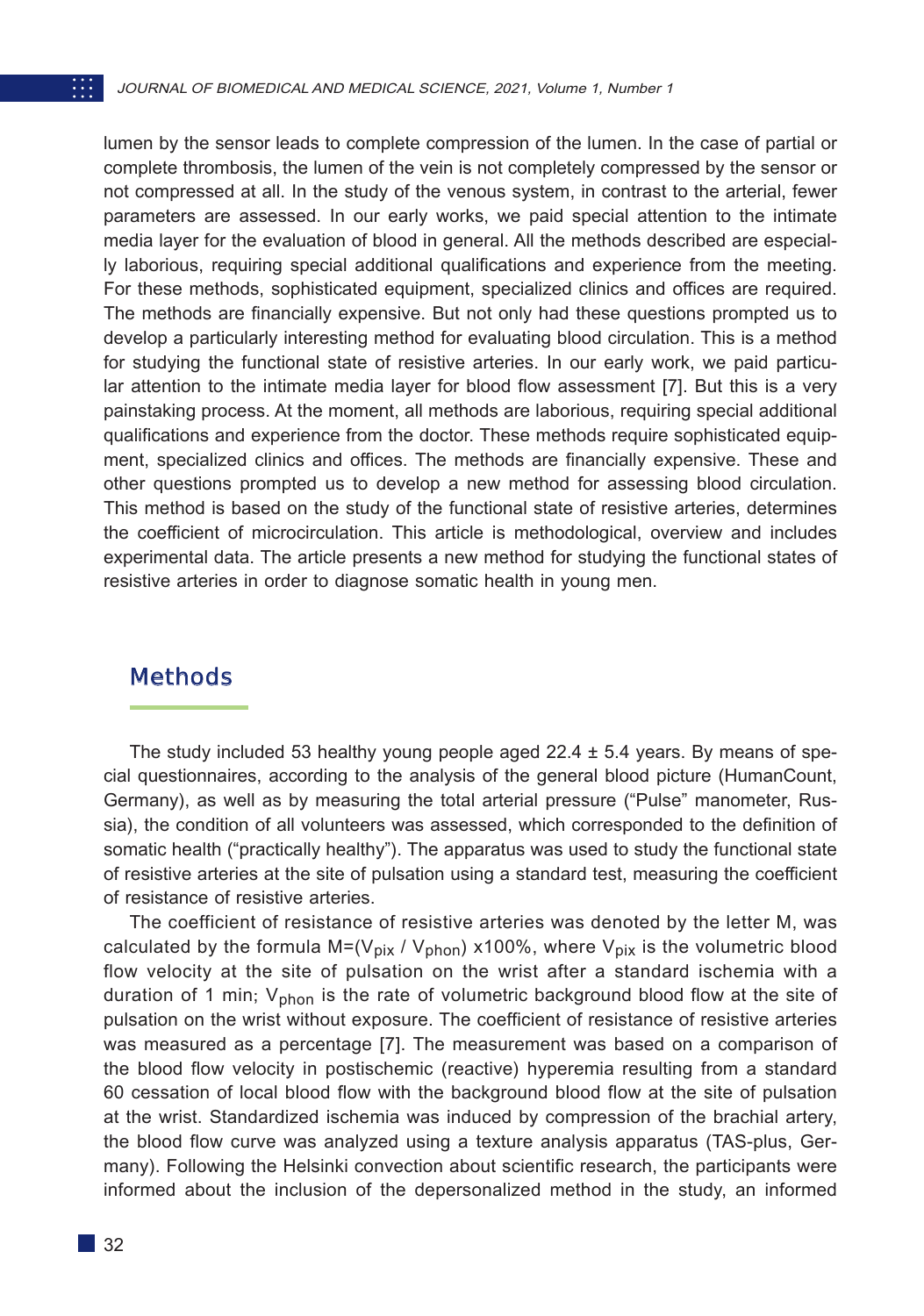lumen by the sensor leads to complete compression of the lumen. In the case of partial or complete thrombosis, the lumen of the vein is not completely compressed by the sensor or not compressed at all. In the study of the venous system, in contrast to the arterial, fewer parameters are assessed. In our early works, we paid special attention to the intimate media layer for the evaluation of blood in general. All the methods described are especially laborious, requiring special additional qualifications and experience from the meeting. For these methods, sophisticated equipment, specialized clinics and offices are required. The methods are financially expensive. But not only had these questions prompted us to develop a particularly interesting method for evaluating blood circulation. This is a method for studying the functional state of resistive arteries. In our early work, we paid particular attention to the intimate media layer for blood flow assessment [7]. But this is a very painstaking process. At the moment, all methods are laborious, requiring special additional qualifications and experience from the doctor. These methods require sophisticated equipment, specialized clinics and offices. The methods are financially expensive. These and other questions prompted us to develop a new method for assessing blood circulation. This method is based on the study of the functional state of resistive arteries, determines the coefficient of microcirculation. This article is methodological, overview and includes experimental data. The article presents a new method for studying the functional states of resistive arteries in order to diagnose somatic health in young men.

## Methods

The study included 53 healthy young people aged 22.4 ± 5.4 years. By means of special questionnaires, according to the analysis of the general blood picture (HumanCount, Germany), as well as by measuring the total arterial pressure ("Pulse" manometer, Russia), the condition of all volunteers was assessed, which corresponded to the definition of somatic health ("practically healthy"). The apparatus was used to study the functional state of resistive arteries at the site of pulsation using a standard test, measuring the coefficient of resistance of resistive arteries.

The coefficient of resistance of resistive arteries was denoted by the letter M, was calculated by the formula $M=(V_{pix} / V_{phon})$ x100%, where $V_{pix}$ is the volumetric blood flow velocity at the site of pulsation on the wrist after a standard ischemia with a duration of 1 min; $V_{phon}$ is the rate of volumetric background blood flow at the site of pulsation on the wrist without exposure. The coefficient of resistance of resistive arteries was measured as a percentage [7]. The measurement was based on a comparison of the blood flow velocity in postischemic (reactive) hyperemia resulting from a standard 60 cessation of local blood flow with the background blood flow at the site of pulsation at the wrist. Standardized ischemia was induced by compression of the brachial artery, the blood flow curve was analyzed using a texture analysis apparatus (TAS-plus, Germany). Following the Helsinki convection about scientific research, the participants were informed about the inclusion of the depersonalized method in the study, an informed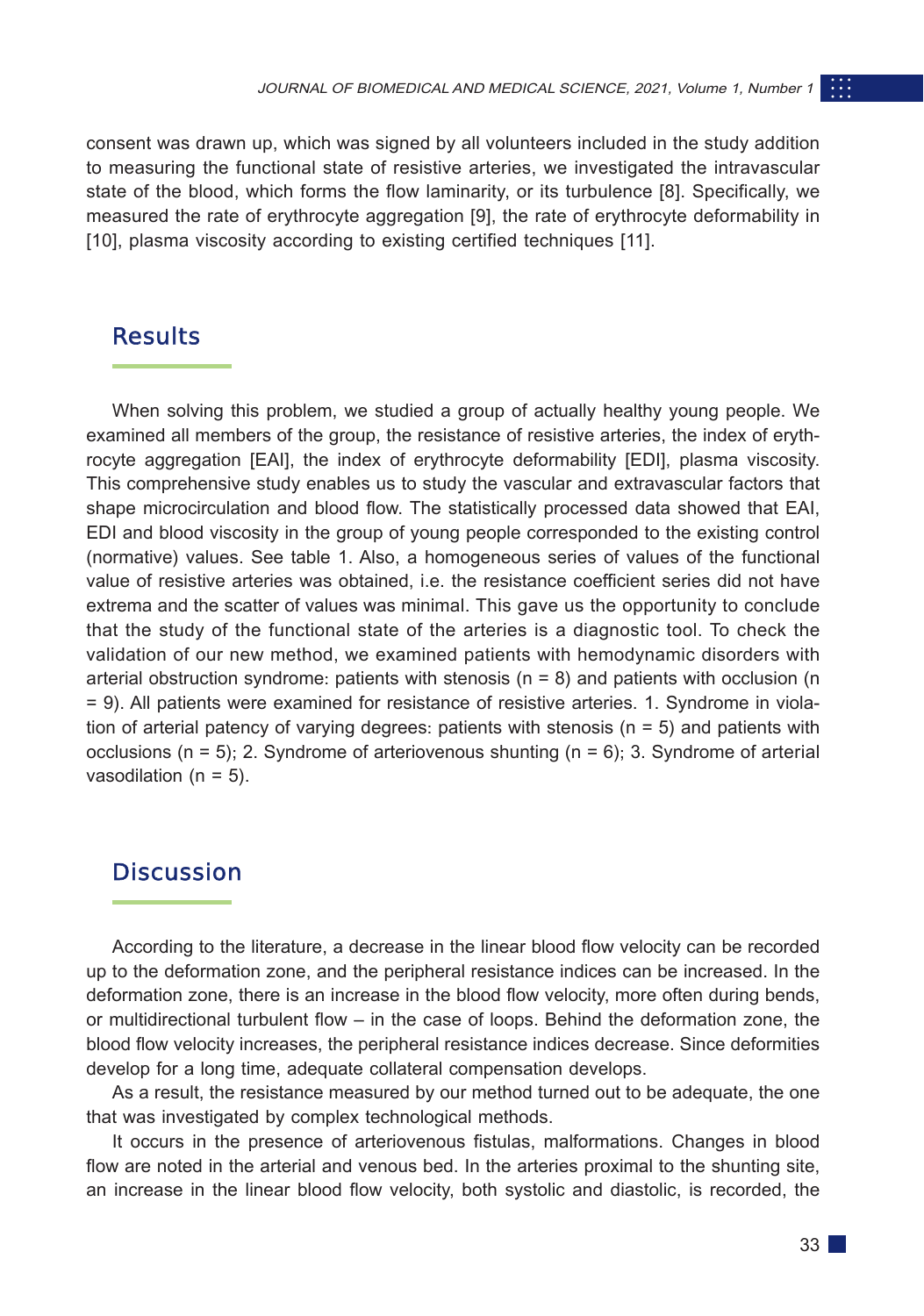consent was drawn up, which was signed by all volunteers included in the study addition to measuring the functional state of resistive arteries, we investigated the intravascular state of the blood, which forms the flow laminarity, or its turbulence [8]. Specifically, we measured the rate of erythrocyte aggregation [9], the rate of erythrocyte deformability in [10], plasma viscosity according to existing certified techniques [11].

## Results

When solving this problem, we studied a group of actually healthy young people. We examined all members of the group, the resistance of resistive arteries, the index of erythrocyte aggregation [EAI], the index of erythrocyte deformability [EDI], plasma viscosity. This comprehensive study enables us to study the vascular and extravascular factors that shape microcirculation and blood flow. The statistically processed data showed that EAI, EDI and blood viscosity in the group of young people corresponded to the existing control (normative) values. See table 1. Also, a homogeneous series of values of the functional value of resistive arteries was obtained, i.e. the resistance coefficient series did not have extrema and the scatter of values was minimal. This gave us the opportunity to conclude that the study of the functional state of the arteries is a diagnostic tool. To check the validation of our new method, we examined patients with hemodynamic disorders with arterial obstruction syndrome: patients with stenosis (n = 8) and patients with occlusion (n = 9). All patients were examined for resistance of resistive arteries. 1. Syndrome in violation of arterial patency of varying degrees: patients with stenosis (n = 5) and patients with occlusions (n = 5); 2. Syndrome of arteriovenous shunting (n = 6); 3. Syndrome of arterial vasodilation (n = 5).

## Discussion

According to the literature, a decrease in the linear blood flow velocity can be recorded up to the deformation zone, and the peripheral resistance indices can be increased. In the deformation zone, there is an increase in the blood flow velocity, more often during bends, or multidirectional turbulent flow – in the case of loops. Behind the deformation zone, the blood flow velocity increases, the peripheral resistance indices decrease. Since deformities develop for a long time, adequate collateral compensation develops.

As a result, the resistance measured by our method turned out to be adequate, the one that was investigated by complex technological methods.

It occurs in the presence of arteriovenous fistulas, malformations. Changes in blood flow are noted in the arterial and venous bed. In the arteries proximal to the shunting site, an increase in the linear blood flow velocity, both systolic and diastolic, is recorded, the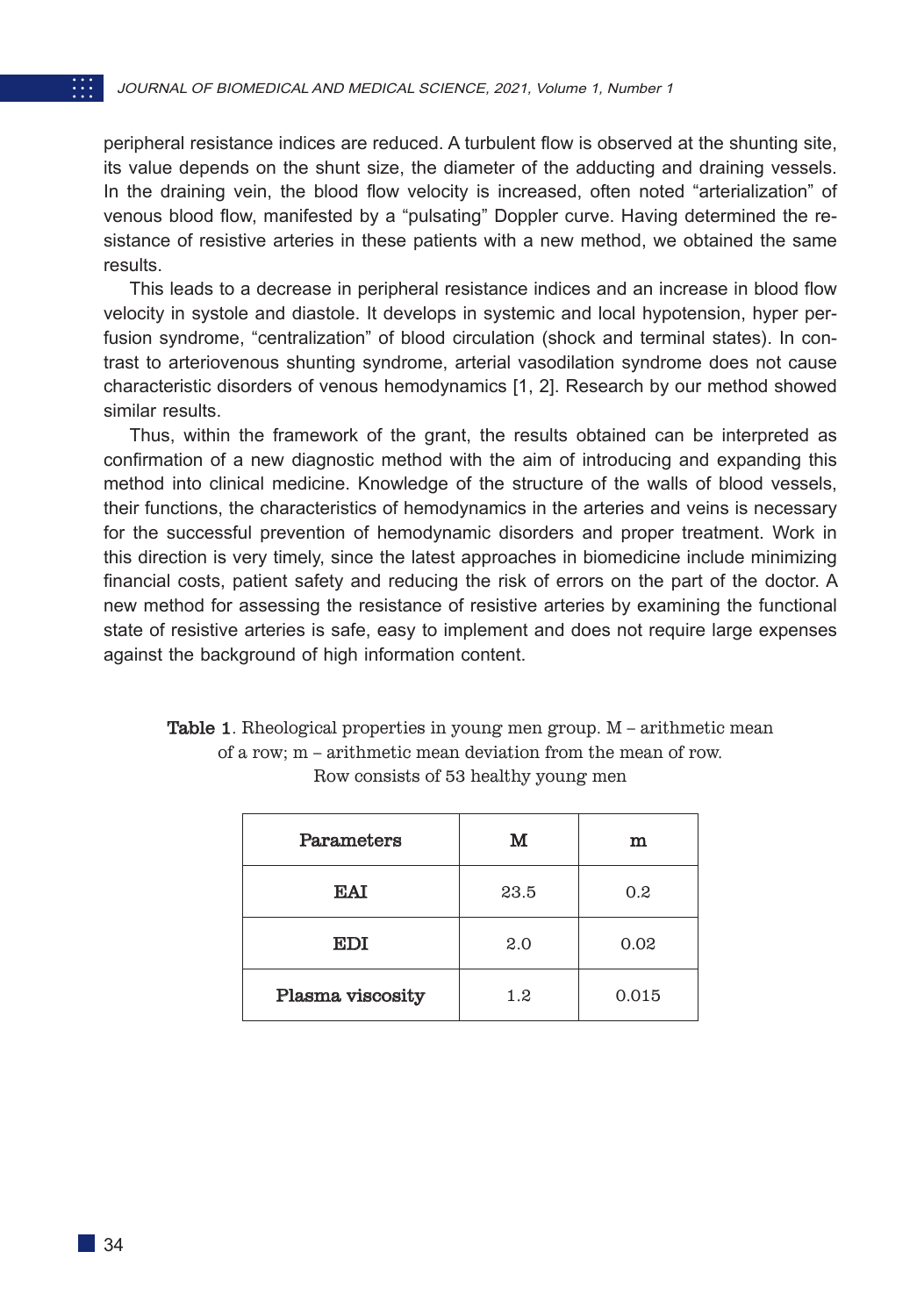peripheral resistance indices are reduced. A turbulent flow is observed at the shunting site, its value depends on the shunt size, the diameter of the adducting and draining vessels. In the draining vein, the blood flow velocity is increased, often noted "arterialization" of venous blood flow, manifested by a "pulsating" Doppler curve. Having determined the resistance of resistive arteries in these patients with a new method, we obtained the same results.

This leads to a decrease in peripheral resistance indices and an increase in blood flow velocity in systole and diastole. It develops in systemic and local hypotension, hyper perfusion syndrome, "centralization" of blood circulation (shock and terminal states). In contrast to arteriovenous shunting syndrome, arterial vasodilation syndrome does not cause characteristic disorders of venous hemodynamics [1, 2]. Research by our method showed similar results.

Thus, within the framework of the grant, the results obtained can be interpreted as confirmation of a new diagnostic method with the aim of introducing and expanding this method into clinical medicine. Knowledge of the structure of the walls of blood vessels, their functions, the characteristics of hemodynamics in the arteries and veins is necessary for the successful prevention of hemodynamic disorders and proper treatment. Work in this direction is very timely, since the latest approaches in biomedicine include minimizing financial costs, patient safety and reducing the risk of errors on the part of the doctor. A new method for assessing the resistance of resistive arteries by examining the functional state of resistive arteries is safe, easy to implement and does not require large expenses against the background of high information content.

**Table 1**. Rheological properties in young men group. M – arithmetic mean of a row; m – arithmetic mean deviation from the mean of row. Row consists of 53 healthy young men

| Parameters | M | m |
|---|---|---|
| EAI | 23.5 | 0.2 |
| EDI | 2.0 | 0.02 |
| Plasma viscosity | 1.2 | 0.015 |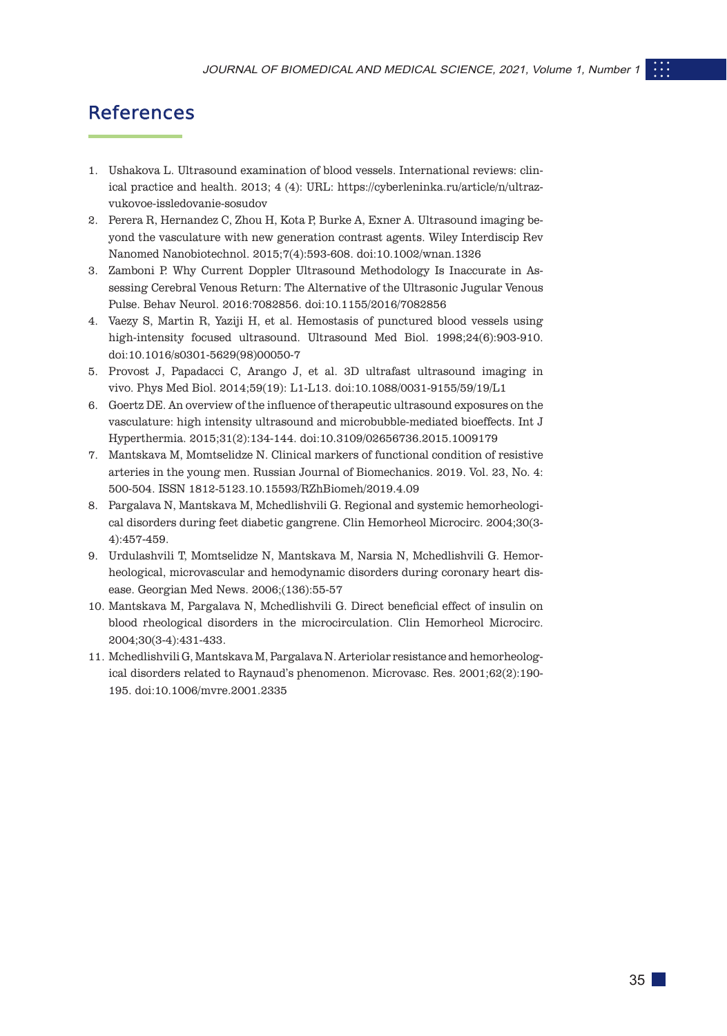## References

1. Ushakova L. Ultrasound examination of blood vessels. International reviews: clinical practice and health. 2013; 4 (4): URL: https://cyberleninka.ru/article/n/ultrazvukovoe-issledovanie-sosudov
2. Perera R, Hernandez C, Zhou H, Kota P, Burke A, Exner A. Ultrasound imaging beyond the vasculature with new generation contrast agents. Wiley Interdiscip Rev Nanomed Nanobiotechnol. 2015;7(4):593-608. doi:10.1002/wnan.1326
3. Zamboni P. Why Current Doppler Ultrasound Methodology Is Inaccurate in Assessing Cerebral Venous Return: The Alternative of the Ultrasonic Jugular Venous Pulse. Behav Neurol. 2016:7082856. doi:10.1155/2016/7082856
4. Vaezy S, Martin R, Yaziji H, et al. Hemostasis of punctured blood vessels using high-intensity focused ultrasound. Ultrasound Med Biol. 1998;24(6):903-910. doi:10.1016/s0301-5629(98)00050-7
5. Provost J, Papadacci C, Arango J, et al. 3D ultrafast ultrasound imaging in vivo. Phys Med Biol. 2014;59(19): L1-L13. doi:10.1088/0031-9155/59/19/L1
6. Goertz DE. An overview of the influence of therapeutic ultrasound exposures on the vasculature: high intensity ultrasound and microbubble-mediated bioeffects. Int J Hyperthermia. 2015;31(2):134-144. doi:10.3109/02656736.2015.1009179
7. Mantskava M, Momtselidze N. Clinical markers of functional condition of resistive arteries in the young men. Russian Journal of Biomechanics. 2019. Vol. 23, No. 4: 500-504. ISSN 1812-5123.10.15593/RZhBiomeh/2019.4.09
8. Pargalava N, Mantskava M, Mchedlishvili G. Regional and systemic hemorheological disorders during feet diabetic gangrene. Clin Hemorheol Microcirc. 2004;30(3-4):457-459.
9. Urdulashvili T, Momtselidze N, Mantskava M, Narsia N, Mchedlishvili G. Hemorheological, microvascular and hemodynamic disorders during coronary heart disease. Georgian Med News. 2006;(136):55-57
10. Mantskava M, Pargalava N, Mchedlishvili G. Direct beneficial effect of insulin on blood rheological disorders in the microcirculation. Clin Hemorheol Microcirc. 2004;30(3-4):431-433.
11. Mchedlishvili G, Mantskava M, Pargalava N. Arteriolar resistance and hemorheological disorders related to Raynaud's phenomenon. Microvasc. Res. 2001;62(2):190-195. doi:10.1006/mvre.2001.2335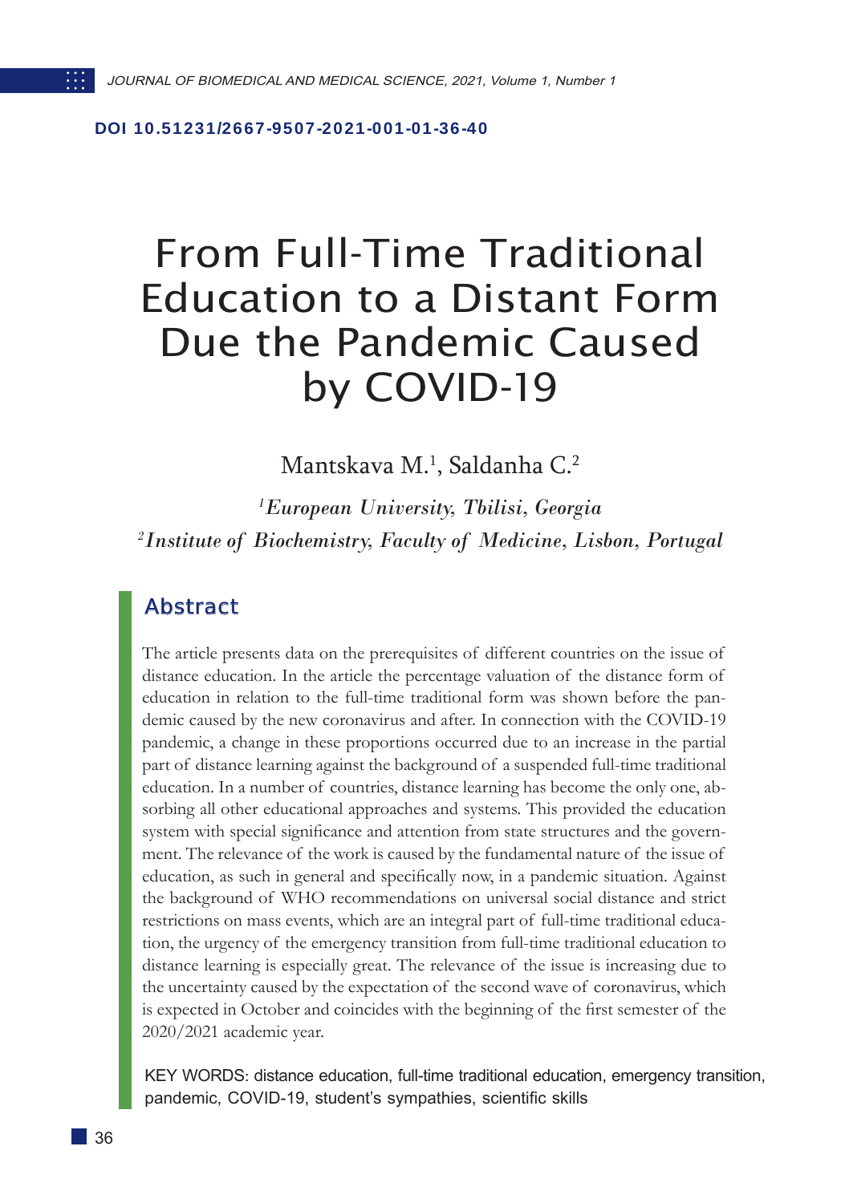DOI 10.51231/2667-9507-2021-001-01-36-40

# From Full-Time Traditional Education to a Distant Form Due the Pandemic Caused by COVID-19

Mantskava M.[1], Saldanha C.[2]

[1]*European University, Tbilisi, Georgia*

[2]*Institute of Biochemistry, Faculty of Medicine, Lisbon, Portugal*

## Abstract

The article presents data on the prerequisites of different countries on the issue of distance education. In the article the percentage valuation of the distance form of education in relation to the full-time traditional form was shown before the pandemic caused by the new coronavirus and after. In connection with the COVID-19 pandemic, a change in these proportions occurred due to an increase in the partial part of distance learning against the background of a suspended full-time traditional education. In a number of countries, distance learning has become the only one, absorbing all other educational approaches and systems. This provided the education system with special significance and attention from state structures and the government. The relevance of the work is caused by the fundamental nature of the issue of education, as such in general and specifically now, in a pandemic situation. Against the background of WHO recommendations on universal social distance and strict restrictions on mass events, which are an integral part of full-time traditional education, the urgency of the emergency transition from full-time traditional education to distance learning is especially great. The relevance of the issue is increasing due to the uncertainty caused by the expectation of the second wave of coronavirus, which is expected in October and coincides with the beginning of the first semester of the 2020/2021 academic year.

KEY WORDS: distance education, full-time traditional education, emergency transition, pandemic, COVID-19, student's sympathies, scientific skills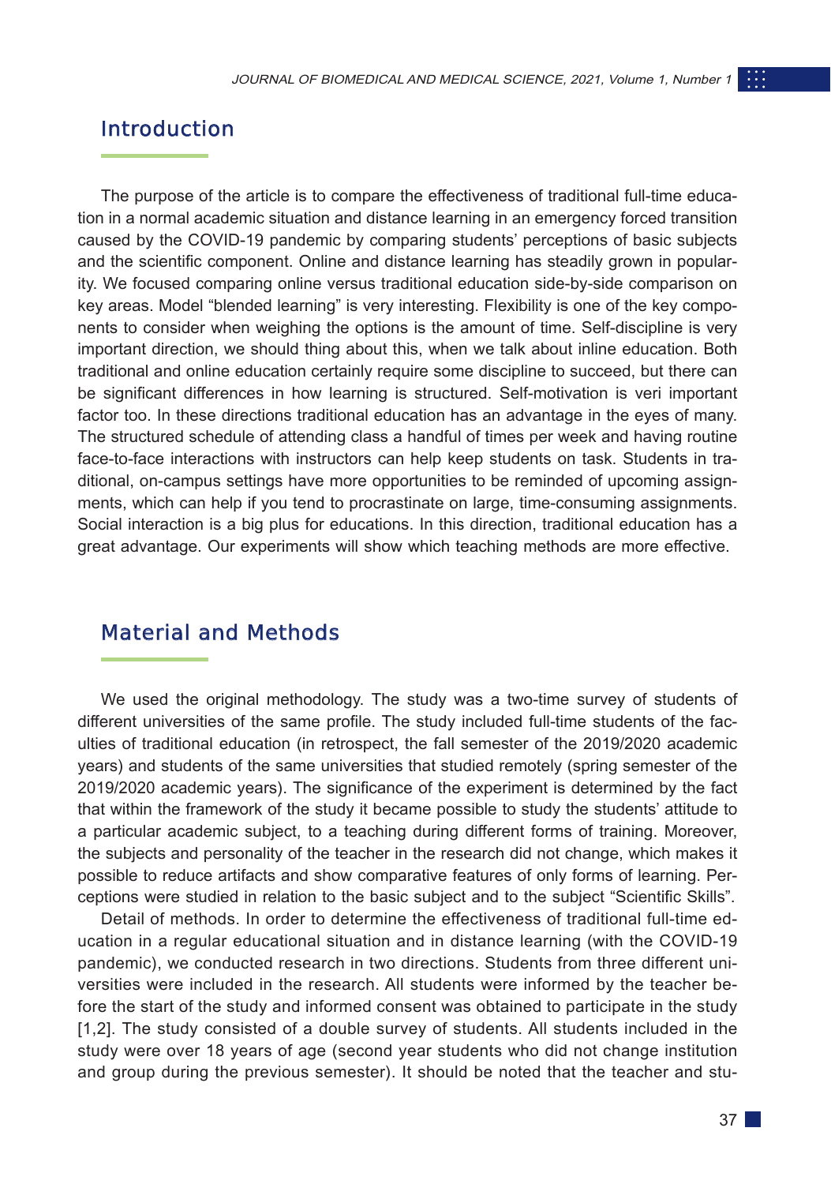## Introduction

The purpose of the article is to compare the effectiveness of traditional full-time education in a normal academic situation and distance learning in an emergency forced transition caused by the COVID-19 pandemic by comparing students' perceptions of basic subjects and the scientific component. Online and distance learning has steadily grown in popularity. We focused comparing online versus traditional education side-by-side comparison on key areas. Model "blended learning" is very interesting. Flexibility is one of the key components to consider when weighing the options is the amount of time. Self-discipline is very important direction, we should thing about this, when we talk about inline education. Both traditional and online education certainly require some discipline to succeed, but there can be significant differences in how learning is structured. Self-motivation is veri important factor too. In these directions traditional education has an advantage in the eyes of many. The structured schedule of attending class a handful of times per week and having routine face-to-face interactions with instructors can help keep students on task. Students in traditional, on-campus settings have more opportunities to be reminded of upcoming assignments, which can help if you tend to procrastinate on large, time-consuming assignments. Social interaction is a big plus for educations. In this direction, traditional education has a great advantage. Our experiments will show which teaching methods are more effective.

## Material and Methods

We used the original methodology. The study was a two-time survey of students of different universities of the same profile. The study included full-time students of the faculties of traditional education (in retrospect, the fall semester of the 2019/2020 academic years) and students of the same universities that studied remotely (spring semester of the 2019/2020 academic years). The significance of the experiment is determined by the fact that within the framework of the study it became possible to study the students' attitude to a particular academic subject, to a teaching during different forms of training. Moreover, the subjects and personality of the teacher in the research did not change, which makes it possible to reduce artifacts and show comparative features of only forms of learning. Perceptions were studied in relation to the basic subject and to the subject "Scientific Skills".

Detail of methods. In order to determine the effectiveness of traditional full-time education in a regular educational situation and in distance learning (with the COVID-19 pandemic), we conducted research in two directions. Students from three different universities were included in the research. All students were informed by the teacher before the start of the study and informed consent was obtained to participate in the study [1,2]. The study consisted of a double survey of students. All students included in the study were over 18 years of age (second year students who did not change institution and group during the previous semester). It should be noted that the teacher and stu-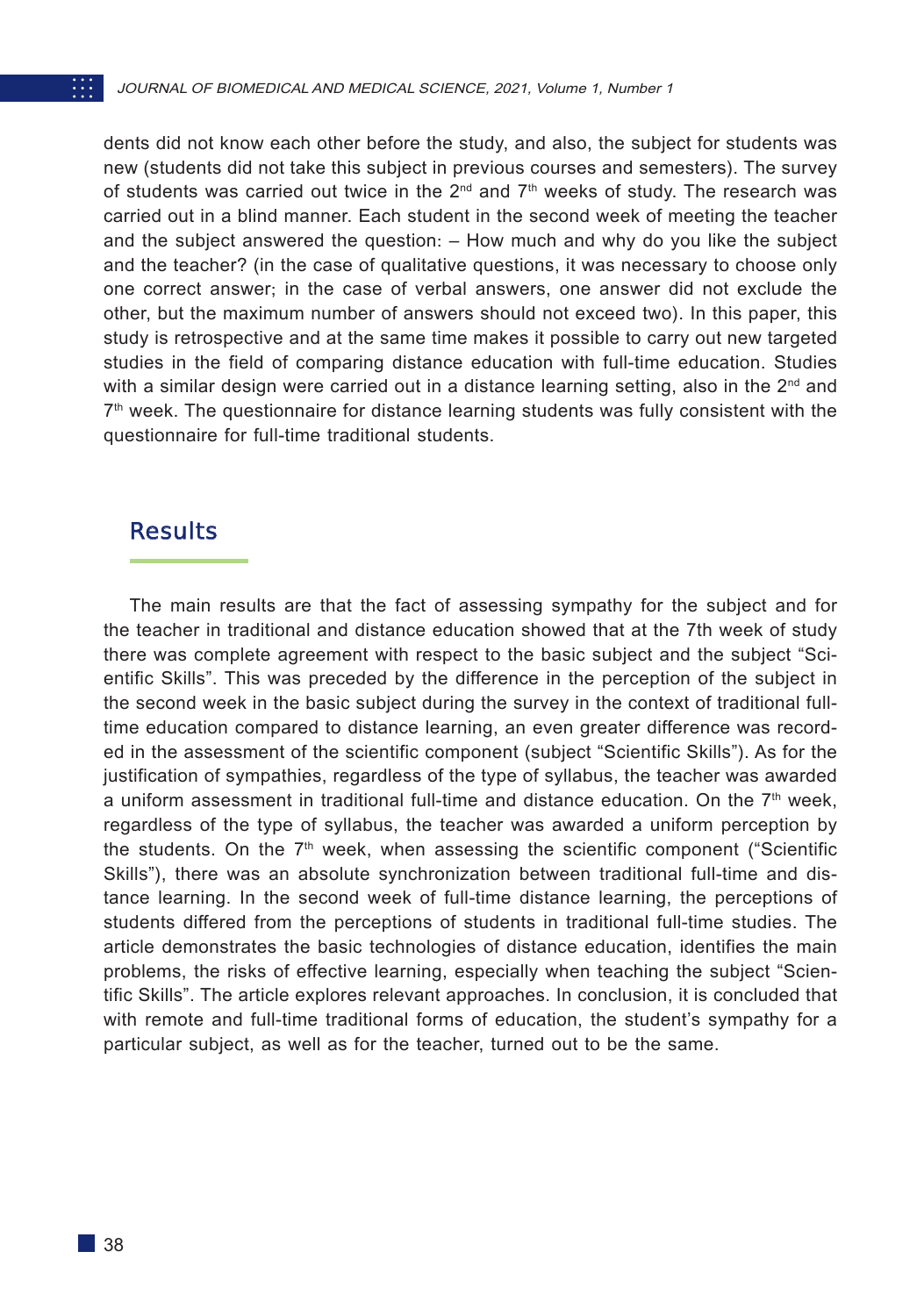dents did not know each other before the study, and also, the subject for students was new (students did not take this subject in previous courses and semesters). The survey of students was carried out twice in the 2nd and 7th weeks of study. The research was carried out in a blind manner. Each student in the second week of meeting the teacher and the subject answered the question: – How much and why do you like the subject and the teacher? (in the case of qualitative questions, it was necessary to choose only one correct answer; in the case of verbal answers, one answer did not exclude the other, but the maximum number of answers should not exceed two). In this paper, this study is retrospective and at the same time makes it possible to carry out new targeted studies in the field of comparing distance education with full-time education. Studies with a similar design were carried out in a distance learning setting, also in the 2nd and 7th week. The questionnaire for distance learning students was fully consistent with the questionnaire for full-time traditional students.

## Results

The main results are that the fact of assessing sympathy for the subject and for the teacher in traditional and distance education showed that at the 7th week of study there was complete agreement with respect to the basic subject and the subject “Scientific Skills”. This was preceded by the difference in the perception of the subject in the second week in the basic subject during the survey in the context of traditional full-time education compared to distance learning, an even greater difference was recorded in the assessment of the scientific component (subject “Scientific Skills”). As for the justification of sympathies, regardless of the type of syllabus, the teacher was awarded a uniform assessment in traditional full-time and distance education. On the 7th week, regardless of the type of syllabus, the teacher was awarded a uniform perception by the students. On the 7th week, when assessing the scientific component (“Scientific Skills”), there was an absolute synchronization between traditional full-time and distance learning. In the second week of full-time distance learning, the perceptions of students differed from the perceptions of students in traditional full-time studies. The article demonstrates the basic technologies of distance education, identifies the main problems, the risks of effective learning, especially when teaching the subject “Scientific Skills”. The article explores relevant approaches. In conclusion, it is concluded that with remote and full-time traditional forms of education, the student’s sympathy for a particular subject, as well as for the teacher, turned out to be the same.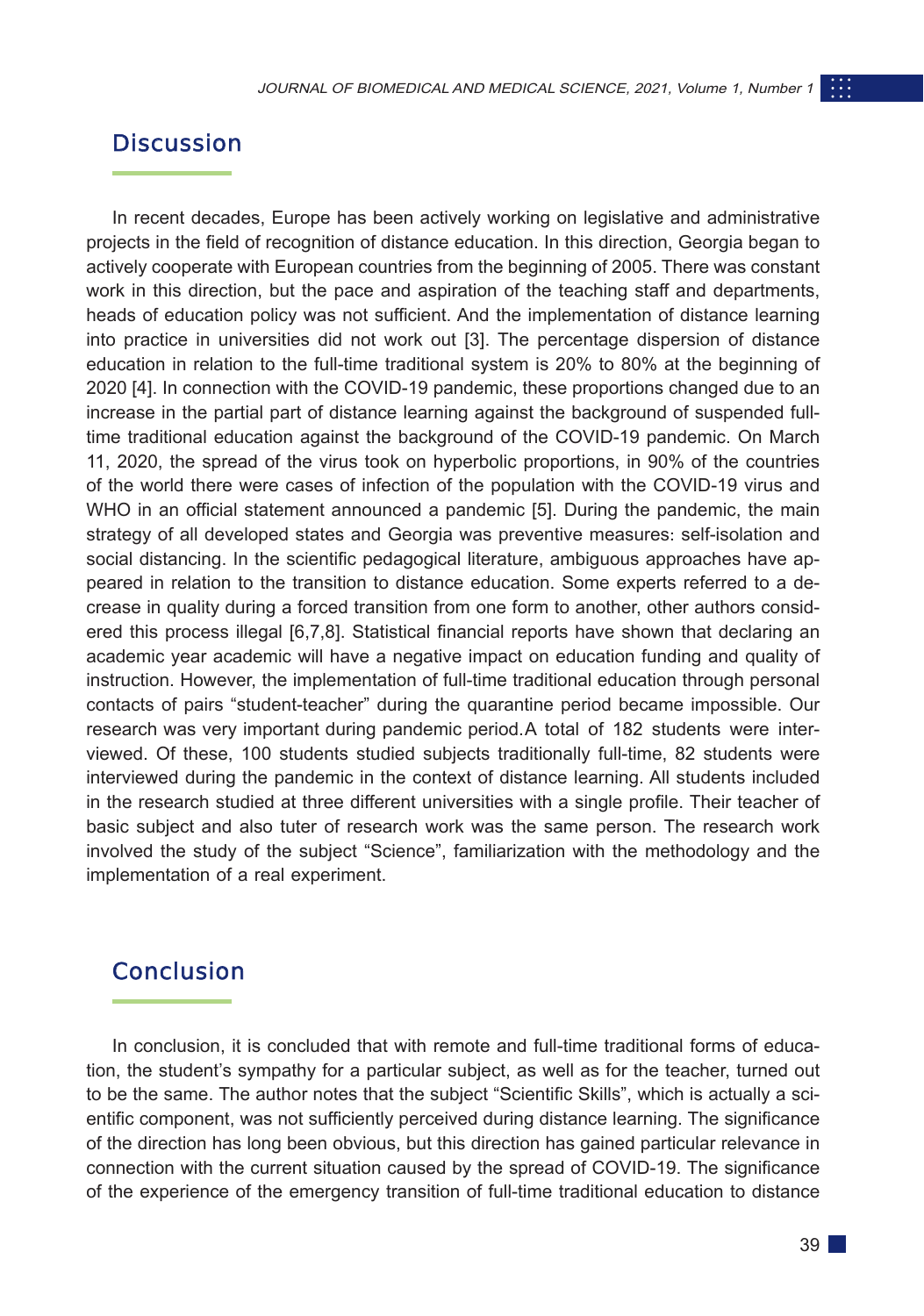## Discussion

In recent decades, Europe has been actively working on legislative and administrative projects in the field of recognition of distance education. In this direction, Georgia began to actively cooperate with European countries from the beginning of 2005. There was constant work in this direction, but the pace and aspiration of the teaching staff and departments, heads of education policy was not sufficient. And the implementation of distance learning into practice in universities did not work out [3]. The percentage dispersion of distance education in relation to the full-time traditional system is 20% to 80% at the beginning of 2020 [4]. In connection with the COVID-19 pandemic, these proportions changed due to an increase in the partial part of distance learning against the background of suspended full-time traditional education against the background of the COVID-19 pandemic. On March 11, 2020, the spread of the virus took on hyperbolic proportions, in 90% of the countries of the world there were cases of infection of the population with the COVID-19 virus and WHO in an official statement announced a pandemic [5]. During the pandemic, the main strategy of all developed states and Georgia was preventive measures: self-isolation and social distancing. In the scientific pedagogical literature, ambiguous approaches have appeared in relation to the transition to distance education. Some experts referred to a decrease in quality during a forced transition from one form to another, other authors considered this process illegal [6,7,8]. Statistical financial reports have shown that declaring an academic year academic will have a negative impact on education funding and quality of instruction. However, the implementation of full-time traditional education through personal contacts of pairs "student-teacher" during the quarantine period became impossible. Our research was very important during pandemic period.A total of 182 students were interviewed. Of these, 100 students studied subjects traditionally full-time, 82 students were interviewed during the pandemic in the context of distance learning. All students included in the research studied at three different universities with a single profile. Their teacher of basic subject and also tuter of research work was the same person. The research work involved the study of the subject "Science", familiarization with the methodology and the implementation of a real experiment.

## Conclusion

In conclusion, it is concluded that with remote and full-time traditional forms of education, the student's sympathy for a particular subject, as well as for the teacher, turned out to be the same. The author notes that the subject "Scientific Skills", which is actually a scientific component, was not sufficiently perceived during distance learning. The significance of the direction has long been obvious, but this direction has gained particular relevance in connection with the current situation caused by the spread of COVID-19. The significance of the experience of the emergency transition of full-time traditional education to distance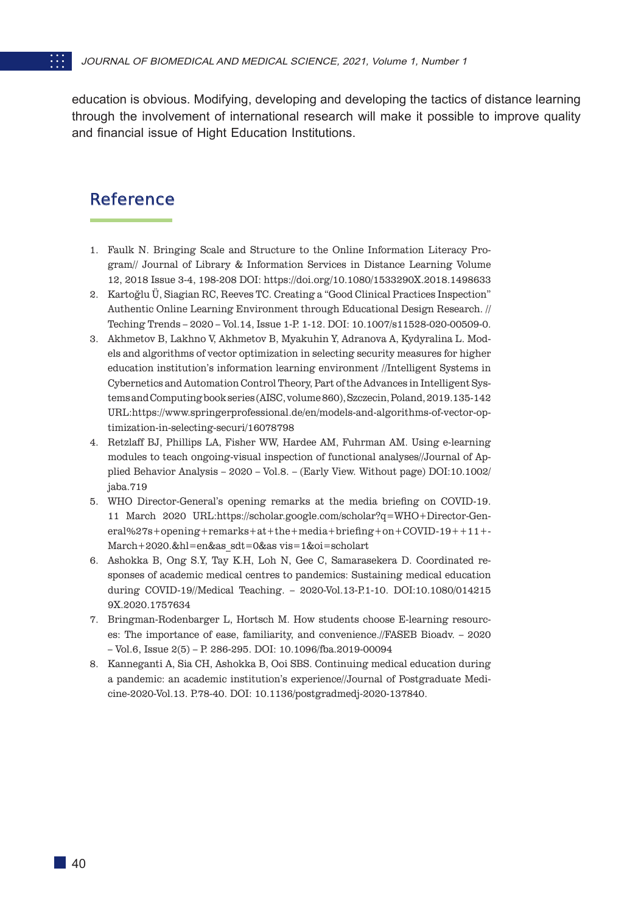education is obvious. Modifying, developing and developing the tactics of distance learning through the involvement of international research will make it possible to improve quality and financial issue of Hight Education Institutions.

## Reference

1. Faulk N. Bringing Scale and Structure to the Online Information Literacy Program// Journal of Library & Information Services in Distance Learning Volume 12, 2018 Issue 3-4, 198-208 DOI: https://doi.org/10.1080/1533290X.2018.1498633
2. Kartoğlu Ü, Siagian RC, Reeves TC. Creating a "Good Clinical Practices Inspection" Authentic Online Learning Environment through Educational Design Research. // Teching Trends – 2020 – Vol.14, Issue 1-P. 1-12. DOI: 10.1007/s11528-020-00509-0.
3. Akhmetov B, Lakhno V, Akhmetov B, Myakuhin Y, Adranova A, Kydyralina L. Models and algorithms of vector optimization in selecting security measures for higher education institution's information learning environment //Intelligent Systems in Cybernetics and Automation Control Theory, Part of the Advances in Intelligent Systems and Computing book series (AISC, volume 860), Szczecin, Poland, 2019.135-142 URL:https://www.springerprofessional.de/en/models-and-algorithms-of-vector-optimization-in-selecting-securi/16078798
4. Retzlaff BJ, Phillips LA, Fisher WW, Hardee AM, Fuhrman AM. Using e-learning modules to teach ongoing-visual inspection of functional analyses//Journal of Applied Behavior Analysis – 2020 – Vol.8. – (Early View. Without page) DOI:10.1002/jaba.719
5. WHO Director-General's opening remarks at the media briefing on COVID-19. 11 March 2020 URL:https://scholar.google.com/scholar?q=WHO+Director-General%27s+opening+remarks+at+the+media+briefing+on+COVID-19++11+-March+2020.&hl=en&as_sdt=0&as vis=1&oi=scholart
6. Ashokka B, Ong S.Y, Tay K.H, Loh N, Gee C, Samarasekera D. Coordinated responses of academic medical centres to pandemics: Sustaining medical education during COVID-19//Medical Teaching. – 2020-Vol.13-P.1-10. DOI:10.1080/0142159X.2020.1757634
7. Bringman-Rodenbarger L, Hortsch M. How students choose E-learning resources: The importance of ease, familiarity, and convenience.//FASEB Bioadv. – 2020 – Vol.6, Issue 2(5) – P. 286-295. DOI: 10.1096/fba.2019-00094
8. Kanneganti A, Sia CH, Ashokka B, Ooi SBS. Continuing medical education during a pandemic: an academic institution's experience//Journal of Postgraduate Medicine-2020-Vol.13. P.78-40. DOI: 10.1136/postgradmedj-2020-137840.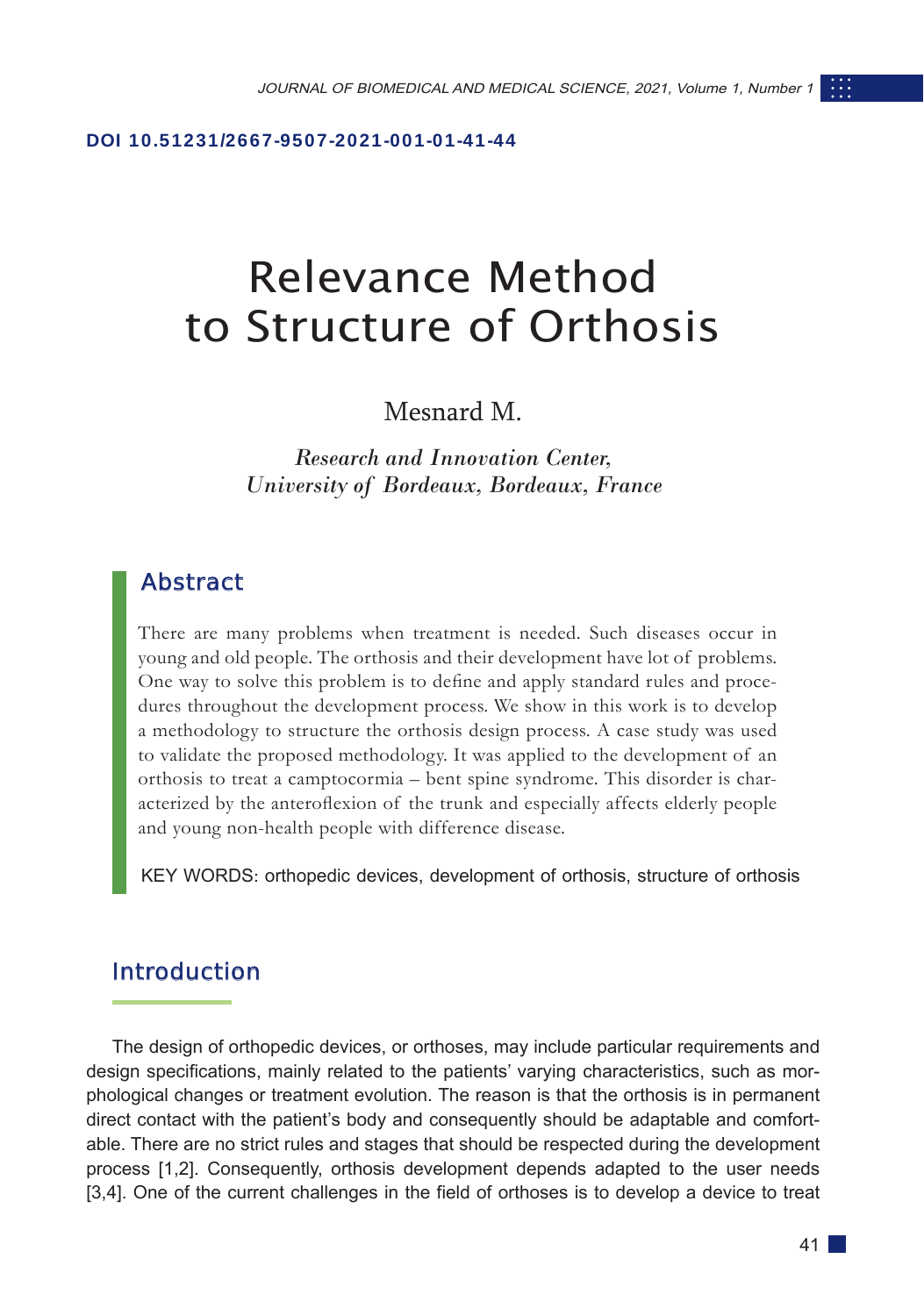**DOI 10.51231/2667-9507-2021-001-01-41-44**

# Relevance Method to Structure of Orthosis

Mesnard M.

*Research and Innovation Center, University of Bordeaux, Bordeaux, France*

## Abstract

There are many problems when treatment is needed. Such diseases occur in young and old people. The orthosis and their development have lot of problems. One way to solve this problem is to define and apply standard rules and procedures throughout the development process. We show in this work is to develop a methodology to structure the orthosis design process. A case study was used to validate the proposed methodology. It was applied to the development of an orthosis to treat a camptocormia – bent spine syndrome. This disorder is characterized by the anteroflexion of the trunk and especially affects elderly people and young non-health people with difference disease.

KEY WORDS: orthopedic devices, development of orthosis, structure of orthosis

## Introduction

The design of orthopedic devices, or orthoses, may include particular requirements and design specifications, mainly related to the patients' varying characteristics, such as morphological changes or treatment evolution. The reason is that the orthosis is in permanent direct contact with the patient's body and consequently should be adaptable and comfortable. There are no strict rules and stages that should be respected during the development process [1,2]. Consequently, orthosis development depends adapted to the user needs [3,4]. One of the current challenges in the field of orthoses is to develop a device to treat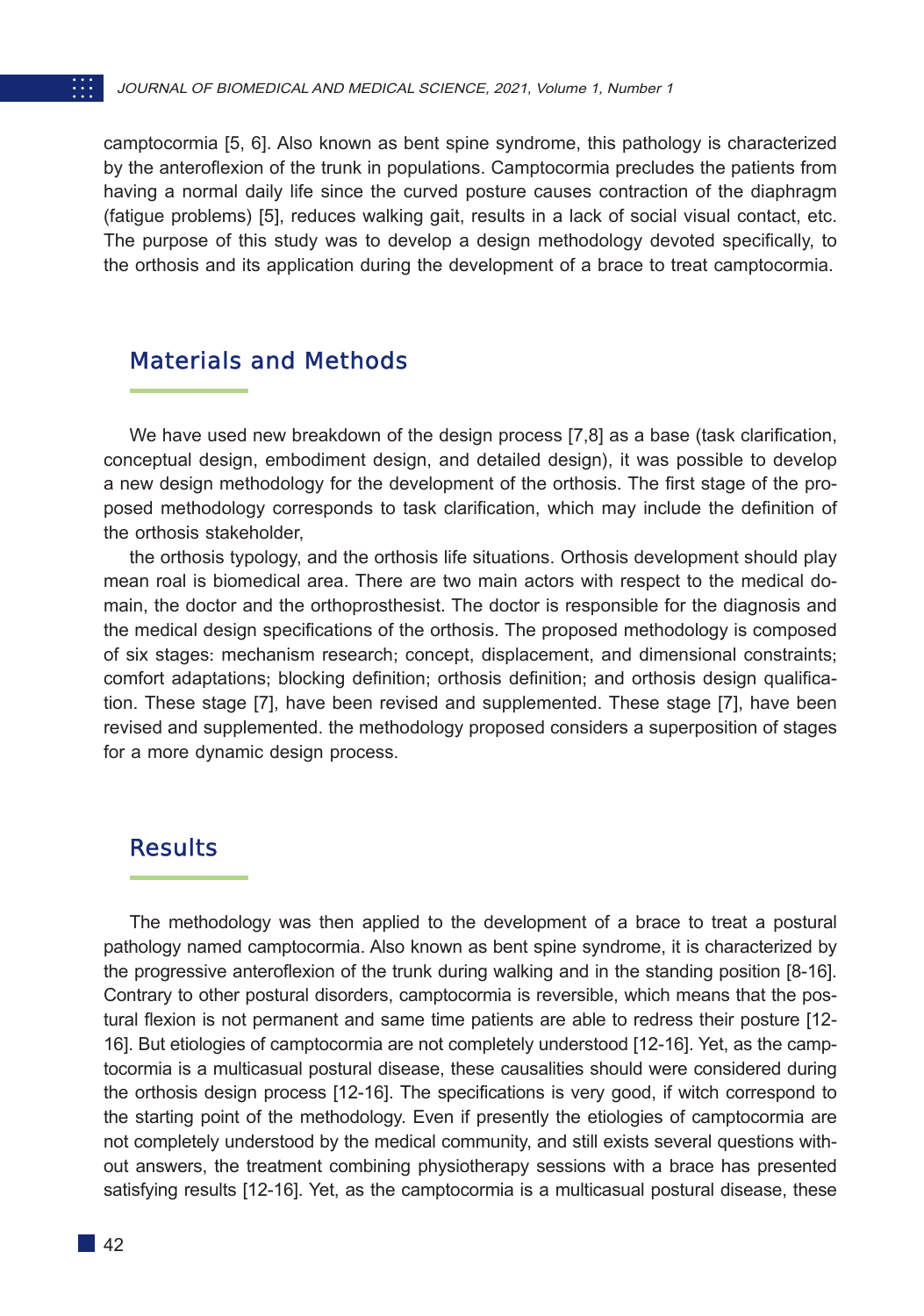camptocormia [5, 6]. Also known as bent spine syndrome, this pathology is characterized by the anteroflexion of the trunk in populations. Camptocormia precludes the patients from having a normal daily life since the curved posture causes contraction of the diaphragm (fatigue problems) [5], reduces walking gait, results in a lack of social visual contact, etc. The purpose of this study was to develop a design methodology devoted specifically, to the orthosis and its application during the development of a brace to treat camptocormia.

## Materials and Methods

We have used new breakdown of the design process [7,8] as a base (task clarification, conceptual design, embodiment design, and detailed design), it was possible to develop a new design methodology for the development of the orthosis. The first stage of the proposed methodology corresponds to task clarification, which may include the definition of the orthosis stakeholder,

the orthosis typology, and the orthosis life situations. Orthosis development should play mean roal is biomedical area. There are two main actors with respect to the medical domain, the doctor and the orthoprosthesist. The doctor is responsible for the diagnosis and the medical design specifications of the orthosis. The proposed methodology is composed of six stages: mechanism research; concept, displacement, and dimensional constraints; comfort adaptations; blocking definition; orthosis definition; and orthosis design qualification. These stage [7], have been revised and supplemented. These stage [7], have been revised and supplemented. the methodology proposed considers a superposition of stages for a more dynamic design process.

## Results

The methodology was then applied to the development of a brace to treat a postural pathology named camptocormia. Also known as bent spine syndrome, it is characterized by the progressive anteroflexion of the trunk during walking and in the standing position [8-16]. Contrary to other postural disorders, camptocormia is reversible, which means that the postural flexion is not permanent and same time patients are able to redress their posture [12-16]. But etiologies of camptocormia are not completely understood [12-16]. Yet, as the camptocormia is a multicasual postural disease, these causalities should were considered during the orthosis design process [12-16]. The specifications is very good, if witch correspond to the starting point of the methodology. Even if presently the etiologies of camptocormia are not completely understood by the medical community, and still exists several questions without answers, the treatment combining physiotherapy sessions with a brace has presented satisfying results [12-16]. Yet, as the camptocormia is a multicasual postural disease, these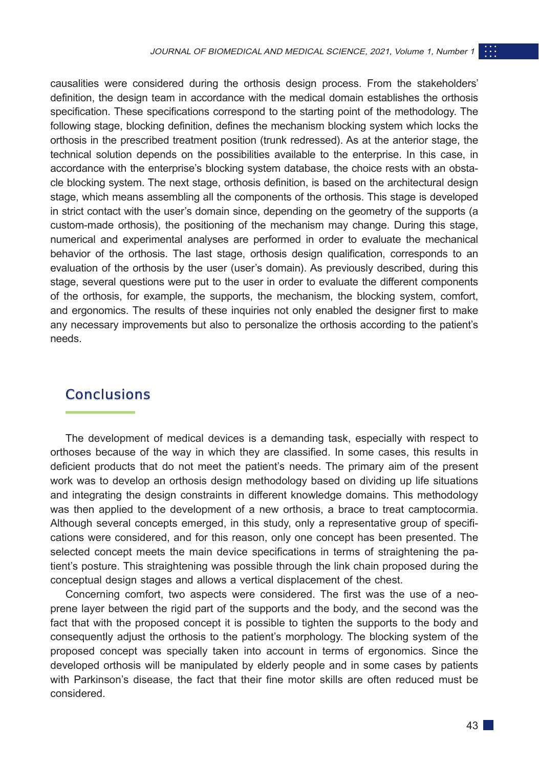causalities were considered during the orthosis design process. From the stakeholders' definition, the design team in accordance with the medical domain establishes the orthosis specification. These specifications correspond to the starting point of the methodology. The following stage, blocking definition, defines the mechanism blocking system which locks the orthosis in the prescribed treatment position (trunk redressed). As at the anterior stage, the technical solution depends on the possibilities available to the enterprise. In this case, in accordance with the enterprise's blocking system database, the choice rests with an obstacle blocking system. The next stage, orthosis definition, is based on the architectural design stage, which means assembling all the components of the orthosis. This stage is developed in strict contact with the user's domain since, depending on the geometry of the supports (a custom-made orthosis), the positioning of the mechanism may change. During this stage, numerical and experimental analyses are performed in order to evaluate the mechanical behavior of the orthosis. The last stage, orthosis design qualification, corresponds to an evaluation of the orthosis by the user (user's domain). As previously described, during this stage, several questions were put to the user in order to evaluate the different components of the orthosis, for example, the supports, the mechanism, the blocking system, comfort, and ergonomics. The results of these inquiries not only enabled the designer first to make any necessary improvements but also to personalize the orthosis according to the patient's needs.

## Conclusions

The development of medical devices is a demanding task, especially with respect to orthoses because of the way in which they are classified. In some cases, this results in deficient products that do not meet the patient's needs. The primary aim of the present work was to develop an orthosis design methodology based on dividing up life situations and integrating the design constraints in different knowledge domains. This methodology was then applied to the development of a new orthosis, a brace to treat camptocormia. Although several concepts emerged, in this study, only a representative group of specifications were considered, and for this reason, only one concept has been presented. The selected concept meets the main device specifications in terms of straightening the patient's posture. This straightening was possible through the link chain proposed during the conceptual design stages and allows a vertical displacement of the chest.

Concerning comfort, two aspects were considered. The first was the use of a neoprene layer between the rigid part of the supports and the body, and the second was the fact that with the proposed concept it is possible to tighten the supports to the body and consequently adjust the orthosis to the patient's morphology. The blocking system of the proposed concept was specially taken into account in terms of ergonomics. Since the developed orthosis will be manipulated by elderly people and in some cases by patients with Parkinson's disease, the fact that their fine motor skills are often reduced must be considered.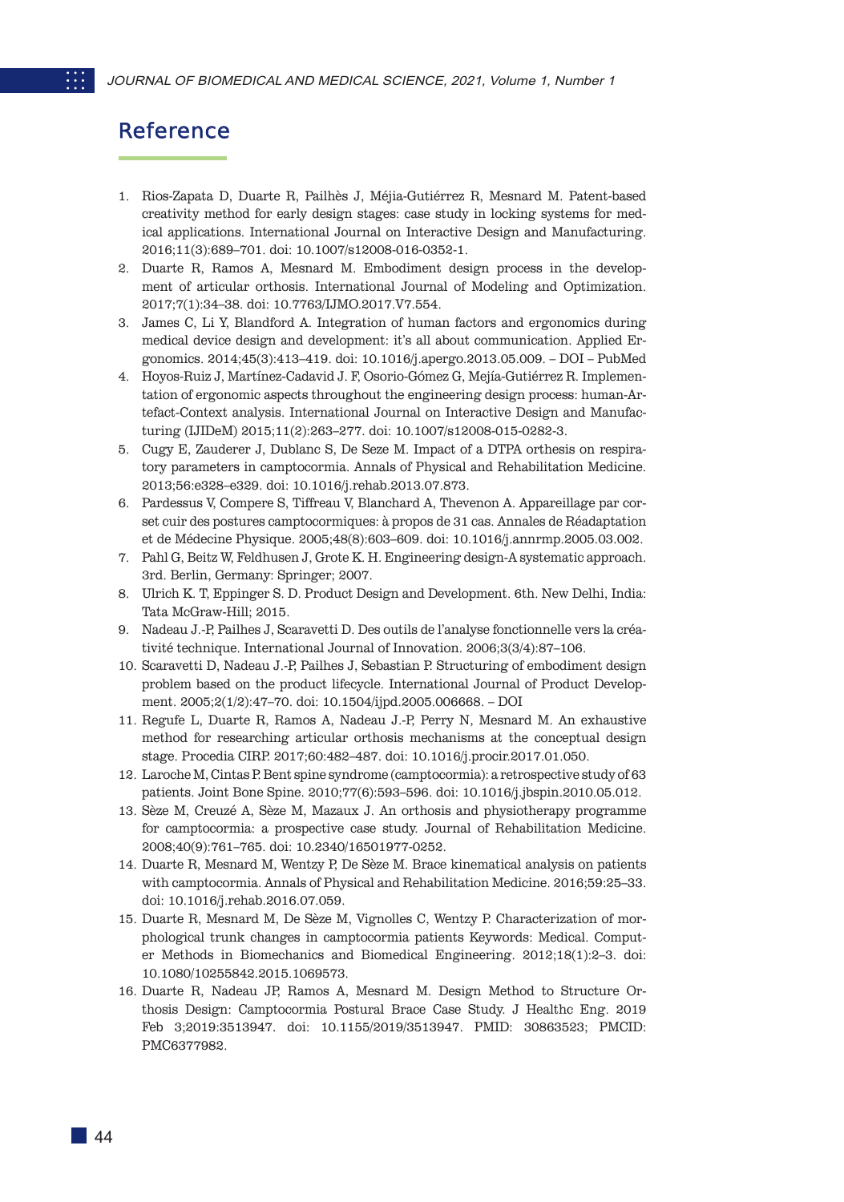## Reference

1. Rios-Zapata D, Duarte R, Pailhès J, Méjia-Gutiérrez R, Mesnard M. Patent-based creativity method for early design stages: case study in locking systems for medical applications. International Journal on Interactive Design and Manufacturing. 2016;11(3):689–701. doi: 10.1007/s12008-016-0352-1.
2. Duarte R, Ramos A, Mesnard M. Embodiment design process in the development of articular orthosis. International Journal of Modeling and Optimization. 2017;7(1):34–38. doi: 10.7763/IJMO.2017.V7.554.
3. James C, Li Y, Blandford A. Integration of human factors and ergonomics during medical device design and development: it's all about communication. Applied Ergonomics. 2014;45(3):413–419. doi: 10.1016/j.apergo.2013.05.009. – DOI – PubMed
4. Hoyos-Ruiz J, Martínez-Cadavid J. F, Osorio-Gómez G, Mejía-Gutiérrez R. Implementation of ergonomic aspects throughout the engineering design process: human-Artefact-Context analysis. International Journal on Interactive Design and Manufacturing (IJIDeM) 2015;11(2):263–277. doi: 10.1007/s12008-015-0282-3.
5. Cugy E, Zauderer J, Dublanc S, De Seze M. Impact of a DTPA orthesis on respiratory parameters in camptocormia. Annals of Physical and Rehabilitation Medicine. 2013;56:e328–e329. doi: 10.1016/j.rehab.2013.07.873.
6. Pardessus V, Compere S, Tiffreau V, Blanchard A, Thevenon A. Appareillage par corset cuir des postures camptocormiques: à propos de 31 cas. Annales de Réadaptation et de Médecine Physique. 2005;48(8):603–609. doi: 10.1016/j.annrmp.2005.03.002.
7. Pahl G, Beitz W, Feldhusen J, Grote K. H. Engineering design-A systematic approach. 3rd. Berlin, Germany: Springer; 2007.
8. Ulrich K. T, Eppinger S. D. Product Design and Development. 6th. New Delhi, India: Tata McGraw-Hill; 2015.
9. Nadeau J.-P, Pailhes J, Scaravetti D. Des outils de l'analyse fonctionnelle vers la créativité technique. International Journal of Innovation. 2006;3(3/4):87–106.
10. Scaravetti D, Nadeau J.-P, Pailhes J, Sebastian P. Structuring of embodiment design problem based on the product lifecycle. International Journal of Product Development. 2005;2(1/2):47–70. doi: 10.1504/ijpd.2005.006668. – DOI
11. Regufe L, Duarte R, Ramos A, Nadeau J.-P, Perry N, Mesnard M. An exhaustive method for researching articular orthosis mechanisms at the conceptual design stage. Procedia CIRP. 2017;60:482–487. doi: 10.1016/j.procir.2017.01.050.
12. Laroche M, Cintas P. Bent spine syndrome (camptocormia): a retrospective study of 63 patients. Joint Bone Spine. 2010;77(6):593–596. doi: 10.1016/j.jbspin.2010.05.012.
13. Sèze M, Creuzé A, Sèze M, Mazaux J. An orthosis and physiotherapy programme for camptocormia: a prospective case study. Journal of Rehabilitation Medicine. 2008;40(9):761–765. doi: 10.2340/16501977-0252.
14. Duarte R, Mesnard M, Wentzy P, De Sèze M. Brace kinematical analysis on patients with camptocormia. Annals of Physical and Rehabilitation Medicine. 2016;59:25–33. doi: 10.1016/j.rehab.2016.07.059.
15. Duarte R, Mesnard M, De Sèze M, Vignolles C, Wentzy P. Characterization of morphological trunk changes in camptocormia patients Keywords: Medical. Computer Methods in Biomechanics and Biomedical Engineering. 2012;18(1):2–3. doi: 10.1080/10255842.2015.1069573.
16. Duarte R, Nadeau JP, Ramos A, Mesnard M. Design Method to Structure Orthosis Design: Camptocormia Postural Brace Case Study. J Healthc Eng. 2019 Feb 3;2019:3513947. doi: 10.1155/2019/3513947. PMID: 30863523; PMCID: PMC6377982.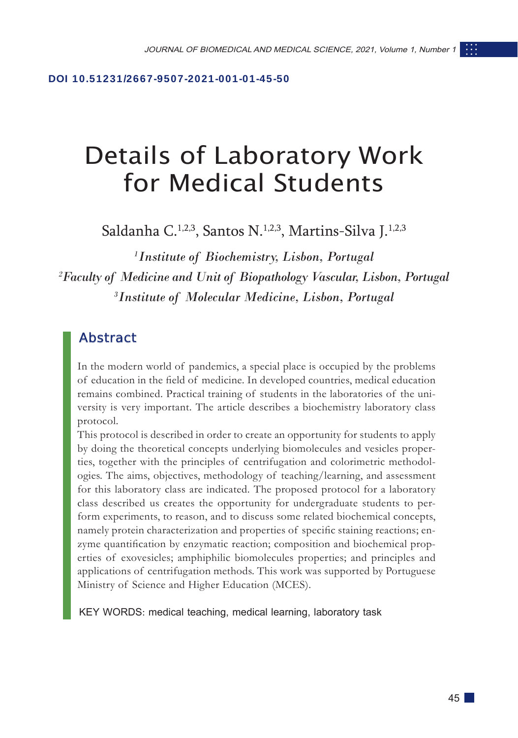DOI 10.51231/2667-9507-2021-001-01-45-50

# Details of Laboratory Work for Medical Students

Saldanha C.[1,2,3], Santos N.[1,2,3], Martins-Silva J.[1,2,3]

[1]*Institute of Biochemistry, Lisbon, Portugal*
[2]*Faculty of Medicine and Unit of Biopathology Vascular, Lisbon, Portugal*
[3]*Institute of Molecular Medicine, Lisbon, Portugal*

## Abstract

In the modern world of pandemics, a special place is occupied by the problems of education in the field of medicine. In developed countries, medical education remains combined. Practical training of students in the laboratories of the university is very important. The article describes a biochemistry laboratory class protocol.

This protocol is described in order to create an opportunity for students to apply by doing the theoretical concepts underlying biomolecules and vesicles properties, together with the principles of centrifugation and colorimetric methodologies. The aims, objectives, methodology of teaching/learning, and assessment for this laboratory class are indicated. The proposed protocol for a laboratory class described us creates the opportunity for undergraduate students to perform experiments, to reason, and to discuss some related biochemical concepts, namely protein characterization and properties of specific staining reactions; enzyme quantification by enzymatic reaction; composition and biochemical properties of exovesicles; amphiphilic biomolecules properties; and principles and applications of centrifugation methods. This work was supported by Portuguese Ministry of Science and Higher Education (MCES).

KEY WORDS: medical teaching, medical learning, laboratory task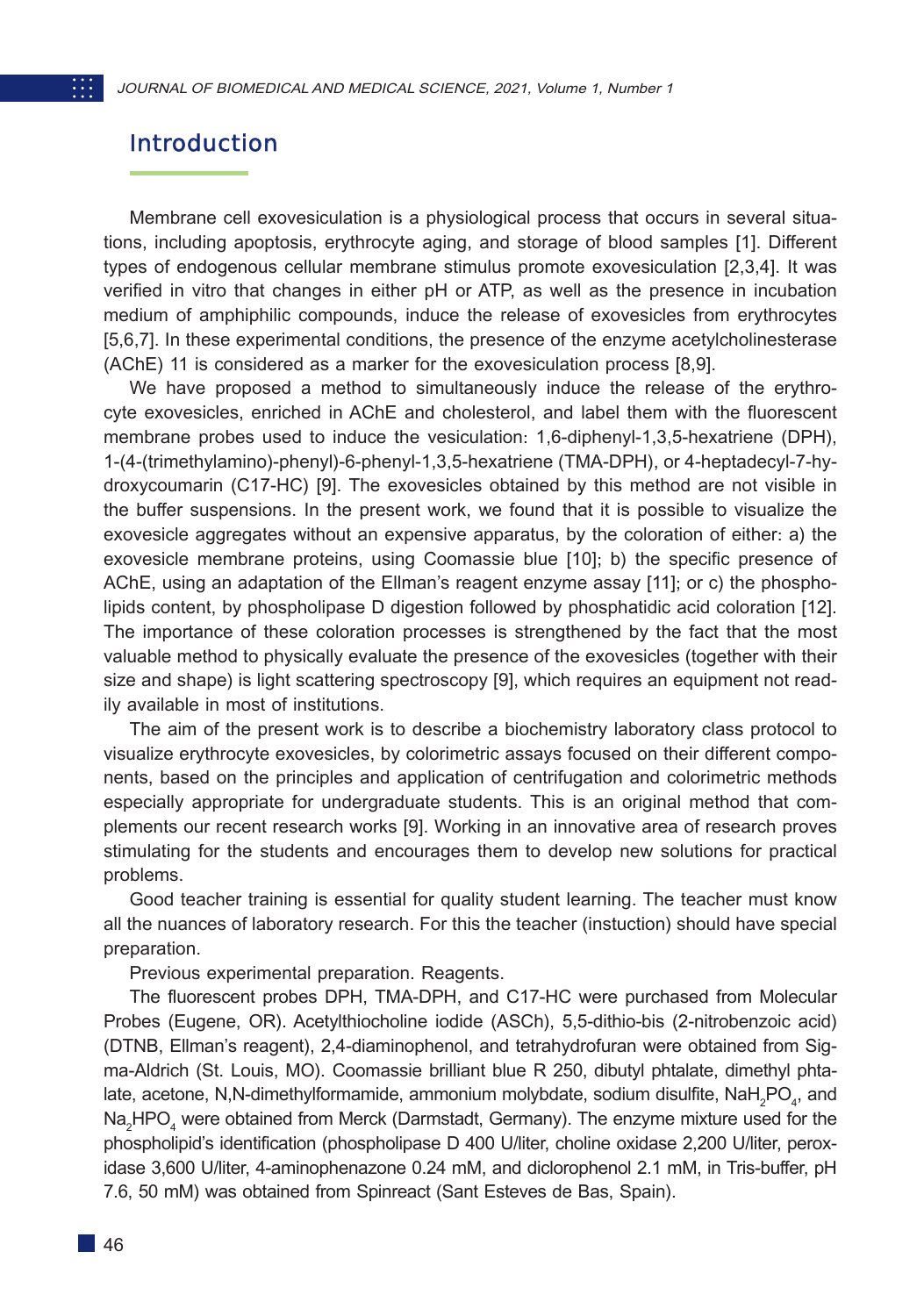## Introduction

Membrane cell exovesiculation is a physiological process that occurs in several situations, including apoptosis, erythrocyte aging, and storage of blood samples [1]. Different types of endogenous cellular membrane stimulus promote exovesiculation [2,3,4]. It was verified in vitro that changes in either pH or ATP, as well as the presence in incubation medium of amphiphilic compounds, induce the release of exovesicles from erythrocytes [5,6,7]. In these experimental conditions, the presence of the enzyme acetylcholinesterase (AChE) 11 is considered as a marker for the exovesiculation process [8,9].

We have proposed a method to simultaneously induce the release of the erythrocyte exovesicles, enriched in AChE and cholesterol, and label them with the fluorescent membrane probes used to induce the vesiculation: 1,6-diphenyl-1,3,5-hexatriene (DPH), 1-(4-(trimethylamino)-phenyl)-6-phenyl-1,3,5-hexatriene (TMA-DPH), or 4-heptadecyl-7-hydroxycoumarin (C17-HC) [9]. The exovesicles obtained by this method are not visible in the buffer suspensions. In the present work, we found that it is possible to visualize the exovesicle aggregates without an expensive apparatus, by the coloration of either: a) the exovesicle membrane proteins, using Coomassie blue [10]; b) the specific presence of AChE, using an adaptation of the Ellman's reagent enzyme assay [11]; or c) the phospholipids content, by phospholipase D digestion followed by phosphatidic acid coloration [12]. The importance of these coloration processes is strengthened by the fact that the most valuable method to physically evaluate the presence of the exovesicles (together with their size and shape) is light scattering spectroscopy [9], which requires an equipment not readily available in most of institutions.

The aim of the present work is to describe a biochemistry laboratory class protocol to visualize erythrocyte exovesicles, by colorimetric assays focused on their different components, based on the principles and application of centrifugation and colorimetric methods especially appropriate for undergraduate students. This is an original method that complements our recent research works [9]. Working in an innovative area of research proves stimulating for the students and encourages them to develop new solutions for practical problems.

Good teacher training is essential for quality student learning. The teacher must know all the nuances of laboratory research. For this the teacher (instuction) should have special preparation.

Previous experimental preparation. Reagents.

The fluorescent probes DPH, TMA-DPH, and C17-HC were purchased from Molecular Probes (Eugene, OR). Acetylthiocholine iodide (ASCh), 5,5-dithio-bis (2-nitrobenzoic acid) (DTNB, Ellman's reagent), 2,4-diaminophenol, and tetrahydrofuran were obtained from Sigma-Aldrich (St. Louis, MO). Coomassie brilliant blue R 250, dibutyl phtalate, dimethyl phtalate, acetone, N,N-dimethylformamide, ammonium molybdate, sodium disulfite, $NaH_2PO_4$, and $Na_2HPO_4$ were obtained from Merck (Darmstadt, Germany). The enzyme mixture used for the phospholipid's identification (phospholipase D 400 U/liter, choline oxidase 2,200 U/liter, peroxidase 3,600 U/liter, 4-aminophenazone 0.24 mM, and diclorophenol 2.1 mM, in Tris-buffer, pH 7.6, 50 mM) was obtained from Spinreact (Sant Esteves de Bas, Spain).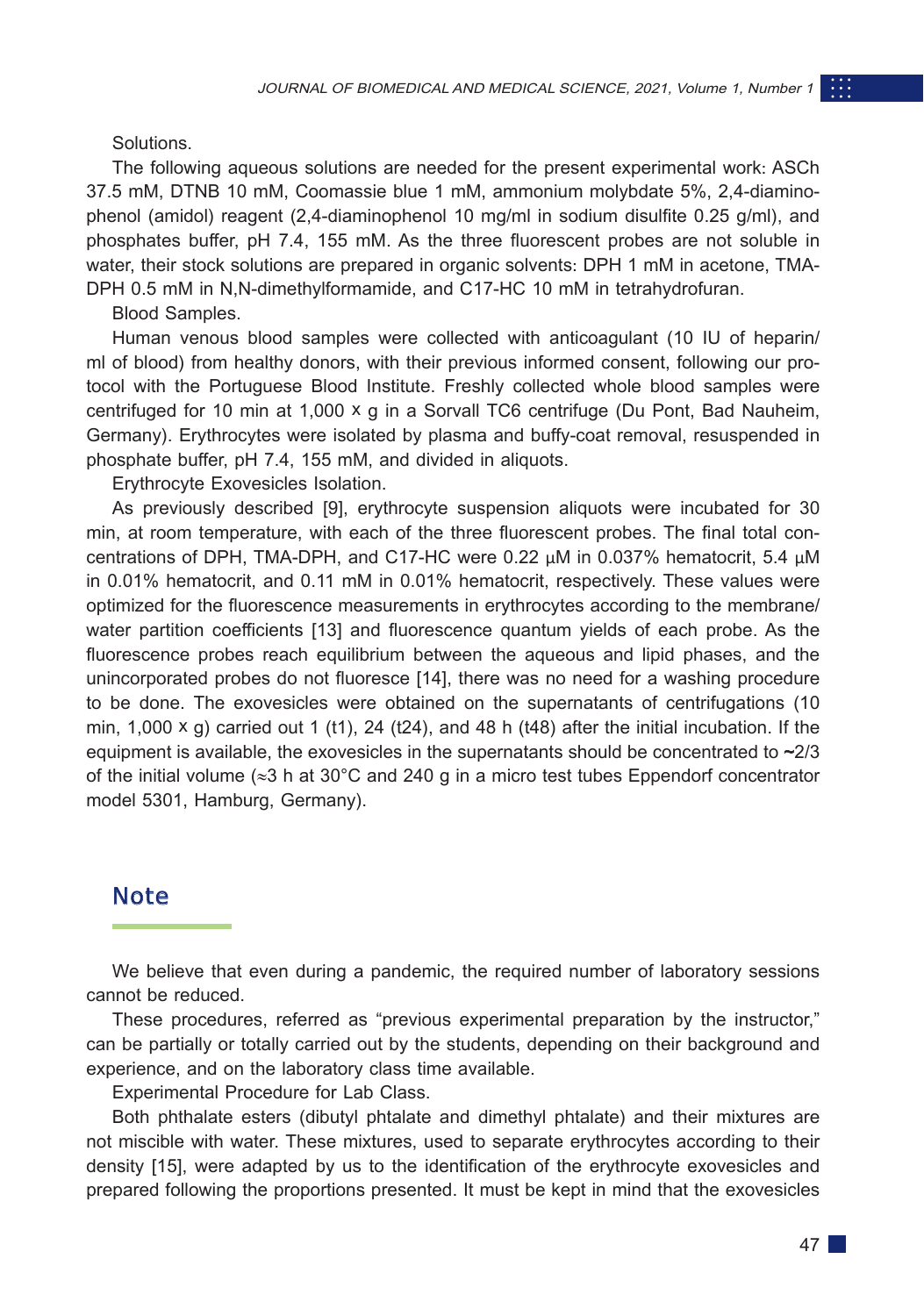Solutions.

The following aqueous solutions are needed for the present experimental work: ASCh 37.5 mM, DTNB 10 mM, Coomassie blue 1 mM, ammonium molybdate 5%, 2,4-diaminophenol (amidol) reagent (2,4-diaminophenol 10 mg/ml in sodium disulfite 0.25 g/ml), and phosphates buffer, pH 7.4, 155 mM. As the three fluorescent probes are not soluble in water, their stock solutions are prepared in organic solvents: DPH 1 mM in acetone, TMA-DPH 0.5 mM in N,N-dimethylformamide, and C17-HC 10 mM in tetrahydrofuran.

Blood Samples.

Human venous blood samples were collected with anticoagulant (10 IU of heparin/ml of blood) from healthy donors, with their previous informed consent, following our protocol with the Portuguese Blood Institute. Freshly collected whole blood samples were centrifuged for 10 min at 1,000 x g in a Sorvall TC6 centrifuge (Du Pont, Bad Nauheim, Germany). Erythrocytes were isolated by plasma and buffy-coat removal, resuspended in phosphate buffer, pH 7.4, 155 mM, and divided in aliquots.

Erythrocyte Exovesicles Isolation.

As previously described [9], erythrocyte suspension aliquots were incubated for 30 min, at room temperature, with each of the three fluorescent probes. The final total concentrations of DPH, TMA-DPH, and C17-HC were 0.22 μM in 0.037% hematocrit, 5.4 μM in 0.01% hematocrit, and 0.11 mM in 0.01% hematocrit, respectively. These values were optimized for the fluorescence measurements in erythrocytes according to the membrane/water partition coefficients [13] and fluorescence quantum yields of each probe. As the fluorescence probes reach equilibrium between the aqueous and lipid phases, and the unincorporated probes do not fluoresce [14], there was no need for a washing procedure to be done. The exovesicles were obtained on the supernatants of centrifugations (10 min, 1,000 x g) carried out 1 (t1), 24 (t24), and 48 h (t48) after the initial incubation. If the equipment is available, the exovesicles in the supernatants should be concentrated to ~2/3 of the initial volume (≈3 h at 30°C and 240 g in a micro test tubes Eppendorf concentrator model 5301, Hamburg, Germany).

## Note

We believe that even during a pandemic, the required number of laboratory sessions cannot be reduced.

These procedures, referred as "previous experimental preparation by the instructor," can be partially or totally carried out by the students, depending on their background and experience, and on the laboratory class time available.

Experimental Procedure for Lab Class.

Both phthalate esters (dibutyl phtalate and dimethyl phtalate) and their mixtures are not miscible with water. These mixtures, used to separate erythrocytes according to their density [15], were adapted by us to the identification of the erythrocyte exovesicles and prepared following the proportions presented. It must be kept in mind that the exovesicles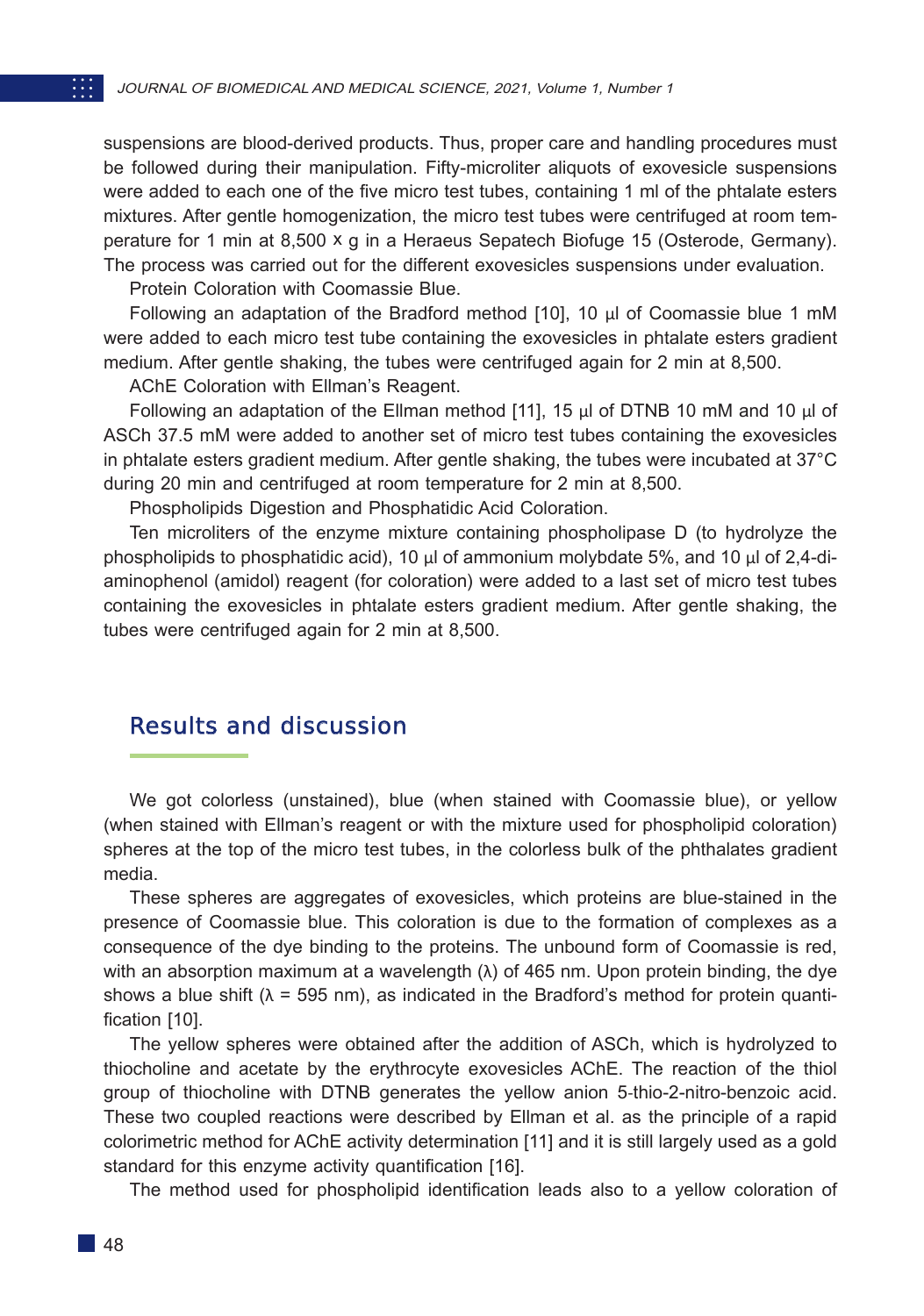suspensions are blood-derived products. Thus, proper care and handling procedures must be followed during their manipulation. Fifty-microliter aliquots of exovesicle suspensions were added to each one of the five micro test tubes, containing 1 ml of the phtalate esters mixtures. After gentle homogenization, the micro test tubes were centrifuged at room temperature for 1 min at 8,500 x g in a Heraeus Sepatech Biofuge 15 (Osterode, Germany). The process was carried out for the different exovesicles suspensions under evaluation.

Protein Coloration with Coomassie Blue.

Following an adaptation of the Bradford method [10], 10 µl of Coomassie blue 1 mM were added to each micro test tube containing the exovesicles in phtalate esters gradient medium. After gentle shaking, the tubes were centrifuged again for 2 min at 8,500.

AChE Coloration with Ellman's Reagent.

Following an adaptation of the Ellman method [11], 15 µl of DTNB 10 mM and 10 µl of ASCh 37.5 mM were added to another set of micro test tubes containing the exovesicles in phtalate esters gradient medium. After gentle shaking, the tubes were incubated at 37°C during 20 min and centrifuged at room temperature for 2 min at 8,500.

Phospholipids Digestion and Phosphatidic Acid Coloration.

Ten microliters of the enzyme mixture containing phospholipase D (to hydrolyze the phospholipids to phosphatidic acid), 10 µl of ammonium molybdate 5%, and 10 µl of 2,4-diaminophenol (amidol) reagent (for coloration) were added to a last set of micro test tubes containing the exovesicles in phtalate esters gradient medium. After gentle shaking, the tubes were centrifuged again for 2 min at 8,500.

## Results and discussion

We got colorless (unstained), blue (when stained with Coomassie blue), or yellow (when stained with Ellman's reagent or with the mixture used for phospholipid coloration) spheres at the top of the micro test tubes, in the colorless bulk of the phthalates gradient media.

These spheres are aggregates of exovesicles, which proteins are blue-stained in the presence of Coomassie blue. This coloration is due to the formation of complexes as a consequence of the dye binding to the proteins. The unbound form of Coomassie is red, with an absorption maximum at a wavelength (λ) of 465 nm. Upon protein binding, the dye shows a blue shift (λ = 595 nm), as indicated in the Bradford's method for protein quantification [10].

The yellow spheres were obtained after the addition of ASCh, which is hydrolyzed to thiocholine and acetate by the erythrocyte exovesicles AChE. The reaction of the thiol group of thiocholine with DTNB generates the yellow anion 5-thio-2-nitro-benzoic acid. These two coupled reactions were described by Ellman et al. as the principle of a rapid colorimetric method for AChE activity determination [11] and it is still largely used as a gold standard for this enzyme activity quantification [16].

The method used for phospholipid identification leads also to a yellow coloration of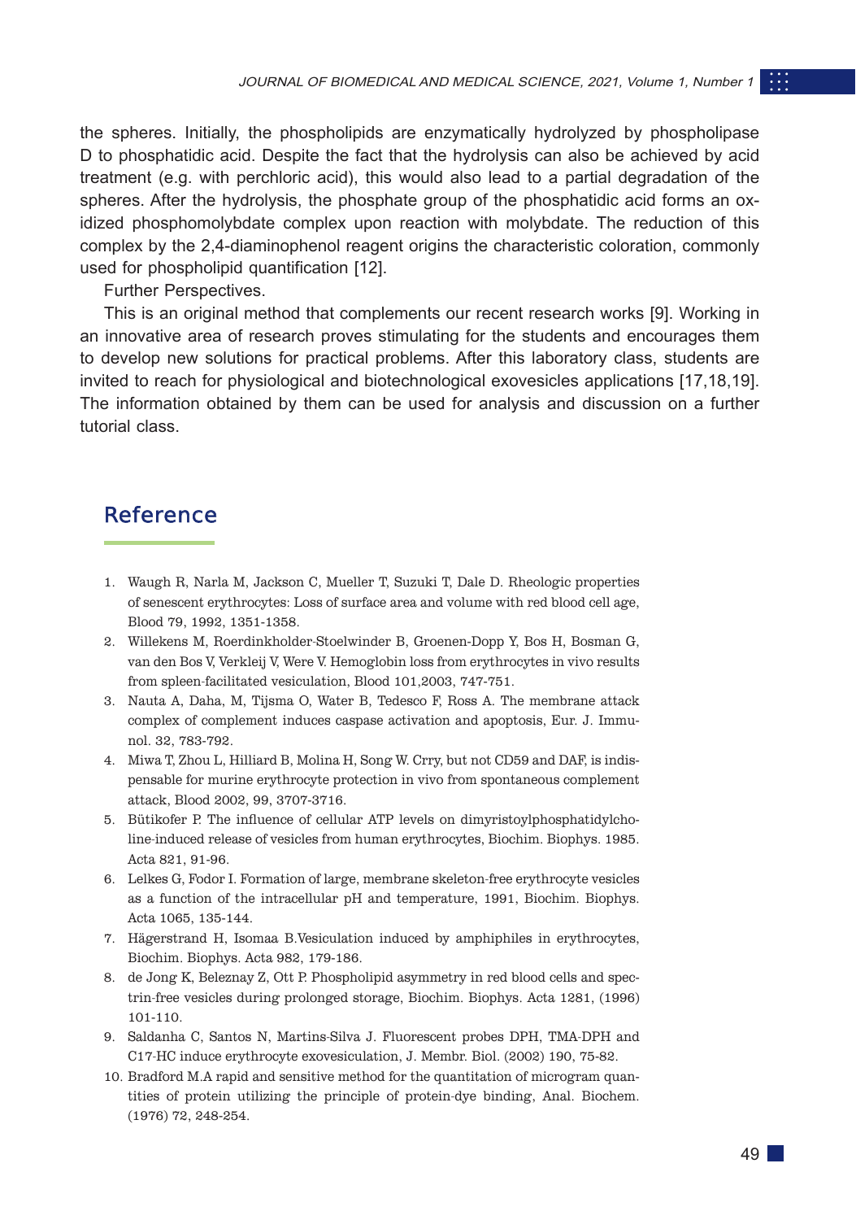the spheres. Initially, the phospholipids are enzymatically hydrolyzed by phospholipase D to phosphatidic acid. Despite the fact that the hydrolysis can also be achieved by acid treatment (e.g. with perchloric acid), this would also lead to a partial degradation of the spheres. After the hydrolysis, the phosphate group of the phosphatidic acid forms an oxidized phosphomolybdate complex upon reaction with molybdate. The reduction of this complex by the 2,4-diaminophenol reagent origins the characteristic coloration, commonly used for phospholipid quantification [12].

Further Perspectives.

This is an original method that complements our recent research works [9]. Working in an innovative area of research proves stimulating for the students and encourages them to develop new solutions for practical problems. After this laboratory class, students are invited to reach for physiological and biotechnological exovesicles applications [17,18,19]. The information obtained by them can be used for analysis and discussion on a further tutorial class.

## Reference

1. Waugh R, Narla M, Jackson C, Mueller T, Suzuki T, Dale D. Rheologic properties of senescent erythrocytes: Loss of surface area and volume with red blood cell age, Blood 79, 1992, 1351-1358.
2. Willekens M, Roerdinkholder-Stoelwinder B, Groenen-Dopp Y, Bos H, Bosman G, van den Bos V, Verkleij V, Were V. Hemoglobin loss from erythrocytes in vivo results from spleen-facilitated vesiculation, Blood 101,2003, 747-751.
3. Nauta A, Daha, M, Tijsma O, Water B, Tedesco F, Ross A. The membrane attack complex of complement induces caspase activation and apoptosis, Eur. J. Immunol. 32, 783-792.
4. Miwa T, Zhou L, Hilliard B, Molina H, Song W. Crry, but not CD59 and DAF, is indispensable for murine erythrocyte protection in vivo from spontaneous complement attack, Blood 2002, 99, 3707-3716.
5. Bütikofer P. The influence of cellular ATP levels on dimyristoylphosphatidylcholine-induced release of vesicles from human erythrocytes, Biochim. Biophys. 1985. Acta 821, 91-96.
6. Lelkes G, Fodor I. Formation of large, membrane skeleton-free erythrocyte vesicles as a function of the intracellular pH and temperature, 1991, Biochim. Biophys. Acta 1065, 135-144.
7. Hägerstrand H, Isomaa B.Vesiculation induced by amphiphiles in erythrocytes, Biochim. Biophys. Acta 982, 179-186.
8. de Jong K, Beleznay Z, Ott P. Phospholipid asymmetry in red blood cells and spectrin-free vesicles during prolonged storage, Biochim. Biophys. Acta 1281, (1996) 101-110.
9. Saldanha C, Santos N, Martins-Silva J. Fluorescent probes DPH, TMA-DPH and C17-HC induce erythrocyte exovesiculation, J. Membr. Biol. (2002) 190, 75-82.
10. Bradford M.A rapid and sensitive method for the quantitation of microgram quantities of protein utilizing the principle of protein-dye binding, Anal. Biochem. (1976) 72, 248-254.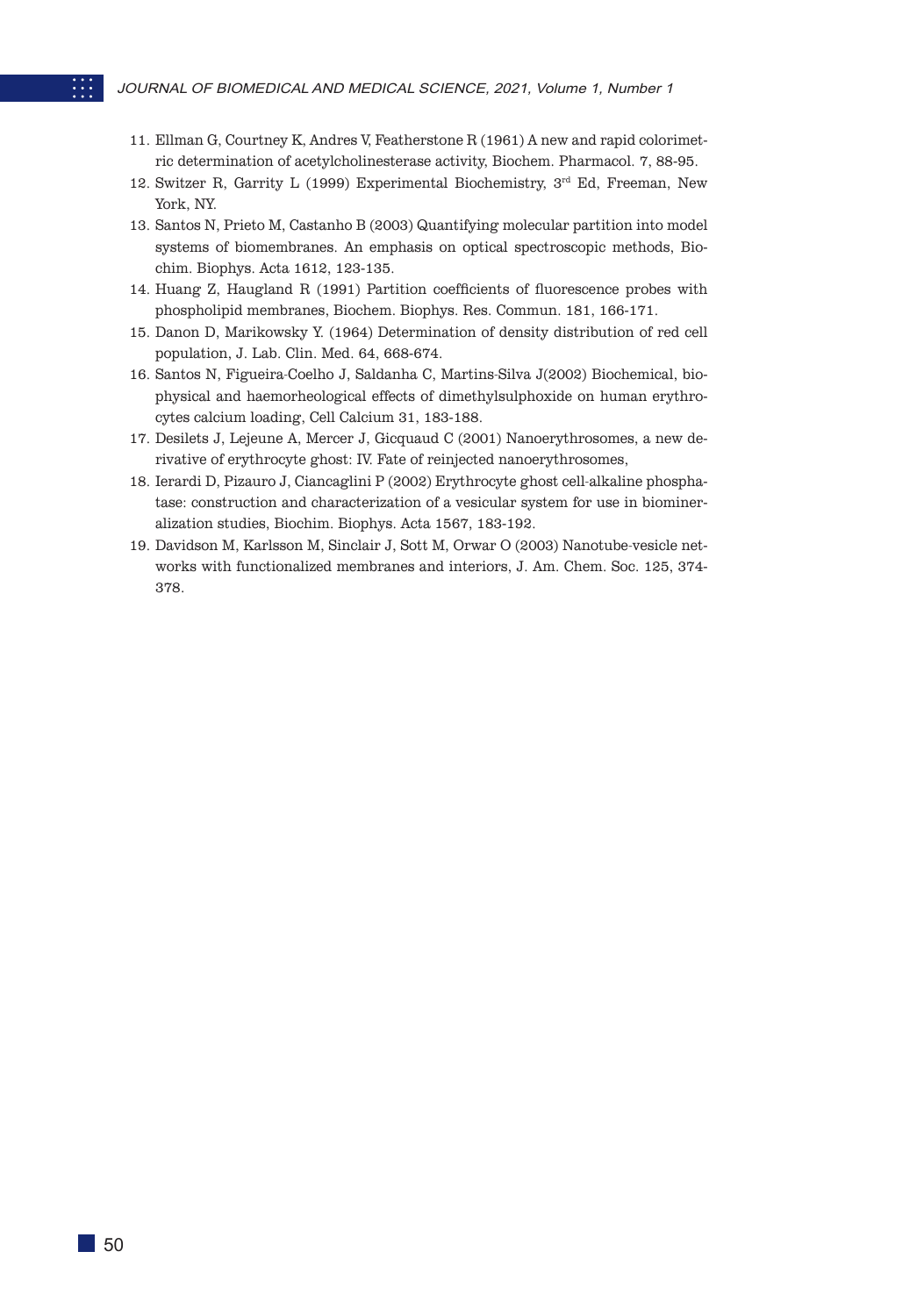11. Ellman G, Courtney K, Andres V, Featherstone R (1961) A new and rapid colorimetric determination of acetylcholinesterase activity, Biochem. Pharmacol. 7, 88-95.
12. Switzer R, Garrity L (1999) Experimental Biochemistry, 3rd Ed, Freeman, New York, NY.
13. Santos N, Prieto M, Castanho B (2003) Quantifying molecular partition into model systems of biomembranes. An emphasis on optical spectroscopic methods, Biochim. Biophys. Acta 1612, 123-135.
14. Huang Z, Haugland R (1991) Partition coefficients of fluorescence probes with phospholipid membranes, Biochem. Biophys. Res. Commun. 181, 166-171.
15. Danon D, Marikowsky Y. (1964) Determination of density distribution of red cell population, J. Lab. Clin. Med. 64, 668-674.
16. Santos N, Figueira-Coelho J, Saldanha C, Martins-Silva J(2002) Biochemical, biophysical and haemorheological effects of dimethylsulphoxide on human erythrocytes calcium loading, Cell Calcium 31, 183-188.
17. Desilets J, Lejeune A, Mercer J, Gicquaud C (2001) Nanoerythrosomes, a new derivative of erythrocyte ghost: IV. Fate of reinjected nanoerythrosomes,
18. Ierardi D, Pizauro J, Ciancaglini P (2002) Erythrocyte ghost cell-alkaline phosphatase: construction and characterization of a vesicular system for use in biomineralization studies, Biochim. Biophys. Acta 1567, 183-192.
19. Davidson M, Karlsson M, Sinclair J, Sott M, Orwar O (2003) Nanotube-vesicle networks with functionalized membranes and interiors, J. Am. Chem. Soc. 125, 374-378.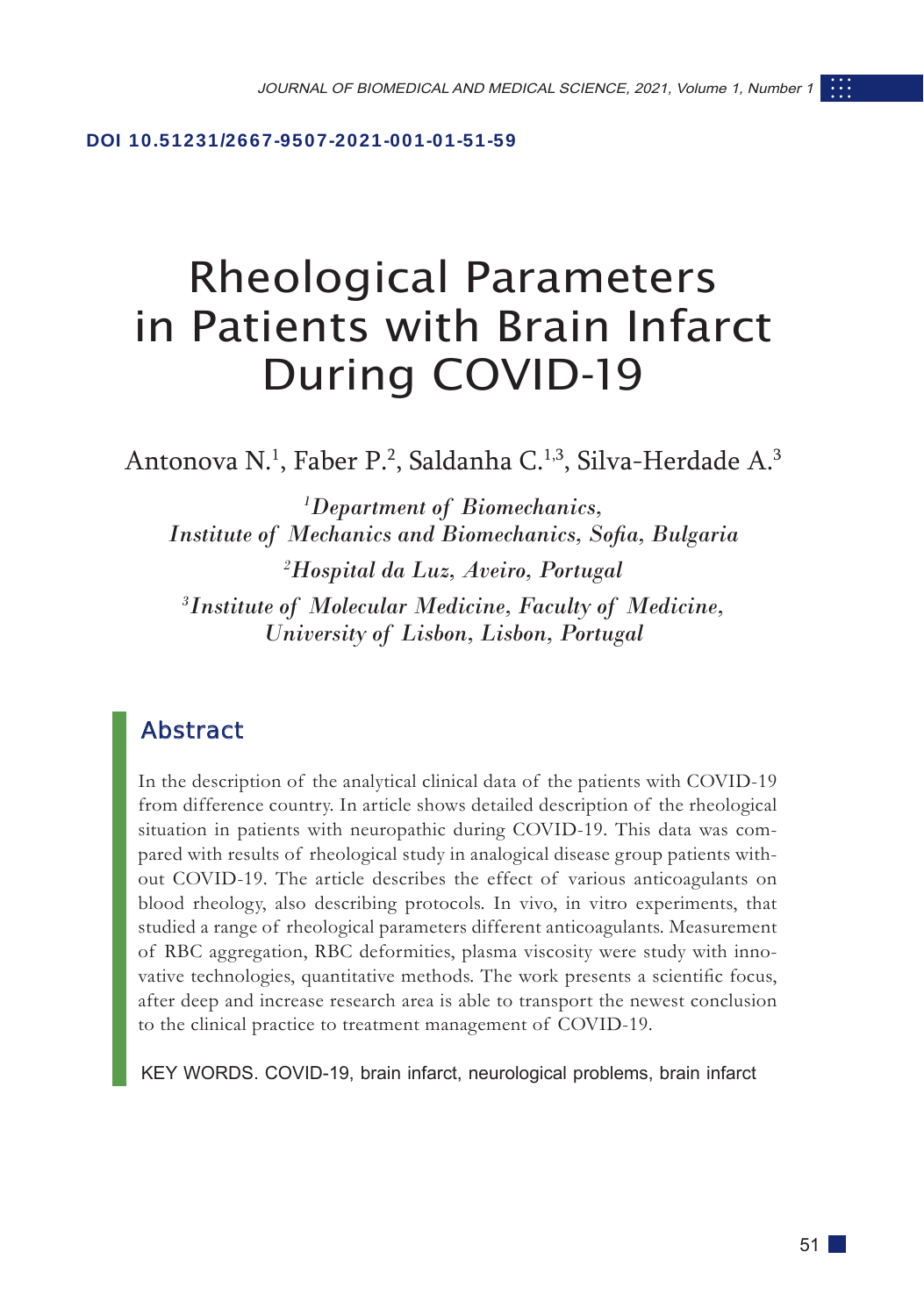**DOI 10.51231/2667-9507-2021-001-01-51-59**

# Rheological Parameters in Patients with Brain Infarct During COVID-19

Antonova N.[1], Faber P.[2], Saldanha C.[1,3], Silva-Herdade A.[3]

[1]*Department of Biomechanics, Institute of Mechanics and Biomechanics, Sofia, Bulgaria*

[2]*Hospital da Luz, Aveiro, Portugal*

[3]*Institute of Molecular Medicine, Faculty of Medicine, University of Lisbon, Lisbon, Portugal*

## Abstract

In the description of the analytical clinical data of the patients with COVID-19 from difference country. In article shows detailed description of the rheological situation in patients with neuropathic during COVID-19. This data was compared with results of rheological study in analogical disease group patients without COVID-19. The article describes the effect of various anticoagulants on blood rheology, also describing protocols. In vivo, in vitro experiments, that studied a range of rheological parameters different anticoagulants. Measurement of RBC aggregation, RBC deformities, plasma viscosity were study with innovative technologies, quantitative methods. The work presents a scientific focus, after deep and increase research area is able to transport the newest conclusion to the clinical practice to treatment management of COVID-19.

KEY WORDS. COVID-19, brain infarct, neurological problems, brain infarct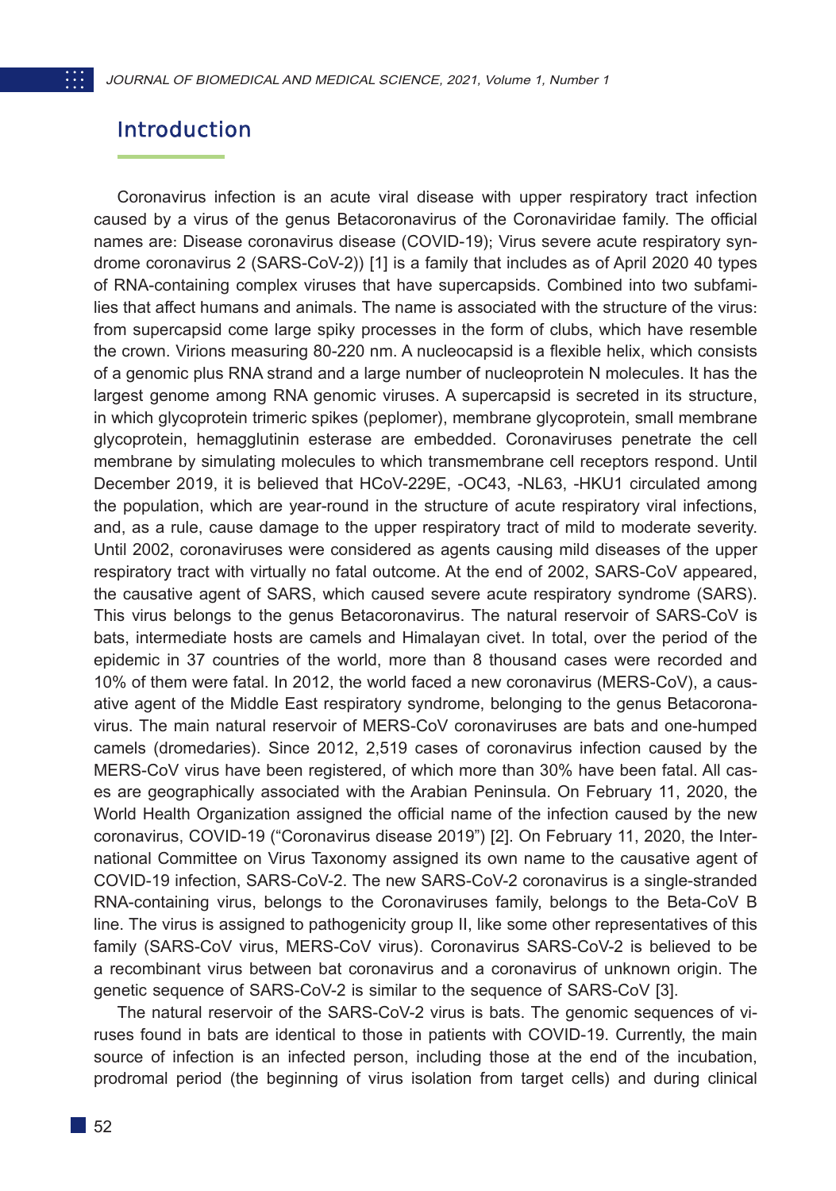## Introduction

Coronavirus infection is an acute viral disease with upper respiratory tract infection caused by a virus of the genus Betacoronavirus of the Coronaviridae family. The official names are: Disease coronavirus disease (COVID-19); Virus severe acute respiratory syndrome coronavirus 2 (SARS-CoV-2)) [1] is a family that includes as of April 2020 40 types of RNA-containing complex viruses that have supercapsids. Combined into two subfamilies that affect humans and animals. The name is associated with the structure of the virus: from supercapsid come large spiky processes in the form of clubs, which have resemble the crown. Virions measuring 80-220 nm. A nucleocapsid is a flexible helix, which consists of a genomic plus RNA strand and a large number of nucleoprotein N molecules. It has the largest genome among RNA genomic viruses. A supercapsid is secreted in its structure, in which glycoprotein trimeric spikes (peplomer), membrane glycoprotein, small membrane glycoprotein, hemagglutinin esterase are embedded. Coronaviruses penetrate the cell membrane by simulating molecules to which transmembrane cell receptors respond. Until December 2019, it is believed that HCoV-229E, -OC43, -NL63, -HKU1 circulated among the population, which are year-round in the structure of acute respiratory viral infections, and, as a rule, cause damage to the upper respiratory tract of mild to moderate severity. Until 2002, coronaviruses were considered as agents causing mild diseases of the upper respiratory tract with virtually no fatal outcome. At the end of 2002, SARS-CoV appeared, the causative agent of SARS, which caused severe acute respiratory syndrome (SARS). This virus belongs to the genus Betacoronavirus. The natural reservoir of SARS-CoV is bats, intermediate hosts are camels and Himalayan civet. In total, over the period of the epidemic in 37 countries of the world, more than 8 thousand cases were recorded and 10% of them were fatal. In 2012, the world faced a new coronavirus (MERS-CoV), a causative agent of the Middle East respiratory syndrome, belonging to the genus Betacoronavirus. The main natural reservoir of MERS-CoV coronaviruses are bats and one-humped camels (dromedaries). Since 2012, 2,519 cases of coronavirus infection caused by the MERS-CoV virus have been registered, of which more than 30% have been fatal. All cases are geographically associated with the Arabian Peninsula. On February 11, 2020, the World Health Organization assigned the official name of the infection caused by the new coronavirus, COVID-19 ("Coronavirus disease 2019") [2]. On February 11, 2020, the International Committee on Virus Taxonomy assigned its own name to the causative agent of COVID-19 infection, SARS-CoV-2. The new SARS-CoV-2 coronavirus is a single-stranded RNA-containing virus, belongs to the Coronaviruses family, belongs to the Beta-CoV B line. The virus is assigned to pathogenicity group II, like some other representatives of this family (SARS-CoV virus, MERS-CoV virus). Coronavirus SARS-CoV-2 is believed to be a recombinant virus between bat coronavirus and a coronavirus of unknown origin. The genetic sequence of SARS-CoV-2 is similar to the sequence of SARS-CoV [3].

The natural reservoir of the SARS-CoV-2 virus is bats. The genomic sequences of viruses found in bats are identical to those in patients with COVID-19. Currently, the main source of infection is an infected person, including those at the end of the incubation, prodromal period (the beginning of virus isolation from target cells) and during clinical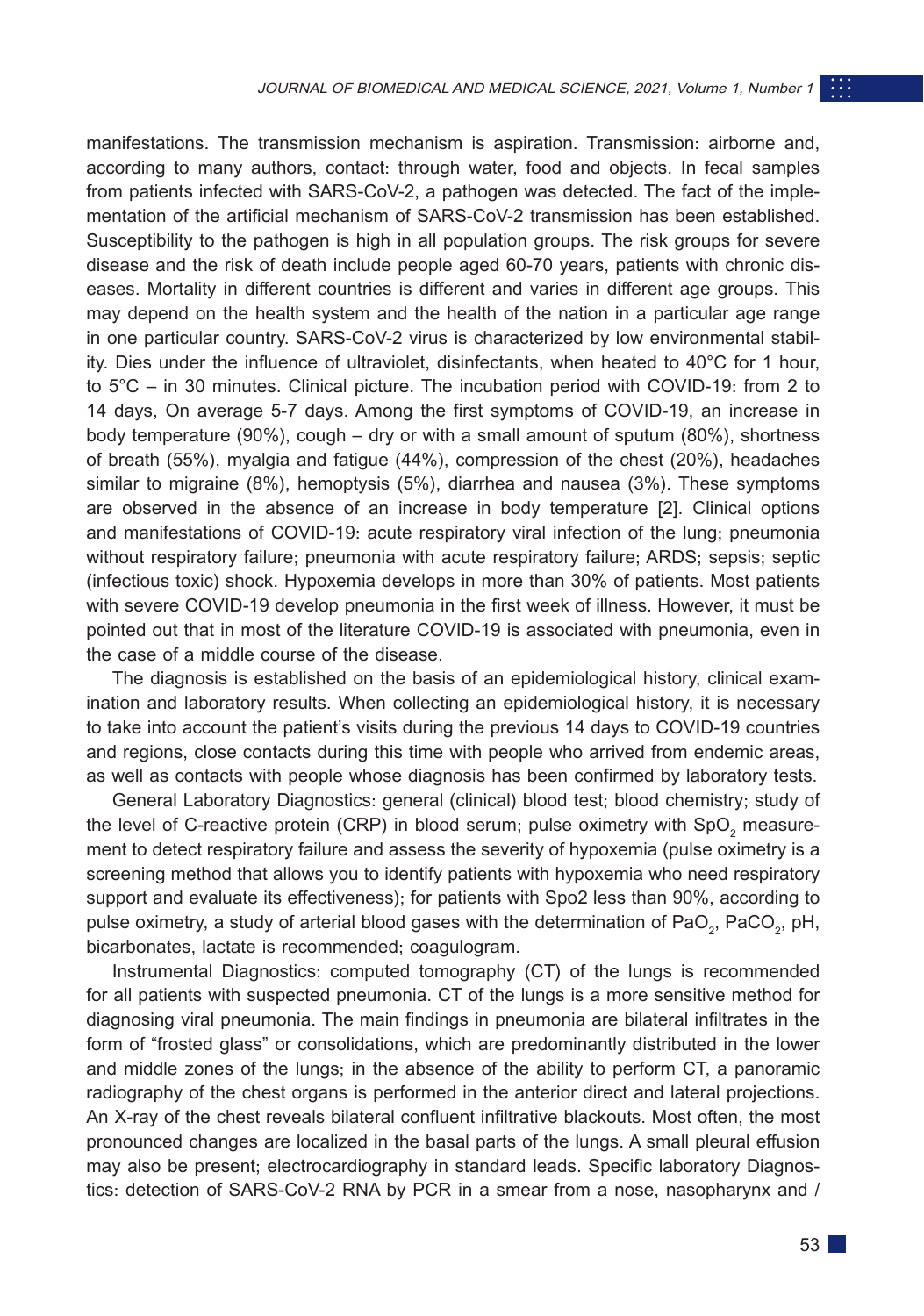manifestations. The transmission mechanism is aspiration. Transmission: airborne and, according to many authors, contact: through water, food and objects. In fecal samples from patients infected with SARS-CoV-2, a pathogen was detected. The fact of the implementation of the artificial mechanism of SARS-CoV-2 transmission has been established. Susceptibility to the pathogen is high in all population groups. The risk groups for severe disease and the risk of death include people aged 60-70 years, patients with chronic diseases. Mortality in different countries is different and varies in different age groups. This may depend on the health system and the health of the nation in a particular age range in one particular country. SARS-CoV-2 virus is characterized by low environmental stability. Dies under the influence of ultraviolet, disinfectants, when heated to 40°C for 1 hour, to 5°C – in 30 minutes. Clinical picture. The incubation period with COVID-19: from 2 to 14 days, On average 5-7 days. Among the first symptoms of COVID-19, an increase in body temperature (90%), cough – dry or with a small amount of sputum (80%), shortness of breath (55%), myalgia and fatigue (44%), compression of the chest (20%), headaches similar to migraine (8%), hemoptysis (5%), diarrhea and nausea (3%). These symptoms are observed in the absence of an increase in body temperature [2]. Clinical options and manifestations of COVID-19: acute respiratory viral infection of the lung; pneumonia without respiratory failure; pneumonia with acute respiratory failure; ARDS; sepsis; septic (infectious toxic) shock. Hypoxemia develops in more than 30% of patients. Most patients with severe COVID-19 develop pneumonia in the first week of illness. However, it must be pointed out that in most of the literature COVID-19 is associated with pneumonia, even in the case of a middle course of the disease.

The diagnosis is established on the basis of an epidemiological history, clinical examination and laboratory results. When collecting an epidemiological history, it is necessary to take into account the patient's visits during the previous 14 days to COVID-19 countries and regions, close contacts during this time with people who arrived from endemic areas, as well as contacts with people whose diagnosis has been confirmed by laboratory tests.

General Laboratory Diagnostics: general (clinical) blood test; blood chemistry; study of the level of C-reactive protein (CRP) in blood serum; pulse oximetry with $SpO_2$ measurement to detect respiratory failure and assess the severity of hypoxemia (pulse oximetry is a screening method that allows you to identify patients with hypoxemia who need respiratory support and evaluate its effectiveness); for patients with Spo2 less than 90%, according to pulse oximetry, a study of arterial blood gases with the determination of $PaO_2$, $PaCO_2$, pH, bicarbonates, lactate is recommended; coagulogram.

Instrumental Diagnostics: computed tomography (CT) of the lungs is recommended for all patients with suspected pneumonia. CT of the lungs is a more sensitive method for diagnosing viral pneumonia. The main findings in pneumonia are bilateral infiltrates in the form of "frosted glass" or consolidations, which are predominantly distributed in the lower and middle zones of the lungs; in the absence of the ability to perform CT, a panoramic radiography of the chest organs is performed in the anterior direct and lateral projections. An X-ray of the chest reveals bilateral confluent infiltrative blackouts. Most often, the most pronounced changes are localized in the basal parts of the lungs. A small pleural effusion may also be present; electrocardiography in standard leads. Specific laboratory Diagnostics: detection of SARS-CoV-2 RNA by PCR in a smear from a nose, nasopharynx and /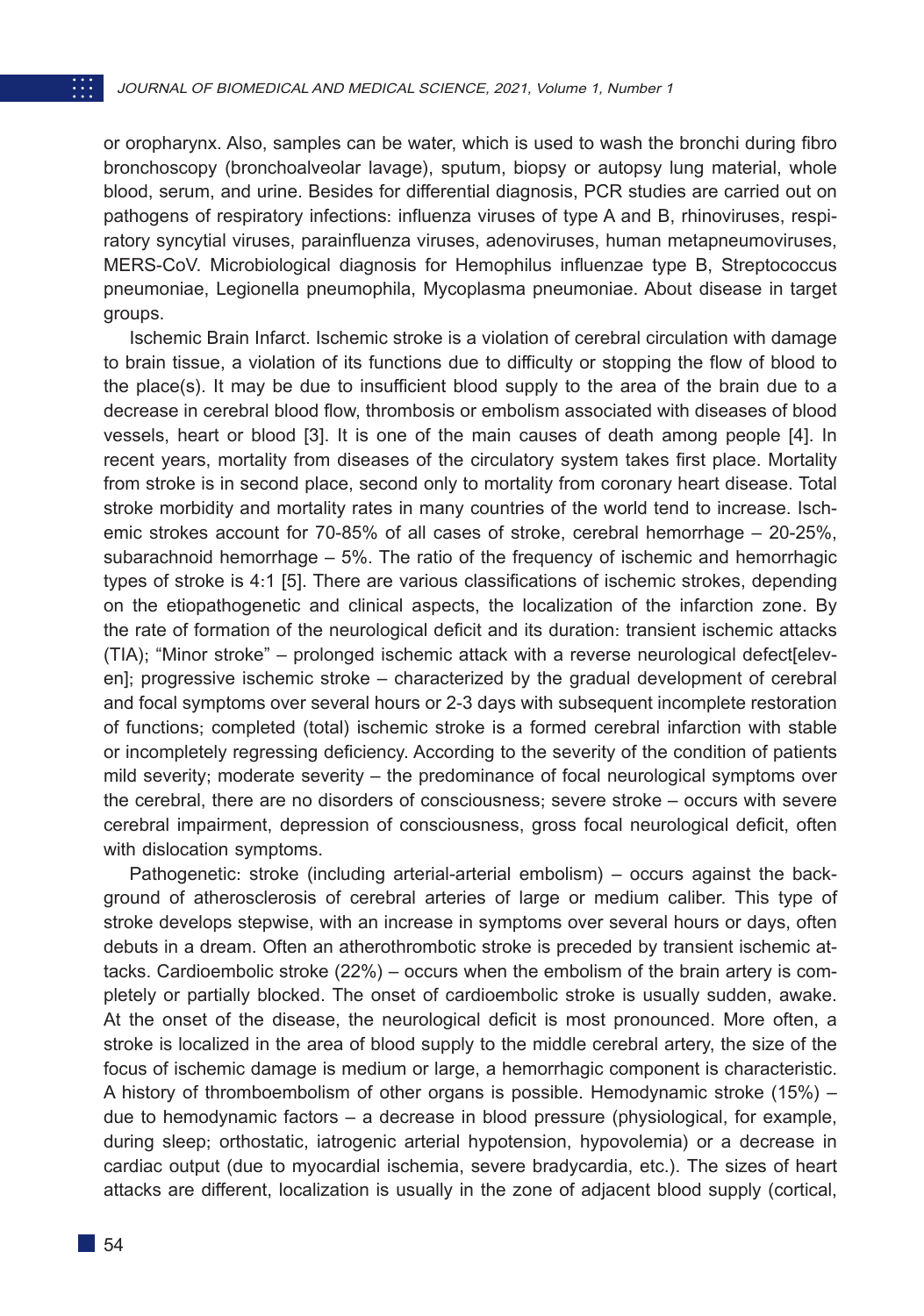or oropharynx. Also, samples can be water, which is used to wash the bronchi during fibro bronchoscopy (bronchoalveolar lavage), sputum, biopsy or autopsy lung material, whole blood, serum, and urine. Besides for differential diagnosis, PCR studies are carried out on pathogens of respiratory infections: influenza viruses of type A and B, rhinoviruses, respiratory syncytial viruses, parainfluenza viruses, adenoviruses, human metapneumoviruses, MERS-CoV. Microbiological diagnosis for Hemophilus influenzae type B, Streptococcus pneumoniae, Legionella pneumophila, Mycoplasma pneumoniae. About disease in target groups.

Ischemic Brain Infarct. Ischemic stroke is a violation of cerebral circulation with damage to brain tissue, a violation of its functions due to difficulty or stopping the flow of blood to the place(s). It may be due to insufficient blood supply to the area of the brain due to a decrease in cerebral blood flow, thrombosis or embolism associated with diseases of blood vessels, heart or blood [3]. It is one of the main causes of death among people [4]. In recent years, mortality from diseases of the circulatory system takes first place. Mortality from stroke is in second place, second only to mortality from coronary heart disease. Total stroke morbidity and mortality rates in many countries of the world tend to increase. Ischemic strokes account for 70-85% of all cases of stroke, cerebral hemorrhage – 20-25%, subarachnoid hemorrhage – 5%. The ratio of the frequency of ischemic and hemorrhagic types of stroke is 4:1 [5]. There are various classifications of ischemic strokes, depending on the etiopathogenetic and clinical aspects, the localization of the infarction zone. By the rate of formation of the neurological deficit and its duration: transient ischemic attacks (TIA); "Minor stroke" – prolonged ischemic attack with a reverse neurological defect[eleven]; progressive ischemic stroke – characterized by the gradual development of cerebral and focal symptoms over several hours or 2-3 days with subsequent incomplete restoration of functions; completed (total) ischemic stroke is a formed cerebral infarction with stable or incompletely regressing deficiency. According to the severity of the condition of patients mild severity; moderate severity – the predominance of focal neurological symptoms over the cerebral, there are no disorders of consciousness; severe stroke – occurs with severe cerebral impairment, depression of consciousness, gross focal neurological deficit, often with dislocation symptoms.

Pathogenetic: stroke (including arterial-arterial embolism) – occurs against the background of atherosclerosis of cerebral arteries of large or medium caliber. This type of stroke develops stepwise, with an increase in symptoms over several hours or days, often debuts in a dream. Often an atherothrombotic stroke is preceded by transient ischemic attacks. Cardioembolic stroke (22%) – occurs when the embolism of the brain artery is completely or partially blocked. The onset of cardioembolic stroke is usually sudden, awake. At the onset of the disease, the neurological deficit is most pronounced. More often, a stroke is localized in the area of blood supply to the middle cerebral artery, the size of the focus of ischemic damage is medium or large, a hemorrhagic component is characteristic. A history of thromboembolism of other organs is possible. Hemodynamic stroke (15%) – due to hemodynamic factors – a decrease in blood pressure (physiological, for example, during sleep; orthostatic, iatrogenic arterial hypotension, hypovolemia) or a decrease in cardiac output (due to myocardial ischemia, severe bradycardia, etc.). The sizes of heart attacks are different, localization is usually in the zone of adjacent blood supply (cortical,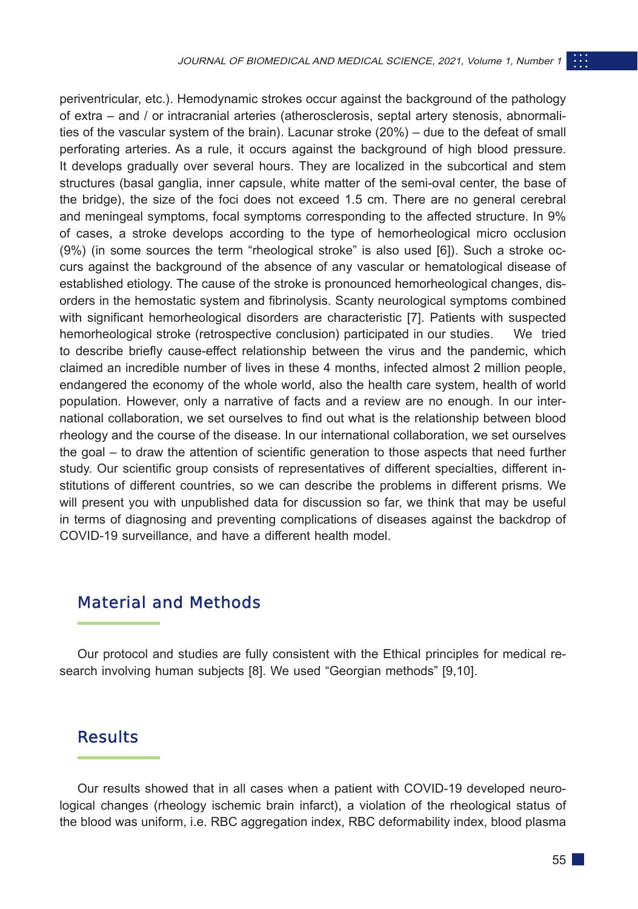periventricular, etc.). Hemodynamic strokes occur against the background of the pathology of extra – and / or intracranial arteries (atherosclerosis, septal artery stenosis, abnormalities of the vascular system of the brain). Lacunar stroke (20%) – due to the defeat of small perforating arteries. As a rule, it occurs against the background of high blood pressure. It develops gradually over several hours. They are localized in the subcortical and stem structures (basal ganglia, inner capsule, white matter of the semi-oval center, the base of the bridge), the size of the foci does not exceed 1.5 cm. There are no general cerebral and meningeal symptoms, focal symptoms corresponding to the affected structure. In 9% of cases, a stroke develops according to the type of hemorheological micro occlusion (9%) (in some sources the term "rheological stroke" is also used [6]). Such a stroke occurs against the background of the absence of any vascular or hematological disease of established etiology. The cause of the stroke is pronounced hemorheological changes, disorders in the hemostatic system and fibrinolysis. Scanty neurological symptoms combined with significant hemorheological disorders are characteristic [7]. Patients with suspected hemorheological stroke (retrospective conclusion) participated in our studies. We tried to describe briefly cause-effect relationship between the virus and the pandemic, which claimed an incredible number of lives in these 4 months, infected almost 2 million people, endangered the economy of the whole world, also the health care system, health of world population. However, only a narrative of facts and a review are no enough. In our international collaboration, we set ourselves to find out what is the relationship between blood rheology and the course of the disease. In our international collaboration, we set ourselves the goal – to draw the attention of scientific generation to those aspects that need further study. Our scientific group consists of representatives of different specialties, different institutions of different countries, so we can describe the problems in different prisms. We will present you with unpublished data for discussion so far, we think that may be useful in terms of diagnosing and preventing complications of diseases against the backdrop of COVID-19 surveillance, and have a different health model.

## Material and Methods

Our protocol and studies are fully consistent with the Ethical principles for medical research involving human subjects [8]. We used "Georgian methods" [9,10].

## Results

Our results showed that in all cases when a patient with COVID-19 developed neurological changes (rheology ischemic brain infarct), a violation of the rheological status of the blood was uniform, i.e. RBC aggregation index, RBC deformability index, blood plasma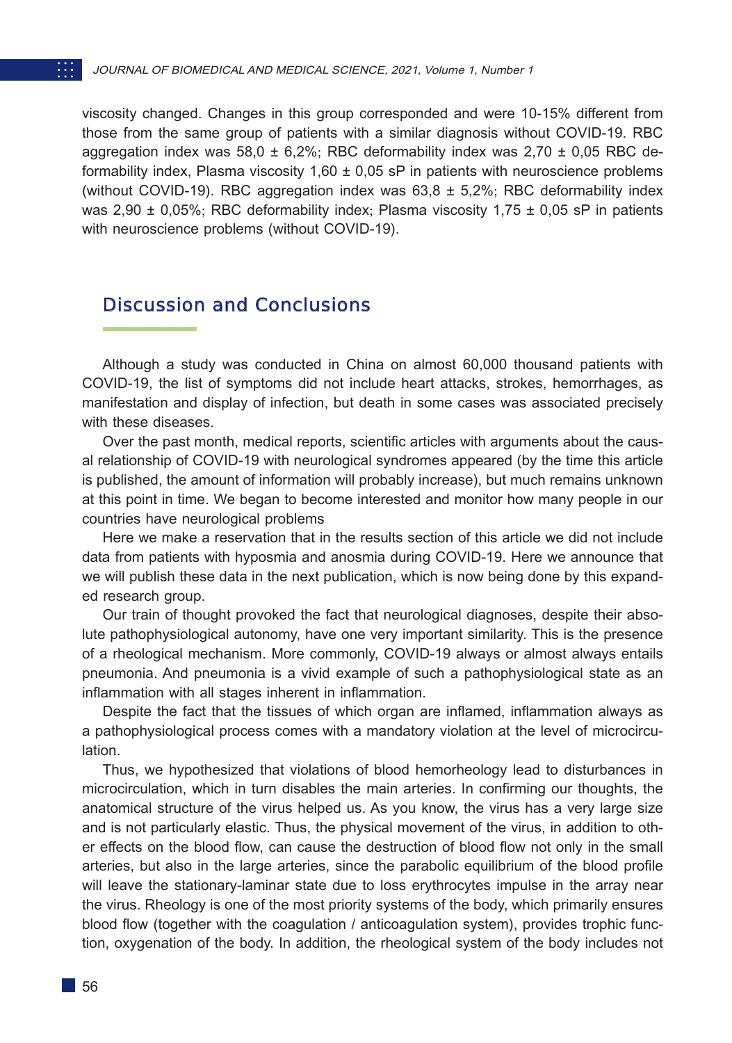viscosity changed. Changes in this group corresponded and were 10-15% different from those from the same group of patients with a similar diagnosis without COVID-19. RBC aggregation index was 58,0 ± 6,2%; RBC deformability index was 2,70 ± 0,05 RBC deformability index, Plasma viscosity 1,60 ± 0,05 sP in patients with neuroscience problems (without COVID-19). RBC aggregation index was 63,8 ± 5,2%; RBC deformability index was 2,90 ± 0,05%; RBC deformability index; Plasma viscosity 1,75 ± 0,05 sP in patients with neuroscience problems (without COVID-19).

## Discussion and Conclusions

Although a study was conducted in China on almost 60,000 thousand patients with COVID-19, the list of symptoms did not include heart attacks, strokes, hemorrhages, as manifestation and display of infection, but death in some cases was associated precisely with these diseases.

Over the past month, medical reports, scientific articles with arguments about the causal relationship of COVID-19 with neurological syndromes appeared (by the time this article is published, the amount of information will probably increase), but much remains unknown at this point in time. We began to become interested and monitor how many people in our countries have neurological problems

Here we make a reservation that in the results section of this article we did not include data from patients with hyposmia and anosmia during COVID-19. Here we announce that we will publish these data in the next publication, which is now being done by this expanded research group.

Our train of thought provoked the fact that neurological diagnoses, despite their absolute pathophysiological autonomy, have one very important similarity. This is the presence of a rheological mechanism. More commonly, COVID-19 always or almost always entails pneumonia. And pneumonia is a vivid example of such a pathophysiological state as an inflammation with all stages inherent in inflammation.

Despite the fact that the tissues of which organ are inflamed, inflammation always as a pathophysiological process comes with a mandatory violation at the level of microcirculation.

Thus, we hypothesized that violations of blood hemorheology lead to disturbances in microcirculation, which in turn disables the main arteries. In confirming our thoughts, the anatomical structure of the virus helped us. As you know, the virus has a very large size and is not particularly elastic. Thus, the physical movement of the virus, in addition to other effects on the blood flow, can cause the destruction of blood flow not only in the small arteries, but also in the large arteries, since the parabolic equilibrium of the blood profile will leave the stationary-laminar state due to loss erythrocytes impulse in the array near the virus. Rheology is one of the most priority systems of the body, which primarily ensures blood flow (together with the coagulation / anticoagulation system), provides trophic function, oxygenation of the body. In addition, the rheological system of the body includes not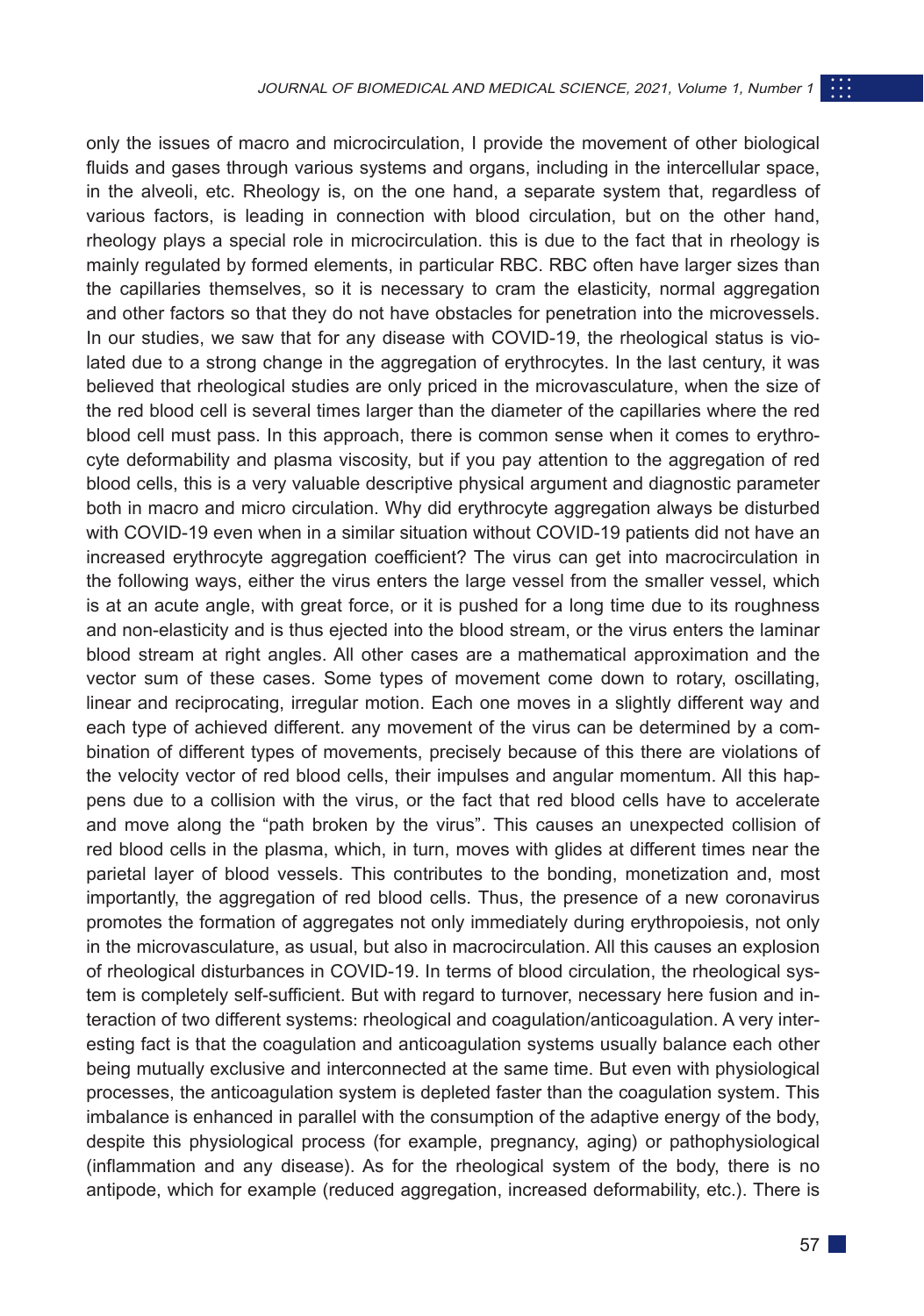only the issues of macro and microcirculation, I provide the movement of other biological fluids and gases through various systems and organs, including in the intercellular space, in the alveoli, etc. Rheology is, on the one hand, a separate system that, regardless of various factors, is leading in connection with blood circulation, but on the other hand, rheology plays a special role in microcirculation. this is due to the fact that in rheology is mainly regulated by formed elements, in particular RBC. RBC often have larger sizes than the capillaries themselves, so it is necessary to cram the elasticity, normal aggregation and other factors so that they do not have obstacles for penetration into the microvessels. In our studies, we saw that for any disease with COVID-19, the rheological status is violated due to a strong change in the aggregation of erythrocytes. In the last century, it was believed that rheological studies are only priced in the microvasculature, when the size of the red blood cell is several times larger than the diameter of the capillaries where the red blood cell must pass. In this approach, there is common sense when it comes to erythrocyte deformability and plasma viscosity, but if you pay attention to the aggregation of red blood cells, this is a very valuable descriptive physical argument and diagnostic parameter both in macro and micro circulation. Why did erythrocyte aggregation always be disturbed with COVID-19 even when in a similar situation without COVID-19 patients did not have an increased erythrocyte aggregation coefficient? The virus can get into macrocirculation in the following ways, either the virus enters the large vessel from the smaller vessel, which is at an acute angle, with great force, or it is pushed for a long time due to its roughness and non-elasticity and is thus ejected into the blood stream, or the virus enters the laminar blood stream at right angles. All other cases are a mathematical approximation and the vector sum of these cases. Some types of movement come down to rotary, oscillating, linear and reciprocating, irregular motion. Each one moves in a slightly different way and each type of achieved different. any movement of the virus can be determined by a combination of different types of movements, precisely because of this there are violations of the velocity vector of red blood cells, their impulses and angular momentum. All this happens due to a collision with the virus, or the fact that red blood cells have to accelerate and move along the "path broken by the virus". This causes an unexpected collision of red blood cells in the plasma, which, in turn, moves with glides at different times near the parietal layer of blood vessels. This contributes to the bonding, monetization and, most importantly, the aggregation of red blood cells. Thus, the presence of a new coronavirus promotes the formation of aggregates not only immediately during erythropoiesis, not only in the microvasculature, as usual, but also in macrocirculation. All this causes an explosion of rheological disturbances in COVID-19. In terms of blood circulation, the rheological system is completely self-sufficient. But with regard to turnover, necessary here fusion and interaction of two different systems: rheological and coagulation/anticoagulation. A very interesting fact is that the coagulation and anticoagulation systems usually balance each other being mutually exclusive and interconnected at the same time. But even with physiological processes, the anticoagulation system is depleted faster than the coagulation system. This imbalance is enhanced in parallel with the consumption of the adaptive energy of the body, despite this physiological process (for example, pregnancy, aging) or pathophysiological (inflammation and any disease). As for the rheological system of the body, there is no antipode, which for example (reduced aggregation, increased deformability, etc.). There is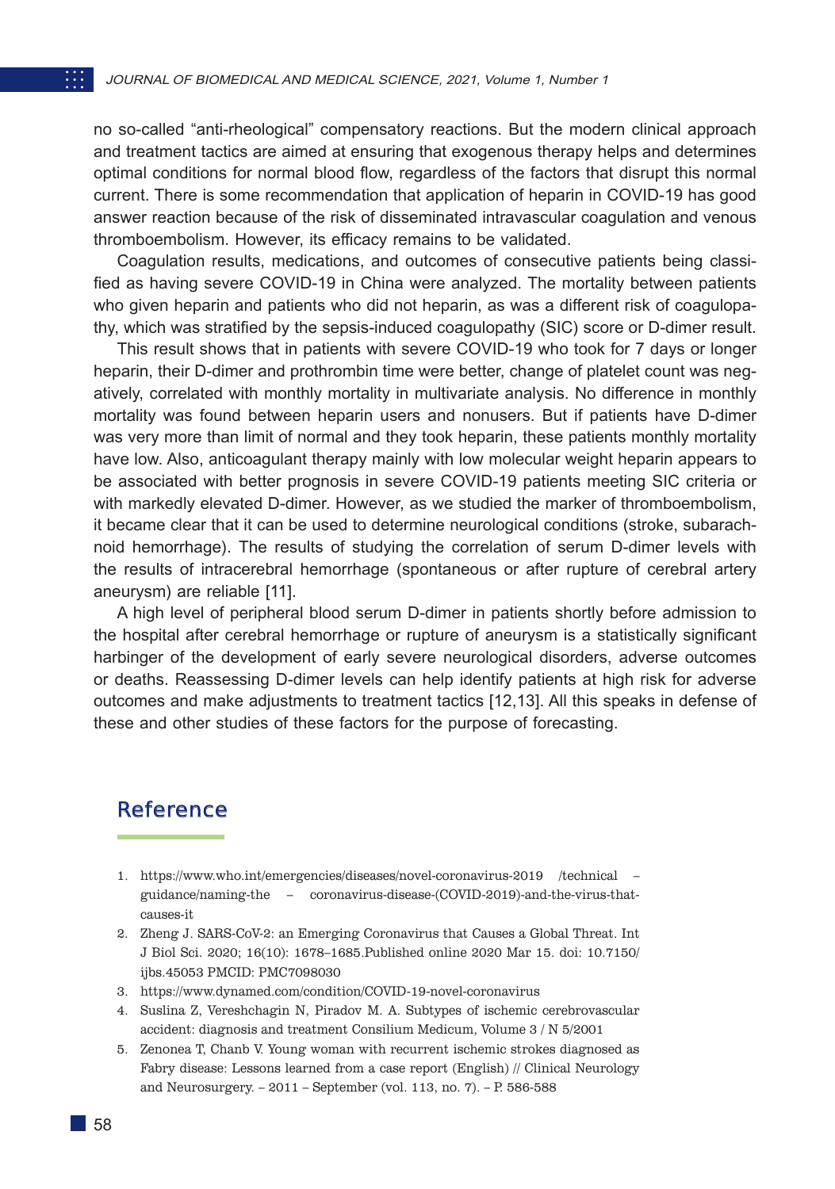no so-called "anti-rheological" compensatory reactions. But the modern clinical approach and treatment tactics are aimed at ensuring that exogenous therapy helps and determines optimal conditions for normal blood flow, regardless of the factors that disrupt this normal current. There is some recommendation that application of heparin in COVID-19 has good answer reaction because of the risk of disseminated intravascular coagulation and venous thromboembolism. However, its efficacy remains to be validated.

Coagulation results, medications, and outcomes of consecutive patients being classified as having severe COVID-19 in China were analyzed. The mortality between patients who given heparin and patients who did not heparin, as was a different risk of coagulopathy, which was stratified by the sepsis-induced coagulopathy (SIC) score or D-dimer result.

This result shows that in patients with severe COVID-19 who took for 7 days or longer heparin, their D-dimer and prothrombin time were better, change of platelet count was negatively, correlated with monthly mortality in multivariate analysis. No difference in monthly mortality was found between heparin users and nonusers. But if patients have D-dimer was very more than limit of normal and they took heparin, these patients monthly mortality have low. Also, anticoagulant therapy mainly with low molecular weight heparin appears to be associated with better prognosis in severe COVID-19 patients meeting SIC criteria or with markedly elevated D-dimer. However, as we studied the marker of thromboembolism, it became clear that it can be used to determine neurological conditions (stroke, subarachnoid hemorrhage). The results of studying the correlation of serum D-dimer levels with the results of intracerebral hemorrhage (spontaneous or after rupture of cerebral artery aneurysm) are reliable [11].

A high level of peripheral blood serum D-dimer in patients shortly before admission to the hospital after cerebral hemorrhage or rupture of aneurysm is a statistically significant harbinger of the development of early severe neurological disorders, adverse outcomes or deaths. Reassessing D-dimer levels can help identify patients at high risk for adverse outcomes and make adjustments to treatment tactics [12,13]. All this speaks in defense of these and other studies of these factors for the purpose of forecasting.

## Reference

1. https://www.who.int/emergencies/diseases/novel-coronavirus-2019 /technical – guidance/naming-the – coronavirus-disease-(COVID-2019)-and-the-virus-that-causes-it
2. Zheng J. SARS-CoV-2: an Emerging Coronavirus that Causes a Global Threat. Int J Biol Sci. 2020; 16(10): 1678–1685.Published online 2020 Mar 15. doi: 10.7150/ijbs.45053 PMCID: PMC7098030
3. https://www.dynamed.com/condition/COVID-19-novel-coronavirus
4. Suslina Z, Vereshchagin N, Piradov M. A. Subtypes of ischemic cerebrovascular accident: diagnosis and treatment Consilium Medicum, Volume 3 / N 5/2001
5. Zenonea T, Chanb V. Young woman with recurrent ischemic strokes diagnosed as Fabry disease: Lessons learned from a case report (English) // Clinical Neurology and Neurosurgery. – 2011 – September (vol. 113, no. 7). – P. 586-588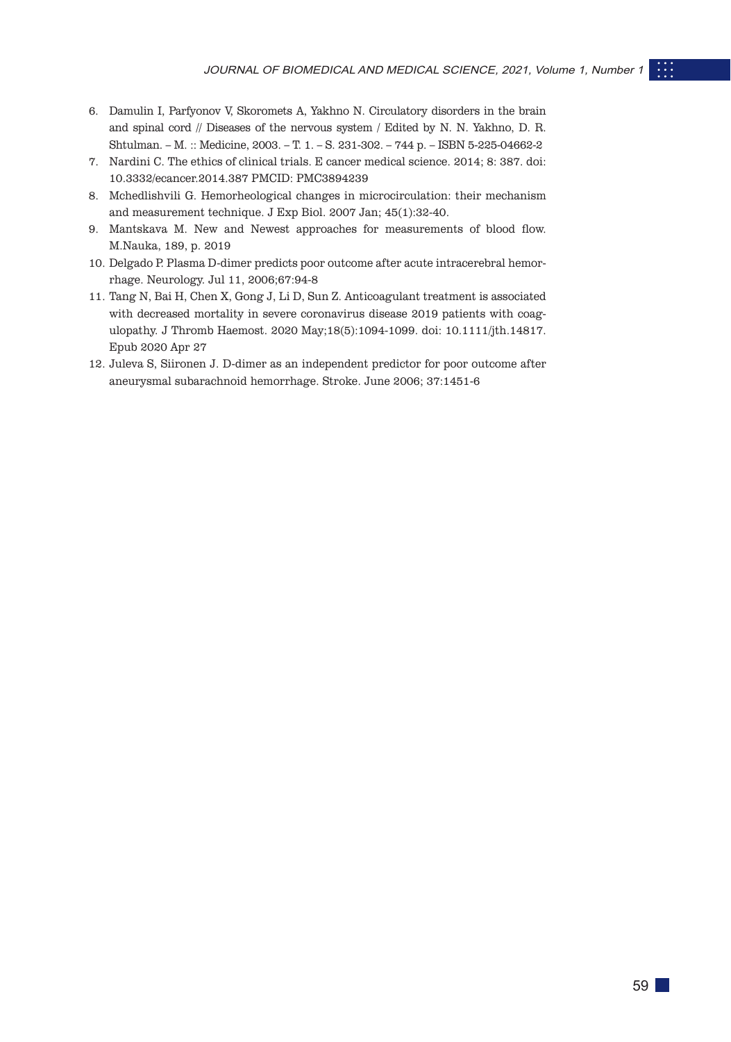6. Damulin I, Parfyonov V, Skoromets A, Yakhno N. Circulatory disorders in the brain and spinal cord // Diseases of the nervous system / Edited by N. N. Yakhno, D. R. Shtulman. – M. :: Medicine, 2003. – T. 1. – S. 231-302. – 744 p. – ISBN 5-225-04662-2
7. Nardini C. The ethics of clinical trials. E cancer medical science. 2014; 8: 387. doi: 10.3332/ecancer.2014.387 PMCID: PMC3894239
8. Mchedlishvili G. Hemorheological changes in microcirculation: their mechanism and measurement technique. J Exp Biol. 2007 Jan; 45(1):32-40.
9. Mantskava M. New and Newest approaches for measurements of blood flow. M.Nauka, 189, p. 2019
10. Delgado P. Plasma D-dimer predicts poor outcome after acute intracerebral hemorrhage. Neurology. Jul 11, 2006;67:94-8
11. Tang N, Bai H, Chen X, Gong J, Li D, Sun Z. Anticoagulant treatment is associated with decreased mortality in severe coronavirus disease 2019 patients with coagulopathy. J Thromb Haemost. 2020 May;18(5):1094-1099. doi: 10.1111/jth.14817. Epub 2020 Apr 27
12. Juleva S, Siironen J. D-dimer as an independent predictor for poor outcome after aneurysmal subarachnoid hemorrhage. Stroke. June 2006; 37:1451-6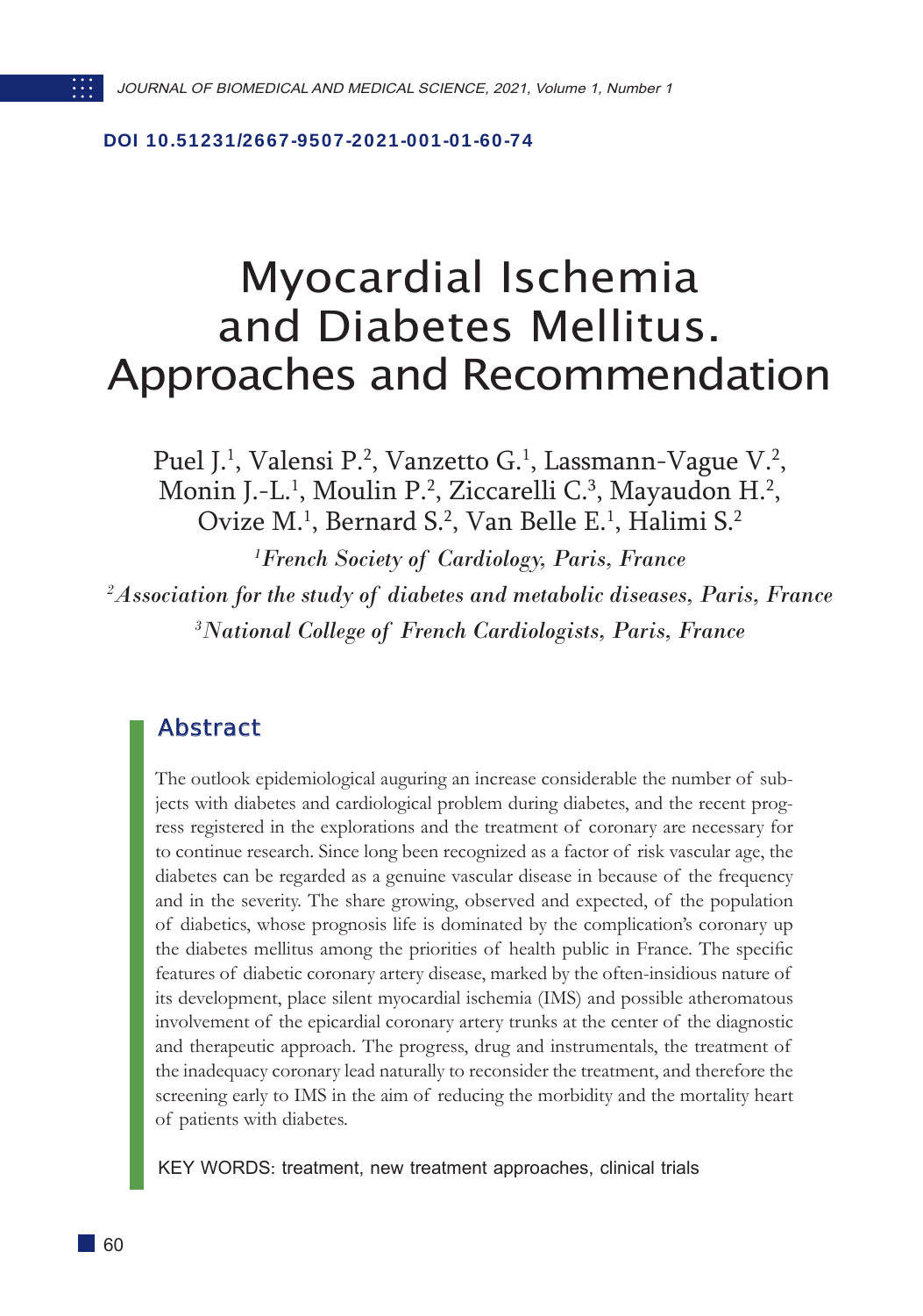DOI 10.51231/2667-9507-2021-001-01-60-74

# Myocardial Ischemia and Diabetes Mellitus. Approaches and Recommendation

Puel J.[1], Valensi P.[2], Vanzetto G.[1], Lassmann-Vague V.[2], Monin J.-L.[1], Moulin P.[2], Ziccarelli C.[3], Mayaudon H.[2], Ovize M.[1], Bernard S.[2], Van Belle E.[1], Halimi S.[2]

[1]*French Society of Cardiology, Paris, France*

[2]*Association for the study of diabetes and metabolic diseases, Paris, France*

[3]*National College of French Cardiologists, Paris, France*

## Abstract

The outlook epidemiological auguring an increase considerable the number of subjects with diabetes and cardiological problem during diabetes, and the recent progress registered in the explorations and the treatment of coronary are necessary for to continue research. Since long been recognized as a factor of risk vascular age, the diabetes can be regarded as a genuine vascular disease in because of the frequency and in the severity. The share growing, observed and expected, of the population of diabetics, whose prognosis life is dominated by the complication's coronary up the diabetes mellitus among the priorities of health public in France. The specific features of diabetic coronary artery disease, marked by the often-insidious nature of its development, place silent myocardial ischemia (IMS) and possible atheromatous involvement of the epicardial coronary artery trunks at the center of the diagnostic and therapeutic approach. The progress, drug and instrumentals, the treatment of the inadequacy coronary lead naturally to reconsider the treatment, and therefore the screening early to IMS in the aim of reducing the morbidity and the mortality heart of patients with diabetes.

KEY WORDS: treatment, new treatment approaches, clinical trials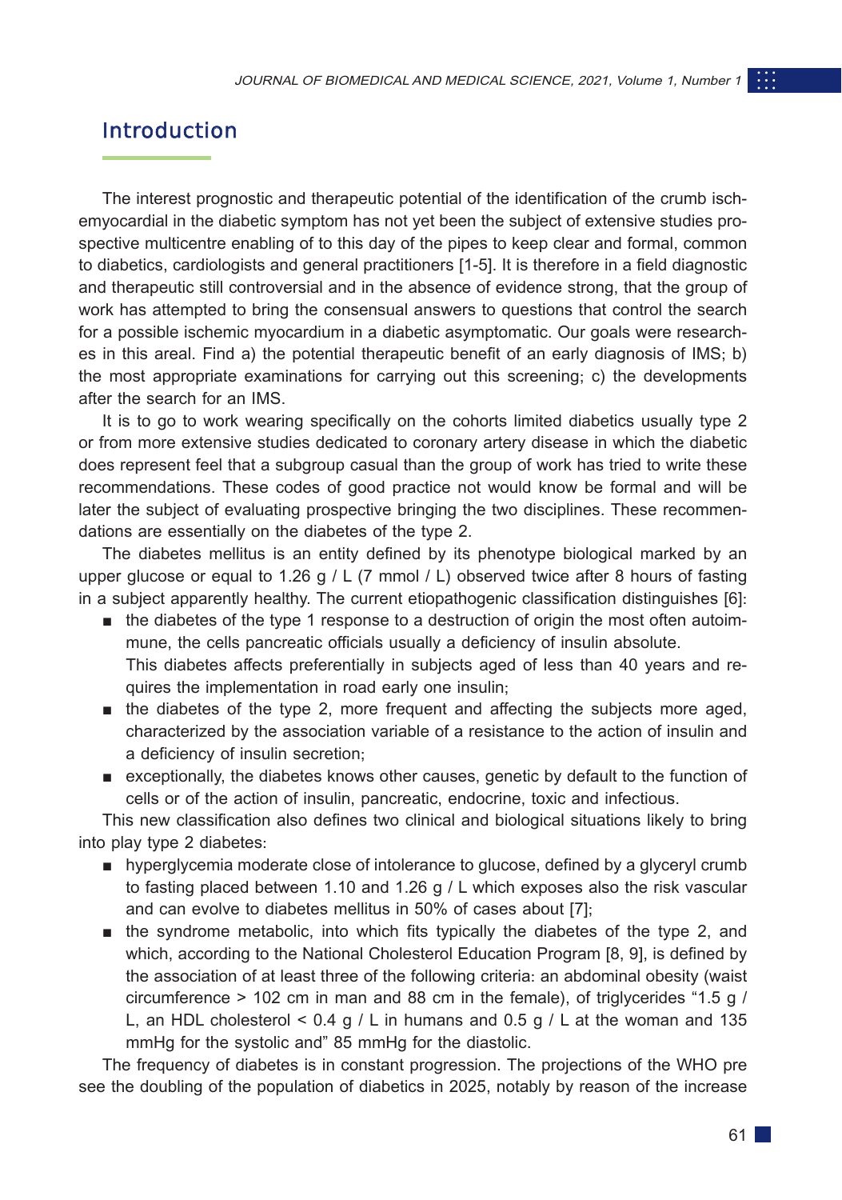## Introduction

The interest prognostic and therapeutic potential of the identification of the crumb ischemyocardial in the diabetic symptom has not yet been the subject of extensive studies prospective multicentre enabling of to this day of the pipes to keep clear and formal, common to diabetics, cardiologists and general practitioners [1-5]. It is therefore in a field diagnostic and therapeutic still controversial and in the absence of evidence strong, that the group of work has attempted to bring the consensual answers to questions that control the search for a possible ischemic myocardium in a diabetic asymptomatic. Our goals were researches in this areal. Find a) the potential therapeutic benefit of an early diagnosis of IMS; b) the most appropriate examinations for carrying out this screening; c) the developments after the search for an IMS.

It is to go to work wearing specifically on the cohorts limited diabetics usually type 2 or from more extensive studies dedicated to coronary artery disease in which the diabetic does represent feel that a subgroup casual than the group of work has tried to write these recommendations. These codes of good practice not would know be formal and will be later the subject of evaluating prospective bringing the two disciplines. These recommendations are essentially on the diabetes of the type 2.

The diabetes mellitus is an entity defined by its phenotype biological marked by an upper glucose or equal to 1.26 g / L (7 mmol / L) observed twice after 8 hours of fasting in a subject apparently healthy. The current etiopathogenic classification distinguishes [6]:

- the diabetes of the type 1 response to a destruction of origin the most often autoimmune, the cells pancreatic officials usually a deficiency of insulin absolute.
  This diabetes affects preferentially in subjects aged of less than 40 years and requires the implementation in road early one insulin;
- the diabetes of the type 2, more frequent and affecting the subjects more aged, characterized by the association variable of a resistance to the action of insulin and a deficiency of insulin secretion;
- exceptionally, the diabetes knows other causes, genetic by default to the function of cells or of the action of insulin, pancreatic, endocrine, toxic and infectious.

This new classification also defines two clinical and biological situations likely to bring into play type 2 diabetes:

- hyperglycemia moderate close of intolerance to glucose, defined by a glyceryl crumb to fasting placed between 1.10 and 1.26 g / L which exposes also the risk vascular and can evolve to diabetes mellitus in 50% of cases about [7];
- the syndrome metabolic, into which fits typically the diabetes of the type 2, and which, according to the National Cholesterol Education Program [8, 9], is defined by the association of at least three of the following criteria: an abdominal obesity (waist circumference > 102 cm in man and 88 cm in the female), of triglycerides "1.5 g / L, an HDL cholesterol < 0.4 g / L in humans and 0.5 g / L at the woman and 135 mmHg for the systolic and" 85 mmHg for the diastolic.

The frequency of diabetes is in constant progression. The projections of the WHO pre see the doubling of the population of diabetics in 2025, notably by reason of the increase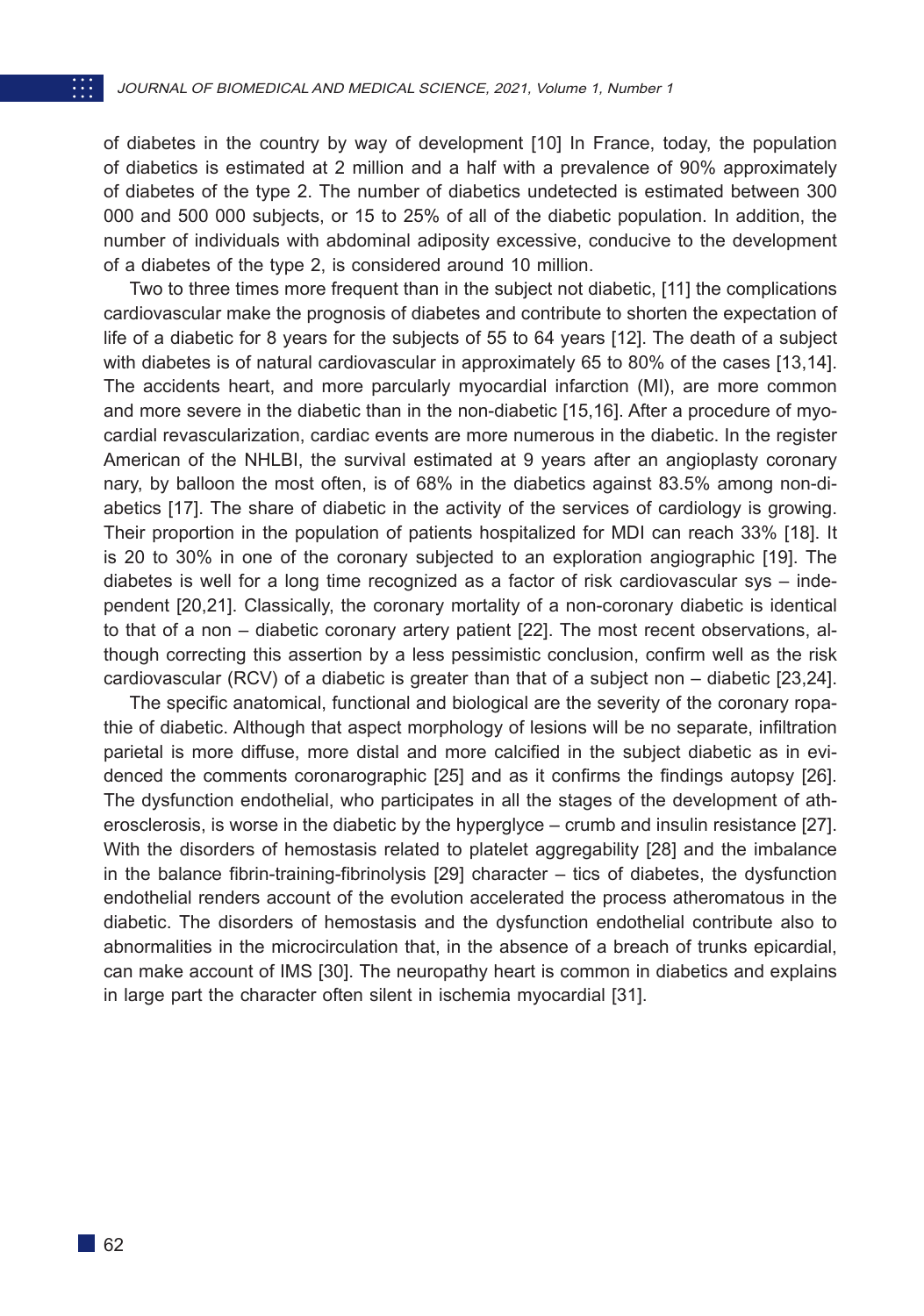of diabetes in the country by way of development [10] In France, today, the population of diabetics is estimated at 2 million and a half with a prevalence of 90% approximately of diabetes of the type 2. The number of diabetics undetected is estimated between 300 000 and 500 000 subjects, or 15 to 25% of all of the diabetic population. In addition, the number of individuals with abdominal adiposity excessive, conducive to the development of a diabetes of the type 2, is considered around 10 million.

Two to three times more frequent than in the subject not diabetic, [11] the complications cardiovascular make the prognosis of diabetes and contribute to shorten the expectation of life of a diabetic for 8 years for the subjects of 55 to 64 years [12]. The death of a subject with diabetes is of natural cardiovascular in approximately 65 to 80% of the cases [13,14]. The accidents heart, and more parcularly myocardial infarction (MI), are more common and more severe in the diabetic than in the non-diabetic [15,16]. After a procedure of myocardial revascularization, cardiac events are more numerous in the diabetic. In the register American of the NHLBI, the survival estimated at 9 years after an angioplasty coronary nary, by balloon the most often, is of 68% in the diabetics against 83.5% among non-diabetics [17]. The share of diabetic in the activity of the services of cardiology is growing. Their proportion in the population of patients hospitalized for MDI can reach 33% [18]. It is 20 to 30% in one of the coronary subjected to an exploration angiographic [19]. The diabetes is well for a long time recognized as a factor of risk cardiovascular sys – independent [20,21]. Classically, the coronary mortality of a non-coronary diabetic is identical to that of a non – diabetic coronary artery patient [22]. The most recent observations, although correcting this assertion by a less pessimistic conclusion, confirm well as the risk cardiovascular (RCV) of a diabetic is greater than that of a subject non – diabetic [23,24].

The specific anatomical, functional and biological are the severity of the coronary ropathie of diabetic. Although that aspect morphology of lesions will be no separate, infiltration parietal is more diffuse, more distal and more calcified in the subject diabetic as in evidenced the comments coronarographic [25] and as it confirms the findings autopsy [26]. The dysfunction endothelial, who participates in all the stages of the development of atherosclerosis, is worse in the diabetic by the hyperglyce – crumb and insulin resistance [27]. With the disorders of hemostasis related to platelet aggregability [28] and the imbalance in the balance fibrin-training-fibrinolysis [29] character – tics of diabetes, the dysfunction endothelial renders account of the evolution accelerated the process atheromatous in the diabetic. The disorders of hemostasis and the dysfunction endothelial contribute also to abnormalities in the microcirculation that, in the absence of a breach of trunks epicardial, can make account of IMS [30]. The neuropathy heart is common in diabetics and explains in large part the character often silent in ischemia myocardial [31].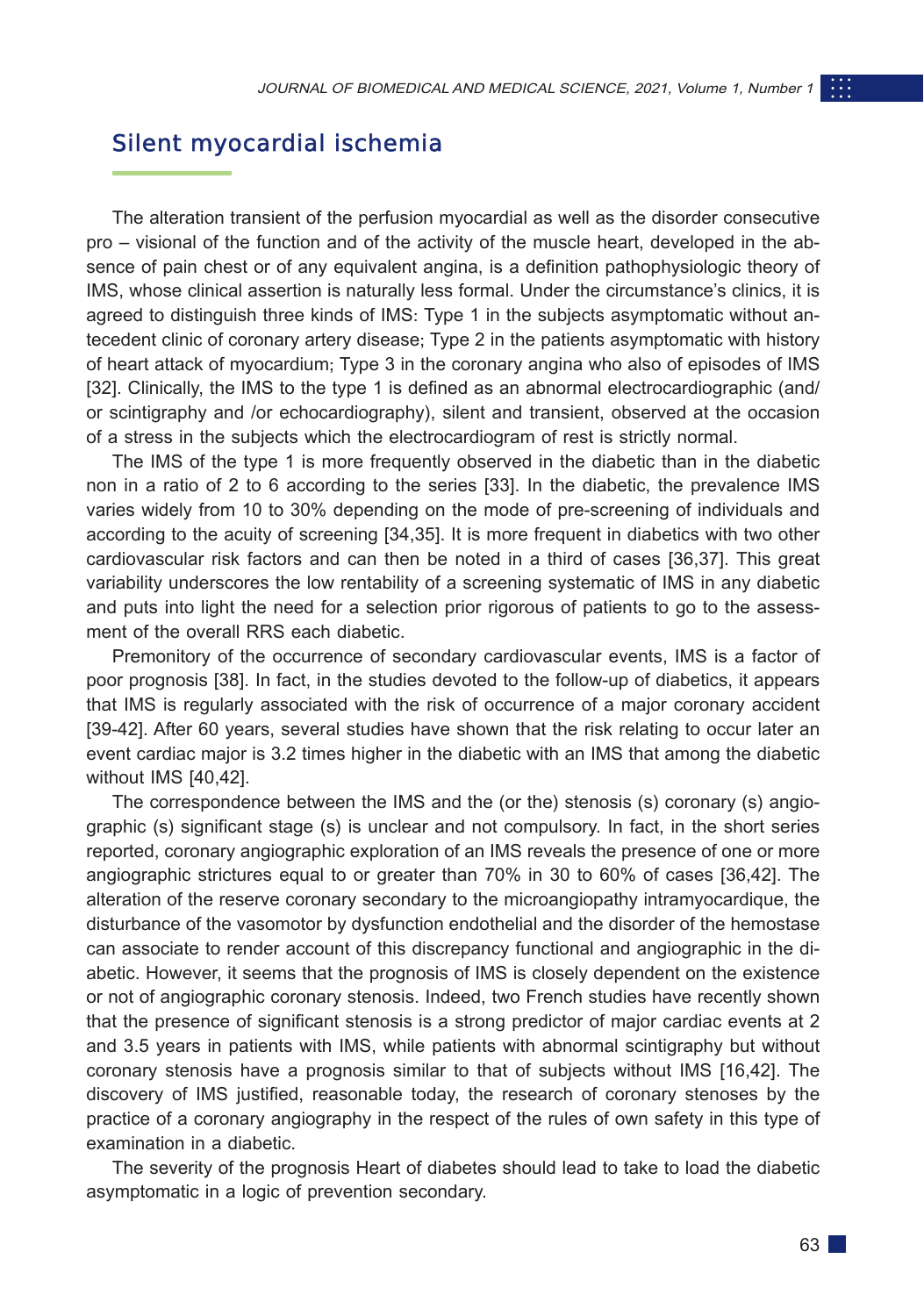## Silent myocardial ischemia

The alteration transient of the perfusion myocardial as well as the disorder consecutive pro – visional of the function and of the activity of the muscle heart, developed in the absence of pain chest or of any equivalent angina, is a definition pathophysiologic theory of IMS, whose clinical assertion is naturally less formal. Under the circumstance's clinics, it is agreed to distinguish three kinds of IMS: Type 1 in the subjects asymptomatic without antecedent clinic of coronary artery disease; Type 2 in the patients asymptomatic with history of heart attack of myocardium; Type 3 in the coronary angina who also of episodes of IMS [32]. Clinically, the IMS to the type 1 is defined as an abnormal electrocardiographic (and/ or scintigraphy and /or echocardiography), silent and transient, observed at the occasion of a stress in the subjects which the electrocardiogram of rest is strictly normal.

The IMS of the type 1 is more frequently observed in the diabetic than in the diabetic non in a ratio of 2 to 6 according to the series [33]. In the diabetic, the prevalence IMS varies widely from 10 to 30% depending on the mode of pre-screening of individuals and according to the acuity of screening [34,35]. It is more frequent in diabetics with two other cardiovascular risk factors and can then be noted in a third of cases [36,37]. This great variability underscores the low rentability of a screening systematic of IMS in any diabetic and puts into light the need for a selection prior rigorous of patients to go to the assessment of the overall RRS each diabetic.

Premonitory of the occurrence of secondary cardiovascular events, IMS is a factor of poor prognosis [38]. In fact, in the studies devoted to the follow-up of diabetics, it appears that IMS is regularly associated with the risk of occurrence of a major coronary accident [39-42]. After 60 years, several studies have shown that the risk relating to occur later an event cardiac major is 3.2 times higher in the diabetic with an IMS that among the diabetic without IMS [40,42].

The correspondence between the IMS and the (or the) stenosis (s) coronary (s) angiographic (s) significant stage (s) is unclear and not compulsory. In fact, in the short series reported, coronary angiographic exploration of an IMS reveals the presence of one or more angiographic strictures equal to or greater than 70% in 30 to 60% of cases [36,42]. The alteration of the reserve coronary secondary to the microangiopathy intramyocardique, the disturbance of the vasomotor by dysfunction endothelial and the disorder of the hemostase can associate to render account of this discrepancy functional and angiographic in the diabetic. However, it seems that the prognosis of IMS is closely dependent on the existence or not of angiographic coronary stenosis. Indeed, two French studies have recently shown that the presence of significant stenosis is a strong predictor of major cardiac events at 2 and 3.5 years in patients with IMS, while patients with abnormal scintigraphy but without coronary stenosis have a prognosis similar to that of subjects without IMS [16,42]. The discovery of IMS justified, reasonable today, the research of coronary stenoses by the practice of a coronary angiography in the respect of the rules of own safety in this type of examination in a diabetic.

The severity of the prognosis Heart of diabetes should lead to take to load the diabetic asymptomatic in a logic of prevention secondary.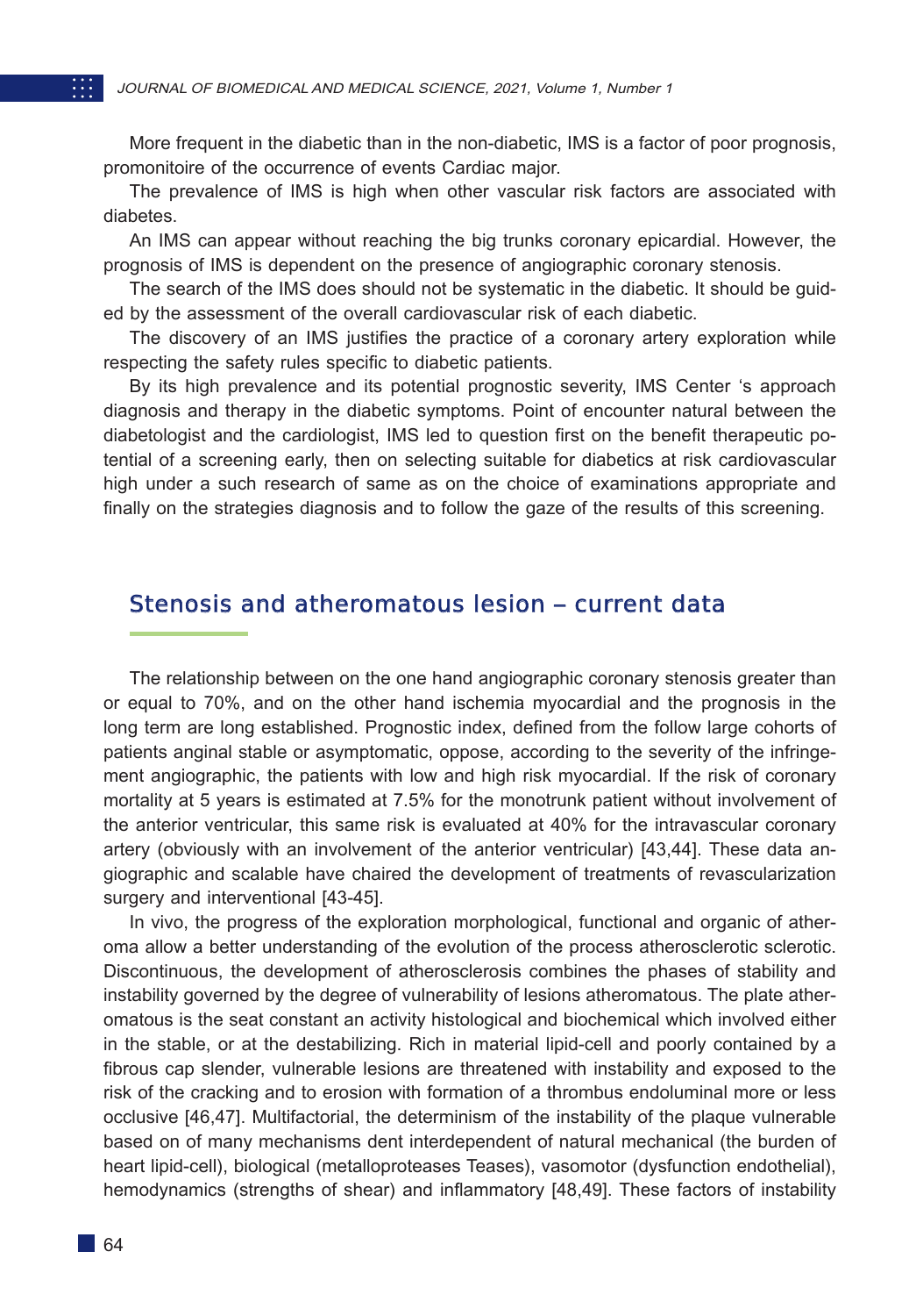More frequent in the diabetic than in the non-diabetic, IMS is a factor of poor prognosis, promonitoire of the occurrence of events Cardiac major.

The prevalence of IMS is high when other vascular risk factors are associated with diabetes.

An IMS can appear without reaching the big trunks coronary epicardial. However, the prognosis of IMS is dependent on the presence of angiographic coronary stenosis.

The search of the IMS does should not be systematic in the diabetic. It should be guided by the assessment of the overall cardiovascular risk of each diabetic.

The discovery of an IMS justifies the practice of a coronary artery exploration while respecting the safety rules specific to diabetic patients.

By its high prevalence and its potential prognostic severity, IMS Center 's approach diagnosis and therapy in the diabetic symptoms. Point of encounter natural between the diabetologist and the cardiologist, IMS led to question first on the benefit therapeutic potential of a screening early, then on selecting suitable for diabetics at risk cardiovascular high under a such research of same as on the choice of examinations appropriate and finally on the strategies diagnosis and to follow the gaze of the results of this screening.

## Stenosis and atheromatous lesion – current data

The relationship between on the one hand angiographic coronary stenosis greater than or equal to 70%, and on the other hand ischemia myocardial and the prognosis in the long term are long established. Prognostic index, defined from the follow large cohorts of patients anginal stable or asymptomatic, oppose, according to the severity of the infringement angiographic, the patients with low and high risk myocardial. If the risk of coronary mortality at 5 years is estimated at 7.5% for the monotrunk patient without involvement of the anterior ventricular, this same risk is evaluated at 40% for the intravascular coronary artery (obviously with an involvement of the anterior ventricular) [43,44]. These data angiographic and scalable have chaired the development of treatments of revascularization surgery and interventional [43-45].

In vivo, the progress of the exploration morphological, functional and organic of atheroma allow a better understanding of the evolution of the process atherosclerotic sclerotic. Discontinuous, the development of atherosclerosis combines the phases of stability and instability governed by the degree of vulnerability of lesions atheromatous. The plate atheromatous is the seat constant an activity histological and biochemical which involved either in the stable, or at the destabilizing. Rich in material lipid-cell and poorly contained by a fibrous cap slender, vulnerable lesions are threatened with instability and exposed to the risk of the cracking and to erosion with formation of a thrombus endoluminal more or less occlusive [46,47]. Multifactorial, the determinism of the instability of the plaque vulnerable based on of many mechanisms dent interdependent of natural mechanical (the burden of heart lipid-cell), biological (metalloproteases Teases), vasomotor (dysfunction endothelial), hemodynamics (strengths of shear) and inflammatory [48,49]. These factors of instability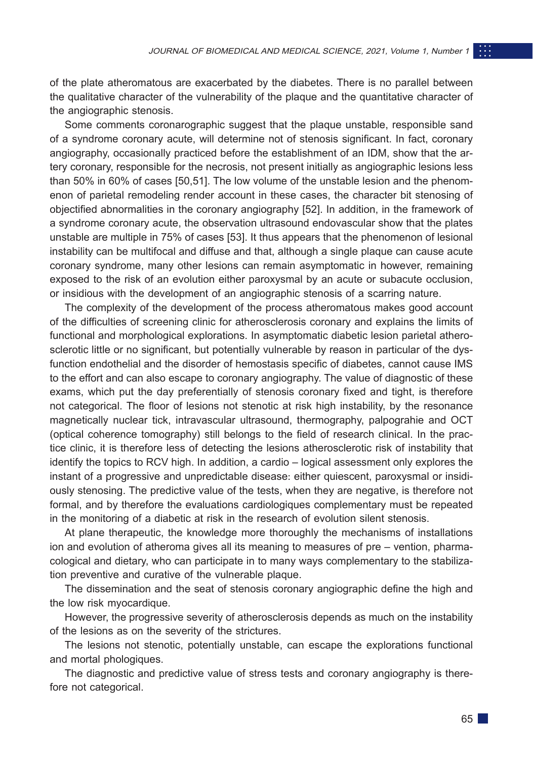of the plate atheromatous are exacerbated by the diabetes. There is no parallel between the qualitative character of the vulnerability of the plaque and the quantitative character of the angiographic stenosis.

Some comments coronarographic suggest that the plaque unstable, responsible sand of a syndrome coronary acute, will determine not of stenosis significant. In fact, coronary angiography, occasionally practiced before the establishment of an IDM, show that the artery coronary, responsible for the necrosis, not present initially as angiographic lesions less than 50% in 60% of cases [50,51]. The low volume of the unstable lesion and the phenomenon of parietal remodeling render account in these cases, the character bit stenosing of objectified abnormalities in the coronary angiography [52]. In addition, in the framework of a syndrome coronary acute, the observation ultrasound endovascular show that the plates unstable are multiple in 75% of cases [53]. It thus appears that the phenomenon of lesional instability can be multifocal and diffuse and that, although a single plaque can cause acute coronary syndrome, many other lesions can remain asymptomatic in however, remaining exposed to the risk of an evolution either paroxysmal by an acute or subacute occlusion, or insidious with the development of an angiographic stenosis of a scarring nature.

The complexity of the development of the process atheromatous makes good account of the difficulties of screening clinic for atherosclerosis coronary and explains the limits of functional and morphological explorations. In asymptomatic diabetic lesion parietal atherosclerotic little or no significant, but potentially vulnerable by reason in particular of the dysfunction endothelial and the disorder of hemostasis specific of diabetes, cannot cause IMS to the effort and can also escape to coronary angiography. The value of diagnostic of these exams, which put the day preferentially of stenosis coronary fixed and tight, is therefore not categorical. The floor of lesions not stenotic at risk high instability, by the resonance magnetically nuclear tick, intravascular ultrasound, thermography, palpograhie and OCT (optical coherence tomography) still belongs to the field of research clinical. In the practice clinic, it is therefore less of detecting the lesions atherosclerotic risk of instability that identify the topics to RCV high. In addition, a cardio – logical assessment only explores the instant of a progressive and unpredictable disease: either quiescent, paroxysmal or insidiously stenosing. The predictive value of the tests, when they are negative, is therefore not formal, and by therefore the evaluations cardiologiques complementary must be repeated in the monitoring of a diabetic at risk in the research of evolution silent stenosis.

At plane therapeutic, the knowledge more thoroughly the mechanisms of installations ion and evolution of atheroma gives all its meaning to measures of pre – vention, pharmacological and dietary, who can participate in to many ways complementary to the stabilization preventive and curative of the vulnerable plaque.

The dissemination and the seat of stenosis coronary angiographic define the high and the low risk myocardique.

However, the progressive severity of atherosclerosis depends as much on the instability of the lesions as on the severity of the strictures.

The lesions not stenotic, potentially unstable, can escape the explorations functional and mortal phologiques.

The diagnostic and predictive value of stress tests and coronary angiography is therefore not categorical.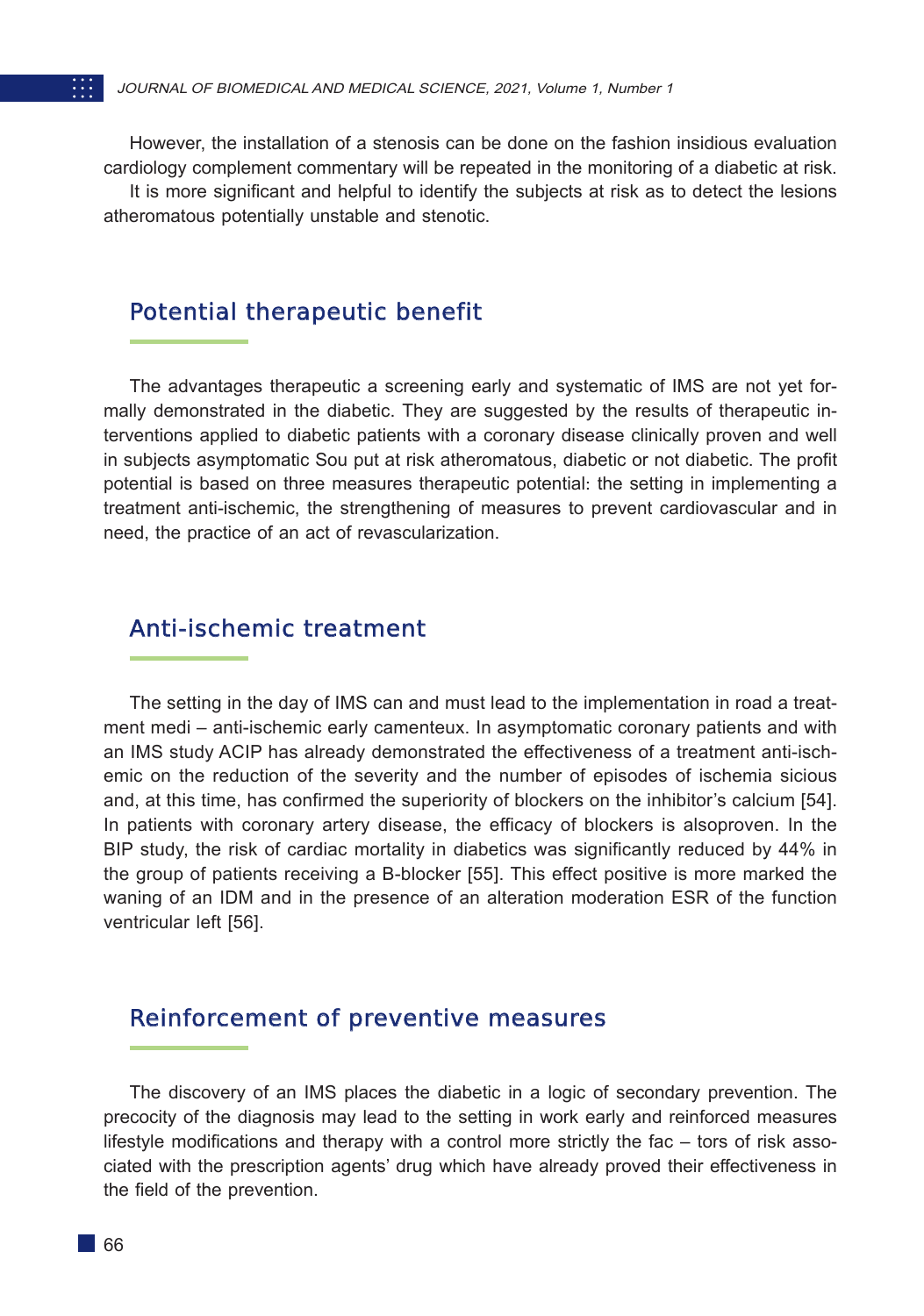However, the installation of a stenosis can be done on the fashion insidious evaluation cardiology complement commentary will be repeated in the monitoring of a diabetic at risk.

It is more significant and helpful to identify the subjects at risk as to detect the lesions atheromatous potentially unstable and stenotic.

## Potential therapeutic benefit

The advantages therapeutic a screening early and systematic of IMS are not yet formally demonstrated in the diabetic. They are suggested by the results of therapeutic interventions applied to diabetic patients with a coronary disease clinically proven and well in subjects asymptomatic Sou put at risk atheromatous, diabetic or not diabetic. The profit potential is based on three measures therapeutic potential: the setting in implementing a treatment anti-ischemic, the strengthening of measures to prevent cardiovascular and in need, the practice of an act of revascularization.

## Anti-ischemic treatment

The setting in the day of IMS can and must lead to the implementation in road a treatment medi – anti-ischemic early camenteux. In asymptomatic coronary patients and with an IMS study ACIP has already demonstrated the effectiveness of a treatment anti-ischemic on the reduction of the severity and the number of episodes of ischemia sicious and, at this time, has confirmed the superiority of blockers on the inhibitor's calcium [54]. In patients with coronary artery disease, the efficacy of blockers is alsoproven. In the BIP study, the risk of cardiac mortality in diabetics was significantly reduced by 44% in the group of patients receiving a B-blocker [55]. This effect positive is more marked the waning of an IDM and in the presence of an alteration moderation ESR of the function ventricular left [56].

## Reinforcement of preventive measures

The discovery of an IMS places the diabetic in a logic of secondary prevention. The precocity of the diagnosis may lead to the setting in work early and reinforced measures lifestyle modifications and therapy with a control more strictly the fac – tors of risk associated with the prescription agents' drug which have already proved their effectiveness in the field of the prevention.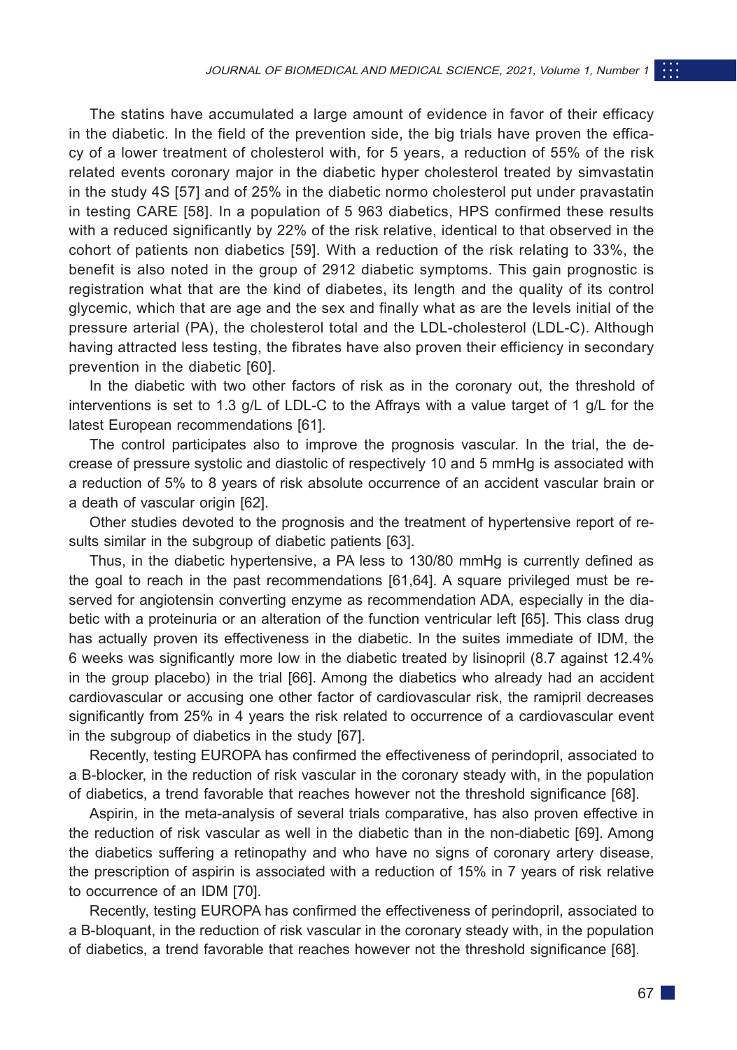The statins have accumulated a large amount of evidence in favor of their efficacy in the diabetic. In the field of the prevention side, the big trials have proven the efficacy of a lower treatment of cholesterol with, for 5 years, a reduction of 55% of the risk related events coronary major in the diabetic hyper cholesterol treated by simvastatin in the study 4S [57] and of 25% in the diabetic normo cholesterol put under pravastatin in testing CARE [58]. In a population of 5 963 diabetics, HPS confirmed these results with a reduced significantly by 22% of the risk relative, identical to that observed in the cohort of patients non diabetics [59]. With a reduction of the risk relating to 33%, the benefit is also noted in the group of 2912 diabetic symptoms. This gain prognostic is registration what that are the kind of diabetes, its length and the quality of its control glycemic, which that are age and the sex and finally what as are the levels initial of the pressure arterial (PA), the cholesterol total and the LDL-cholesterol (LDL-C). Although having attracted less testing, the fibrates have also proven their efficiency in secondary prevention in the diabetic [60].

In the diabetic with two other factors of risk as in the coronary out, the threshold of interventions is set to 1.3 g/L of LDL-C to the Affrays with a value target of 1 g/L for the latest European recommendations [61].

The control participates also to improve the prognosis vascular. In the trial, the decrease of pressure systolic and diastolic of respectively 10 and 5 mmHg is associated with a reduction of 5% to 8 years of risk absolute occurrence of an accident vascular brain or a death of vascular origin [62].

Other studies devoted to the prognosis and the treatment of hypertensive report of results similar in the subgroup of diabetic patients [63].

Thus, in the diabetic hypertensive, a PA less to 130/80 mmHg is currently defined as the goal to reach in the past recommendations [61,64]. A square privileged must be reserved for angiotensin converting enzyme as recommendation ADA, especially in the diabetic with a proteinuria or an alteration of the function ventricular left [65]. This class drug has actually proven its effectiveness in the diabetic. In the suites immediate of IDM, the 6 weeks was significantly more low in the diabetic treated by lisinopril (8.7 against 12.4% in the group placebo) in the trial [66]. Among the diabetics who already had an accident cardiovascular or accusing one other factor of cardiovascular risk, the ramipril decreases significantly from 25% in 4 years the risk related to occurrence of a cardiovascular event in the subgroup of diabetics in the study [67].

Recently, testing EUROPA has confirmed the effectiveness of perindopril, associated to a B-blocker, in the reduction of risk vascular in the coronary steady with, in the population of diabetics, a trend favorable that reaches however not the threshold significance [68].

Aspirin, in the meta-analysis of several trials comparative, has also proven effective in the reduction of risk vascular as well in the diabetic than in the non-diabetic [69]. Among the diabetics suffering a retinopathy and who have no signs of coronary artery disease, the prescription of aspirin is associated with a reduction of 15% in 7 years of risk relative to occurrence of an IDM [70].

Recently, testing EUROPA has confirmed the effectiveness of perindopril, associated to a B-bloquant, in the reduction of risk vascular in the coronary steady with, in the population of diabetics, a trend favorable that reaches however not the threshold significance [68].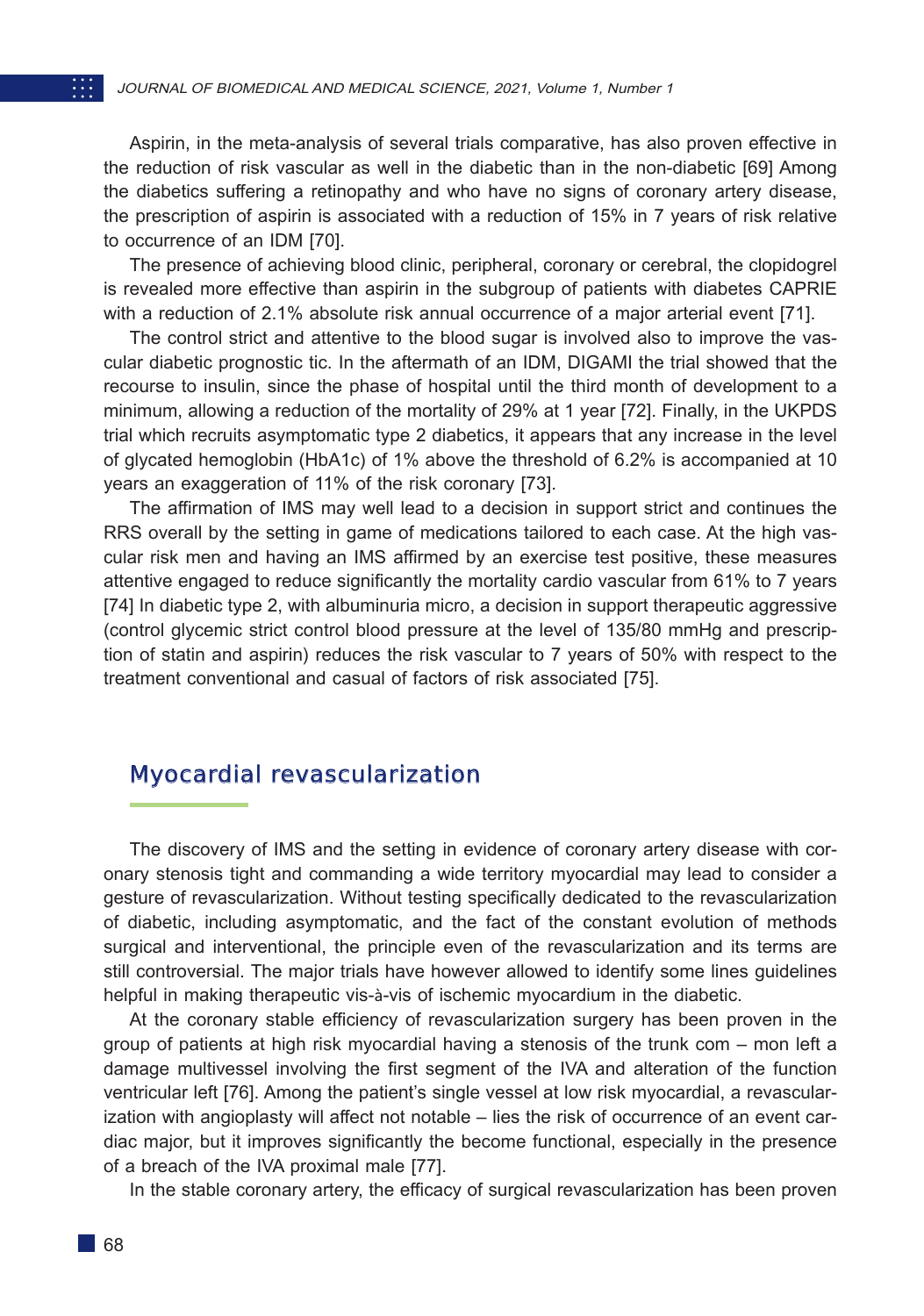Aspirin, in the meta-analysis of several trials comparative, has also proven effective in the reduction of risk vascular as well in the diabetic than in the non-diabetic [69] Among the diabetics suffering a retinopathy and who have no signs of coronary artery disease, the prescription of aspirin is associated with a reduction of 15% in 7 years of risk relative to occurrence of an IDM [70].

The presence of achieving blood clinic, peripheral, coronary or cerebral, the clopidogrel is revealed more effective than aspirin in the subgroup of patients with diabetes CAPRIE with a reduction of 2.1% absolute risk annual occurrence of a major arterial event [71].

The control strict and attentive to the blood sugar is involved also to improve the vascular diabetic prognostic tic. In the aftermath of an IDM, DIGAMI the trial showed that the recourse to insulin, since the phase of hospital until the third month of development to a minimum, allowing a reduction of the mortality of 29% at 1 year [72]. Finally, in the UKPDS trial which recruits asymptomatic type 2 diabetics, it appears that any increase in the level of glycated hemoglobin (HbA1c) of 1% above the threshold of 6.2% is accompanied at 10 years an exaggeration of 11% of the risk coronary [73].

The affirmation of IMS may well lead to a decision in support strict and continues the RRS overall by the setting in game of medications tailored to each case. At the high vascular risk men and having an IMS affirmed by an exercise test positive, these measures attentive engaged to reduce significantly the mortality cardio vascular from 61% to 7 years [74] In diabetic type 2, with albuminuria micro, a decision in support therapeutic aggressive (control glycemic strict control blood pressure at the level of 135/80 mmHg and prescription of statin and aspirin) reduces the risk vascular to 7 years of 50% with respect to the treatment conventional and casual of factors of risk associated [75].

## Myocardial revascularization

The discovery of IMS and the setting in evidence of coronary artery disease with coronary stenosis tight and commanding a wide territory myocardial may lead to consider a gesture of revascularization. Without testing specifically dedicated to the revascularization of diabetic, including asymptomatic, and the fact of the constant evolution of methods surgical and interventional, the principle even of the revascularization and its terms are still controversial. The major trials have however allowed to identify some lines guidelines helpful in making therapeutic vis-à-vis of ischemic myocardium in the diabetic.

At the coronary stable efficiency of revascularization surgery has been proven in the group of patients at high risk myocardial having a stenosis of the trunk com – mon left a damage multivessel involving the first segment of the IVA and alteration of the function ventricular left [76]. Among the patient's single vessel at low risk myocardial, a revascularization with angioplasty will affect not notable – lies the risk of occurrence of an event cardiac major, but it improves significantly the become functional, especially in the presence of a breach of the IVA proximal male [77].

In the stable coronary artery, the efficacy of surgical revascularization has been proven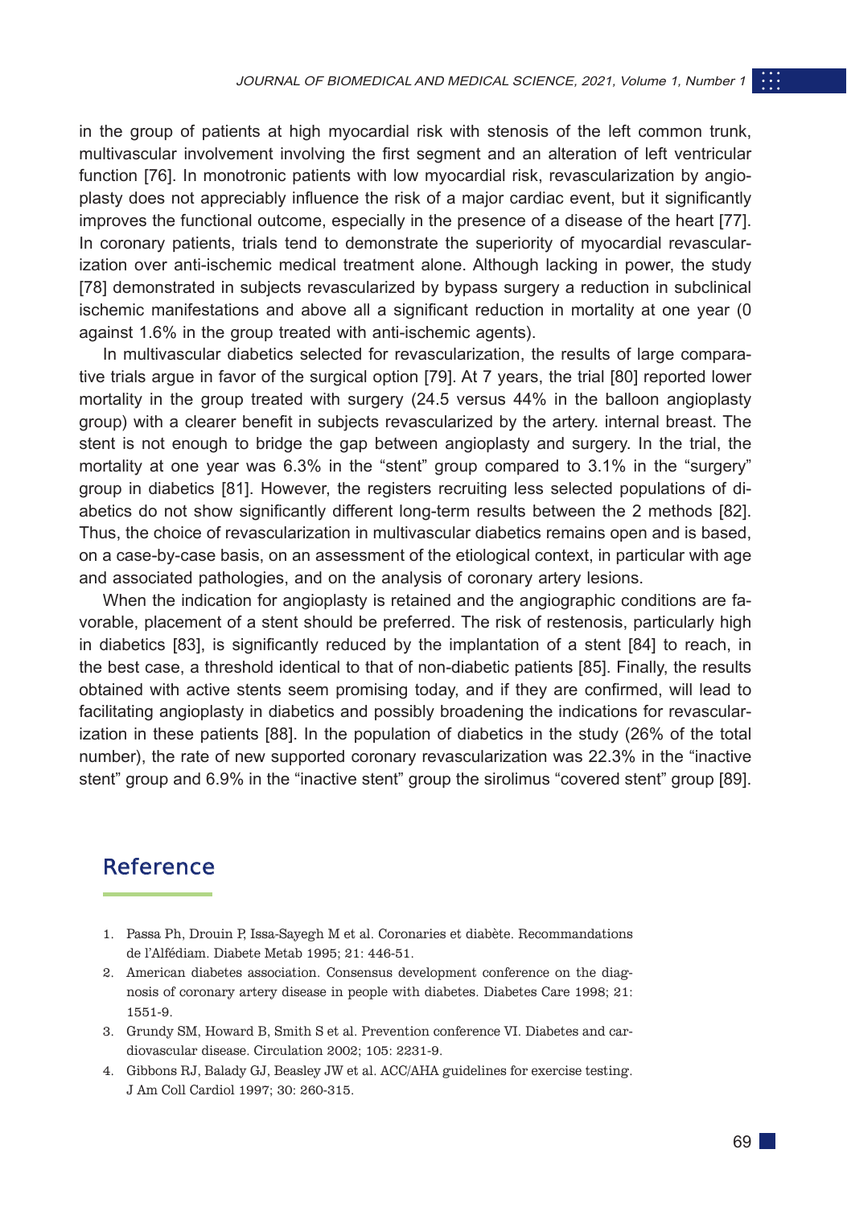in the group of patients at high myocardial risk with stenosis of the left common trunk, multivascular involvement involving the first segment and an alteration of left ventricular function [76]. In monotronic patients with low myocardial risk, revascularization by angioplasty does not appreciably influence the risk of a major cardiac event, but it significantly improves the functional outcome, especially in the presence of a disease of the heart [77]. In coronary patients, trials tend to demonstrate the superiority of myocardial revascularization over anti-ischemic medical treatment alone. Although lacking in power, the study [78] demonstrated in subjects revascularized by bypass surgery a reduction in subclinical ischemic manifestations and above all a significant reduction in mortality at one year (0 against 1.6% in the group treated with anti-ischemic agents).

In multivascular diabetics selected for revascularization, the results of large comparative trials argue in favor of the surgical option [79]. At 7 years, the trial [80] reported lower mortality in the group treated with surgery (24.5 versus 44% in the balloon angioplasty group) with a clearer benefit in subjects revascularized by the artery. internal breast. The stent is not enough to bridge the gap between angioplasty and surgery. In the trial, the mortality at one year was 6.3% in the "stent" group compared to 3.1% in the "surgery" group in diabetics [81]. However, the registers recruiting less selected populations of diabetics do not show significantly different long-term results between the 2 methods [82]. Thus, the choice of revascularization in multivascular diabetics remains open and is based, on a case-by-case basis, on an assessment of the etiological context, in particular with age and associated pathologies, and on the analysis of coronary artery lesions.

When the indication for angioplasty is retained and the angiographic conditions are favorable, placement of a stent should be preferred. The risk of restenosis, particularly high in diabetics [83], is significantly reduced by the implantation of a stent [84] to reach, in the best case, a threshold identical to that of non-diabetic patients [85]. Finally, the results obtained with active stents seem promising today, and if they are confirmed, will lead to facilitating angioplasty in diabetics and possibly broadening the indications for revascularization in these patients [88]. In the population of diabetics in the study (26% of the total number), the rate of new supported coronary revascularization was 22.3% in the "inactive stent" group and 6.9% in the "inactive stent" group the sirolimus "covered stent" group [89].

## Reference

1. Passa Ph, Drouin P, Issa-Sayegh M et al. Coronaries et diabète. Recommandations de l'Alfédiam. Diabete Metab 1995; 21: 446-51.
2. American diabetes association. Consensus development conference on the diagnosis of coronary artery disease in people with diabetes. Diabetes Care 1998; 21: 1551-9.
3. Grundy SM, Howard B, Smith S et al. Prevention conference VI. Diabetes and cardiovascular disease. Circulation 2002; 105: 2231-9.
4. Gibbons RJ, Balady GJ, Beasley JW et al. ACC/AHA guidelines for exercise testing. J Am Coll Cardiol 1997; 30: 260-315.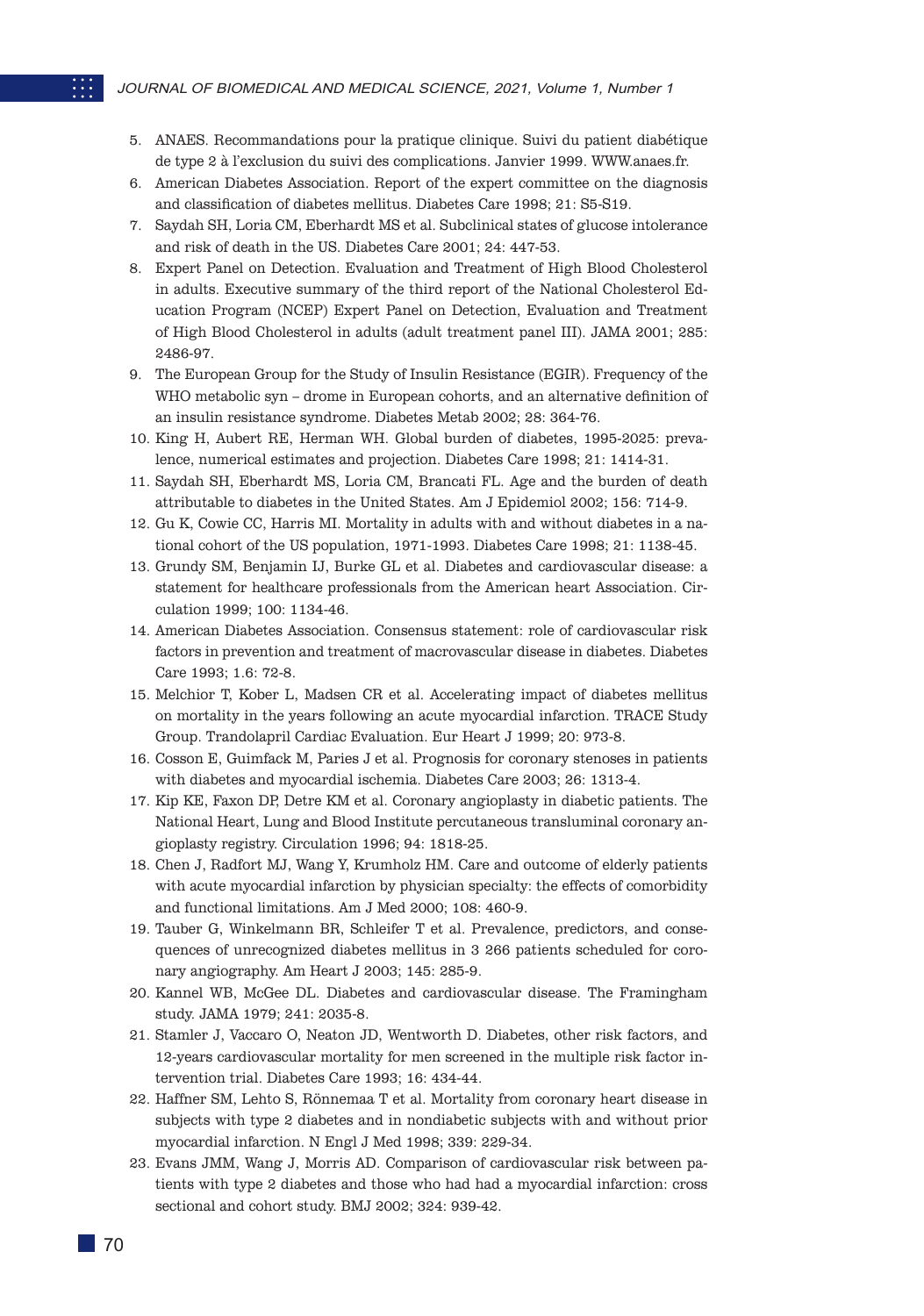5. ANAES. Recommandations pour la pratique clinique. Suivi du patient diabétique de type 2 à l'exclusion du suivi des complications. Janvier 1999. WWW.anaes.fr.
6. American Diabetes Association. Report of the expert committee on the diagnosis and classification of diabetes mellitus. Diabetes Care 1998; 21: S5-S19.
7. Saydah SH, Loria CM, Eberhardt MS et al. Subclinical states of glucose intolerance and risk of death in the US. Diabetes Care 2001; 24: 447-53.
8. Expert Panel on Detection. Evaluation and Treatment of High Blood Cholesterol in adults. Executive summary of the third report of the National Cholesterol Education Program (NCEP) Expert Panel on Detection, Evaluation and Treatment of High Blood Cholesterol in adults (adult treatment panel III). JAMA 2001; 285: 2486-97.
9. The European Group for the Study of Insulin Resistance (EGIR). Frequency of the WHO metabolic syn – drome in European cohorts, and an alternative definition of an insulin resistance syndrome. Diabetes Metab 2002; 28: 364-76.
10. King H, Aubert RE, Herman WH. Global burden of diabetes, 1995-2025: prevalence, numerical estimates and projection. Diabetes Care 1998; 21: 1414-31.
11. Saydah SH, Eberhardt MS, Loria CM, Brancati FL. Age and the burden of death attributable to diabetes in the United States. Am J Epidemiol 2002; 156: 714-9.
12. Gu K, Cowie CC, Harris MI. Mortality in adults with and without diabetes in a national cohort of the US population, 1971-1993. Diabetes Care 1998; 21: 1138-45.
13. Grundy SM, Benjamin IJ, Burke GL et al. Diabetes and cardiovascular disease: a statement for healthcare professionals from the American heart Association. Circulation 1999; 100: 1134-46.
14. American Diabetes Association. Consensus statement: role of cardiovascular risk factors in prevention and treatment of macrovascular disease in diabetes. Diabetes Care 1993; 1.6: 72-8.
15. Melchior T, Kober L, Madsen CR et al. Accelerating impact of diabetes mellitus on mortality in the years following an acute myocardial infarction. TRACE Study Group. Trandolapril Cardiac Evaluation. Eur Heart J 1999; 20: 973-8.
16. Cosson E, Guimfack M, Paries J et al. Prognosis for coronary stenoses in patients with diabetes and myocardial ischemia. Diabetes Care 2003; 26: 1313-4.
17. Kip KE, Faxon DP, Detre KM et al. Coronary angioplasty in diabetic patients. The National Heart, Lung and Blood Institute percutaneous transluminal coronary angioplasty registry. Circulation 1996; 94: 1818-25.
18. Chen J, Radfort MJ, Wang Y, Krumholz HM. Care and outcome of elderly patients with acute myocardial infarction by physician specialty: the effects of comorbidity and functional limitations. Am J Med 2000; 108: 460-9.
19. Tauber G, Winkelmann BR, Schleifer T et al. Prevalence, predictors, and consequences of unrecognized diabetes mellitus in 3 266 patients scheduled for coronary angiography. Am Heart J 2003; 145: 285-9.
20. Kannel WB, McGee DL. Diabetes and cardiovascular disease. The Framingham study. JAMA 1979; 241: 2035-8.
21. Stamler J, Vaccaro O, Neaton JD, Wentworth D. Diabetes, other risk factors, and 12-years cardiovascular mortality for men screened in the multiple risk factor intervention trial. Diabetes Care 1993; 16: 434-44.
22. Haffner SM, Lehto S, Rönnemaa T et al. Mortality from coronary heart disease in subjects with type 2 diabetes and in nondiabetic subjects with and without prior myocardial infarction. N Engl J Med 1998; 339: 229-34.
23. Evans JMM, Wang J, Morris AD. Comparison of cardiovascular risk between patients with type 2 diabetes and those who had had a myocardial infarction: cross sectional and cohort study. BMJ 2002; 324: 939-42.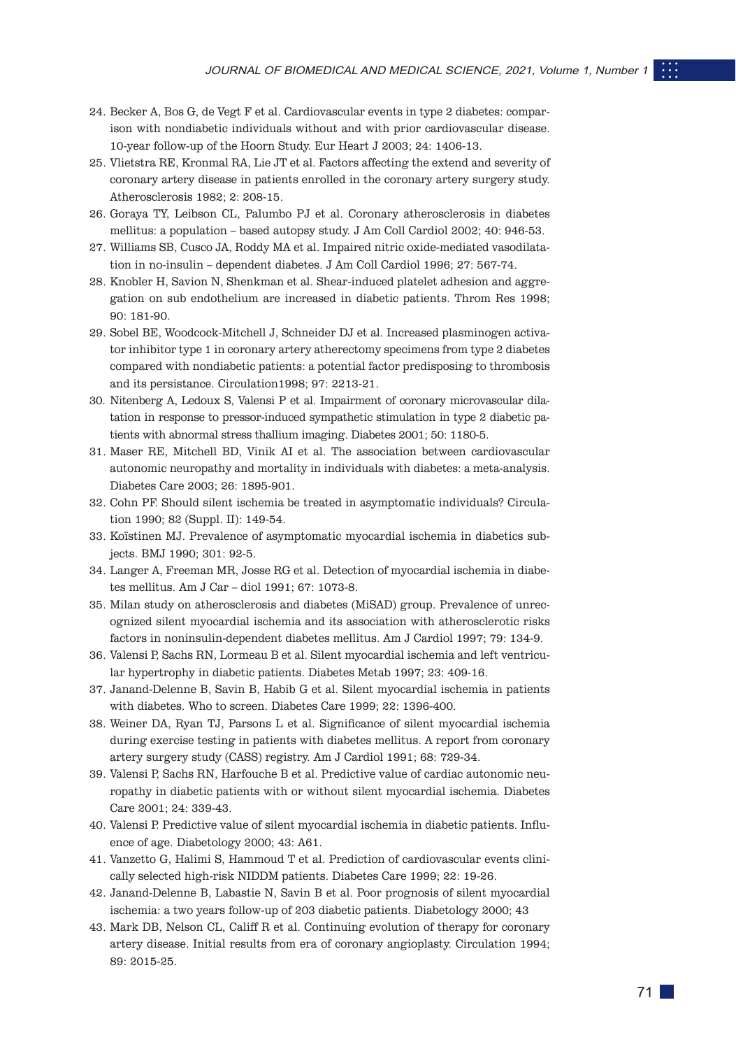24. Becker A, Bos G, de Vegt F et al. Cardiovascular events in type 2 diabetes: comparison with nondiabetic individuals without and with prior cardiovascular disease. 10-year follow-up of the Hoorn Study. Eur Heart J 2003; 24: 1406-13.
25. Vlietstra RE, Kronmal RA, Lie JT et al. Factors affecting the extend and severity of coronary artery disease in patients enrolled in the coronary artery surgery study. Atherosclerosis 1982; 2: 208-15.
26. Goraya TY, Leibson CL, Palumbo PJ et al. Coronary atherosclerosis in diabetes mellitus: a population – based autopsy study. J Am Coll Cardiol 2002; 40: 946-53.
27. Williams SB, Cusco JA, Roddy MA et al. Impaired nitric oxide-mediated vasodilatation in no-insulin – dependent diabetes. J Am Coll Cardiol 1996; 27: 567-74.
28. Knobler H, Savion N, Shenkman et al. Shear-induced platelet adhesion and aggregation on sub endothelium are increased in diabetic patients. Throm Res 1998; 90: 181-90.
29. Sobel BE, Woodcock-Mitchell J, Schneider DJ et al. Increased plasminogen activator inhibitor type 1 in coronary artery atherectomy specimens from type 2 diabetes compared with nondiabetic patients: a potential factor predisposing to thrombosis and its persistance. Circulation1998; 97: 2213-21.
30. Nitenberg A, Ledoux S, Valensi P et al. Impairment of coronary microvascular dilatation in response to pressor-induced sympathetic stimulation in type 2 diabetic patients with abnormal stress thallium imaging. Diabetes 2001; 50: 1180-5.
31. Maser RE, Mitchell BD, Vinik AI et al. The association between cardiovascular autonomic neuropathy and mortality in individuals with diabetes: a meta-analysis. Diabetes Care 2003; 26: 1895-901.
32. Cohn PF. Should silent ischemia be treated in asymptomatic individuals? Circulation 1990; 82 (Suppl. II): 149-54.
33. Koïstinen MJ. Prevalence of asymptomatic myocardial ischemia in diabetics subjects. BMJ 1990; 301: 92-5.
34. Langer A, Freeman MR, Josse RG et al. Detection of myocardial ischemia in diabetes mellitus. Am J Car – diol 1991; 67: 1073-8.
35. Milan study on atherosclerosis and diabetes (MiSAD) group. Prevalence of unrecognized silent myocardial ischemia and its association with atherosclerotic risks factors in noninsulin-dependent diabetes mellitus. Am J Cardiol 1997; 79: 134-9.
36. Valensi P, Sachs RN, Lormeau B et al. Silent myocardial ischemia and left ventricular hypertrophy in diabetic patients. Diabetes Metab 1997; 23: 409-16.
37. Janand-Delenne B, Savin B, Habib G et al. Silent myocardial ischemia in patients with diabetes. Who to screen. Diabetes Care 1999; 22: 1396-400.
38. Weiner DA, Ryan TJ, Parsons L et al. Significance of silent myocardial ischemia during exercise testing in patients with diabetes mellitus. A report from coronary artery surgery study (CASS) registry. Am J Cardiol 1991; 68: 729-34.
39. Valensi P, Sachs RN, Harfouche B et al. Predictive value of cardiac autonomic neuropathy in diabetic patients with or without silent myocardial ischemia. Diabetes Care 2001; 24: 339-43.
40. Valensi P. Predictive value of silent myocardial ischemia in diabetic patients. Influence of age. Diabetology 2000; 43: A61.
41. Vanzetto G, Halimi S, Hammoud T et al. Prediction of cardiovascular events clinically selected high-risk NIDDM patients. Diabetes Care 1999; 22: 19-26.
42. Janand-Delenne B, Labastie N, Savin B et al. Poor prognosis of silent myocardial ischemia: a two years follow-up of 203 diabetic patients. Diabetology 2000; 43
43. Mark DB, Nelson CL, Califf R et al. Continuing evolution of therapy for coronary artery disease. Initial results from era of coronary angioplasty. Circulation 1994; 89: 2015-25.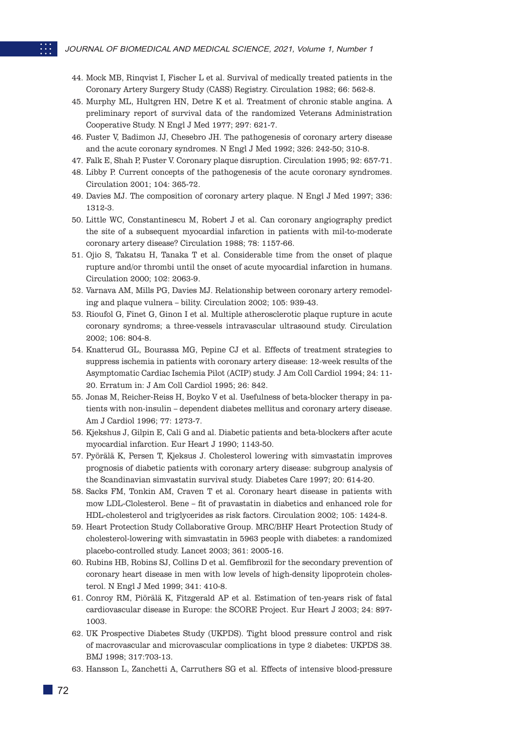44. Mock MB, Rinqvist I, Fischer L et al. Survival of medically treated patients in the Coronary Artery Surgery Study (CASS) Registry. Circulation 1982; 66: 562-8.
45. Murphy ML, Hultgren HN, Detre K et al. Treatment of chronic stable angina. A preliminary report of survival data of the randomized Veterans Administration Cooperative Study. N Engl J Med 1977; 297: 621-7.
46. Fuster V, Badimon JJ, Chesebro JH. The pathogenesis of coronary artery disease and the acute coronary syndromes. N Engl J Med 1992; 326: 242-50; 310-8.
47. Falk E, Shah P, Fuster V. Coronary plaque disruption. Circulation 1995; 92: 657-71.
48. Libby P. Current concepts of the pathogenesis of the acute coronary syndromes. Circulation 2001; 104: 365-72.
49. Davies MJ. The composition of coronary artery plaque. N Engl J Med 1997; 336: 1312-3.
50. Little WC, Constantinescu M, Robert J et al. Can coronary angiography predict the site of a subsequent myocardial infarction in patients with mil-to-moderate coronary artery disease? Circulation 1988; 78: 1157-66.
51. Ojio S, Takatsu H, Tanaka T et al. Considerable time from the onset of plaque rupture and/or thrombi until the onset of acute myocardial infarction in humans. Circulation 2000; 102: 2063-9.
52. Varnava AM, Mills PG, Davies MJ. Relationship between coronary artery remodeling and plaque vulnera – bility. Circulation 2002; 105: 939-43.
53. Rioufol G, Finet G, Ginon I et al. Multiple atherosclerotic plaque rupture in acute coronary syndroms; a three-vessels intravascular ultrasound study. Circulation 2002; 106: 804-8.
54. Knatterud GL, Bourassa MG, Pepine CJ et al. Effects of treatment strategies to suppress ischemia in patients with coronary artery disease: 12-week results of the Asymptomatic Cardiac Ischemia Pilot (ACIP) study. J Am Coll Cardiol 1994; 24: 11-20. Erratum in: J Am Coll Cardiol 1995; 26: 842.
55. Jonas M, Reicher-Reiss H, Boyko V et al. Usefulness of beta-blocker therapy in patients with non-insulin – dependent diabetes mellitus and coronary artery disease. Am J Cardiol 1996; 77: 1273-7.
56. Kjekshus J, Gilpin E, Cali G and al. Diabetic patients and beta-blockers after acute myocardial infarction. Eur Heart J 1990; 1143-50.
57. Pyörälä K, Persen T, Kjeksus J. Cholesterol lowering with simvastatin improves prognosis of diabetic patients with coronary artery disease: subgroup analysis of the Scandinavian simvastatin survival study. Diabetes Care 1997; 20: 614-20.
58. Sacks FM, Tonkin AM, Craven T et al. Coronary heart disease in patients with mow LDL-Clolesterol. Bene – fit of pravastatin in diabetics and enhanced role for HDL-cholesterol and triglycerides as risk factors. Circulation 2002; 105: 1424-8.
59. Heart Protection Study Collaborative Group. MRC/BHF Heart Protection Study of cholesterol-lowering with simvastatin in 5963 people with diabetes: a randomized placebo-controlled study. Lancet 2003; 361: 2005-16.
60. Rubins HB, Robins SJ, Collins D et al. Gemfibrozil for the secondary prevention of coronary heart disease in men with low levels of high-density lipoprotein cholesterol. N Engl J Med 1999; 341: 410-8.
61. Conroy RM, Piörälä K, Fitzgerald AP et al. Estimation of ten-years risk of fatal cardiovascular disease in Europe: the SCORE Project. Eur Heart J 2003; 24: 897-1003.
62. UK Prospective Diabetes Study (UKPDS). Tight blood pressure control and risk of macrovascular and microvascular complications in type 2 diabetes: UKPDS 38. BMJ 1998; 317:703-13.
63. Hansson L, Zanchetti A, Carruthers SG et al. Effects of intensive blood-pressure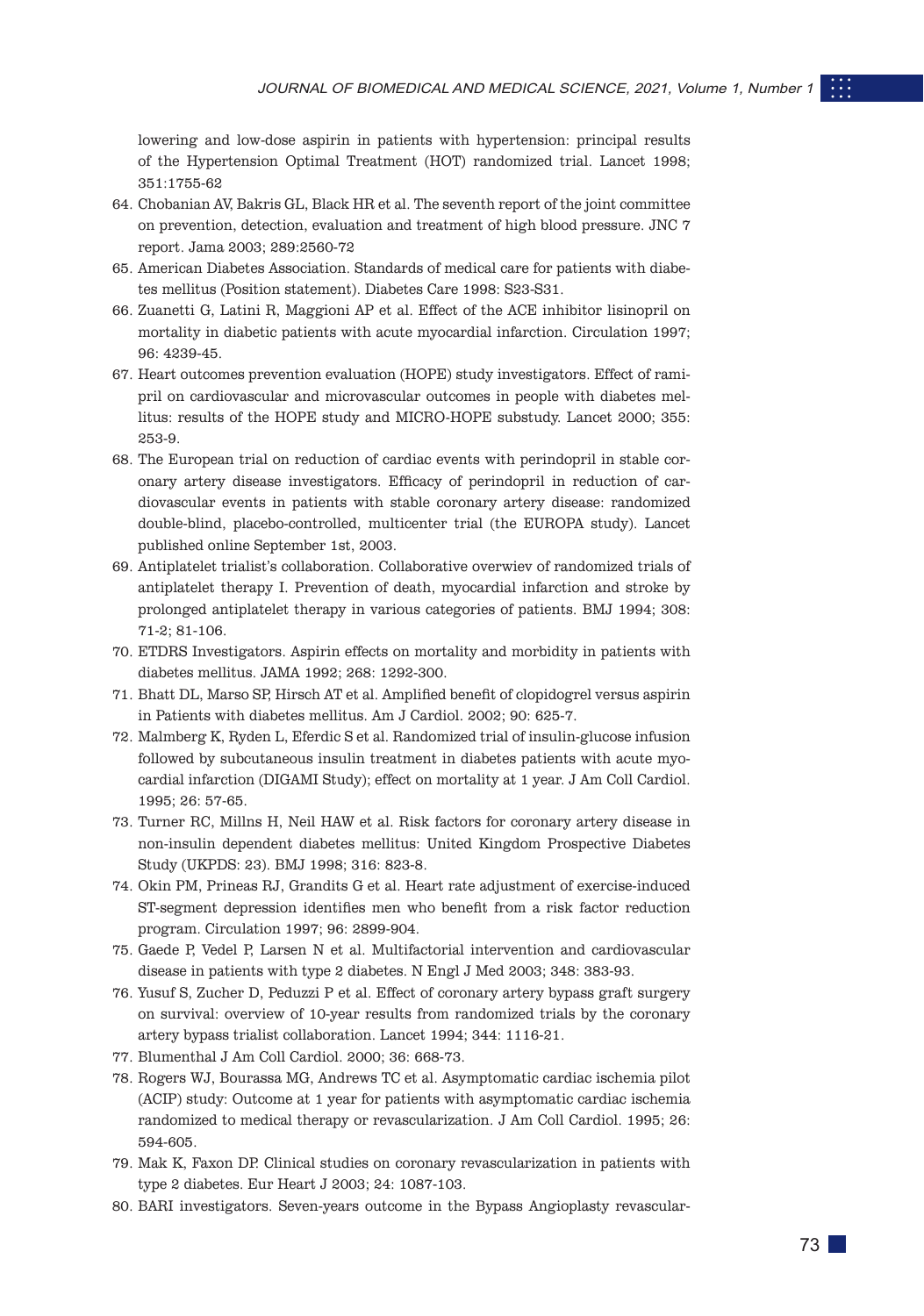lowering and low-dose aspirin in patients with hypertension: principal results of the Hypertension Optimal Treatment (HOT) randomized trial. Lancet 1998; 351:1755-62

64. Chobanian AV, Bakris GL, Black HR et al. The seventh report of the joint committee on prevention, detection, evaluation and treatment of high blood pressure. JNC 7 report. Jama 2003; 289:2560-72
65. American Diabetes Association. Standards of medical care for patients with diabetes mellitus (Position statement). Diabetes Care 1998: S23-S31.
66. Zuanetti G, Latini R, Maggioni AP et al. Effect of the ACE inhibitor lisinopril on mortality in diabetic patients with acute myocardial infarction. Circulation 1997; 96: 4239-45.
67. Heart outcomes prevention evaluation (HOPE) study investigators. Effect of ramipril on cardiovascular and microvascular outcomes in people with diabetes mellitus: results of the HOPE study and MICRO-HOPE substudy. Lancet 2000; 355: 253-9.
68. The European trial on reduction of cardiac events with perindopril in stable coronary artery disease investigators. Efficacy of perindopril in reduction of cardiovascular events in patients with stable coronary artery disease: randomized double-blind, placebo-controlled, multicenter trial (the EUROPA study). Lancet published online September 1st, 2003.
69. Antiplatelet trialist's collaboration. Collaborative overwiev of randomized trials of antiplatelet therapy I. Prevention of death, myocardial infarction and stroke by prolonged antiplatelet therapy in various categories of patients. BMJ 1994; 308: 71-2; 81-106.
70. ETDRS Investigators. Aspirin effects on mortality and morbidity in patients with diabetes mellitus. JAMA 1992; 268: 1292-300.
71. Bhatt DL, Marso SP, Hirsch AT et al. Amplified benefit of clopidogrel versus aspirin in Patients with diabetes mellitus. Am J Cardiol. 2002; 90: 625-7.
72. Malmberg K, Ryden L, Eferdic S et al. Randomized trial of insulin-glucose infusion followed by subcutaneous insulin treatment in diabetes patients with acute myocardial infarction (DIGAMI Study); effect on mortality at 1 year. J Am Coll Cardiol. 1995; 26: 57-65.
73. Turner RC, Millns H, Neil HAW et al. Risk factors for coronary artery disease in non-insulin dependent diabetes mellitus: United Kingdom Prospective Diabetes Study (UKPDS: 23). BMJ 1998; 316: 823-8.
74. Okin PM, Prineas RJ, Grandits G et al. Heart rate adjustment of exercise-induced ST-segment depression identifies men who benefit from a risk factor reduction program. Circulation 1997; 96: 2899-904.
75. Gaede P, Vedel P, Larsen N et al. Multifactorial intervention and cardiovascular disease in patients with type 2 diabetes. N Engl J Med 2003; 348: 383-93.
76. Yusuf S, Zucher D, Peduzzi P et al. Effect of coronary artery bypass graft surgery on survival: overview of 10-year results from randomized trials by the coronary artery bypass trialist collaboration. Lancet 1994; 344: 1116-21.
77. Blumenthal J Am Coll Cardiol. 2000; 36: 668-73.
78. Rogers WJ, Bourassa MG, Andrews TC et al. Asymptomatic cardiac ischemia pilot (ACIP) study: Outcome at 1 year for patients with asymptomatic cardiac ischemia randomized to medical therapy or revascularization. J Am Coll Cardiol. 1995; 26: 594-605.
79. Mak K, Faxon DP. Clinical studies on coronary revascularization in patients with type 2 diabetes. Eur Heart J 2003; 24: 1087-103.
80. BARI investigators. Seven-years outcome in the Bypass Angioplasty revascular-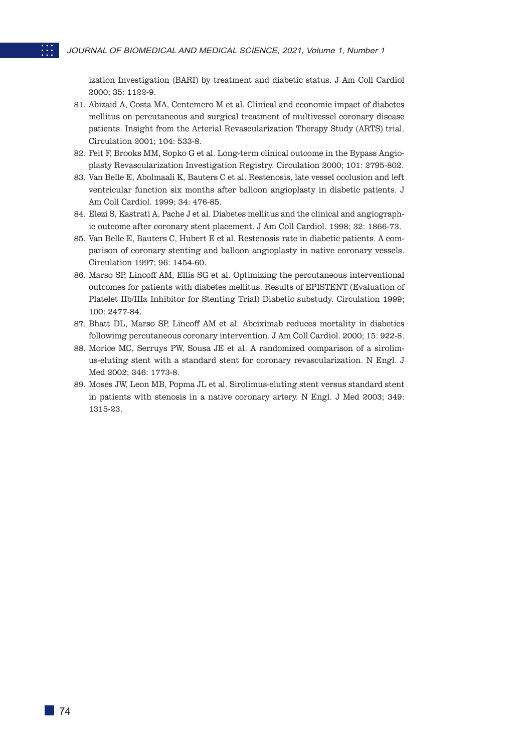ization Investigation (BARI) by treatment and diabetic status. J Am Coll Cardiol 2000; 35: 1122-9.

81. Abizaid A, Costa MA, Centemero M et al. Clinical and economic impact of diabetes mellitus on percutaneous and surgical treatment of multivessel coronary disease patients. Insight from the Arterial Revascularization Therapy Study (ARTS) trial. Circulation 2001; 104: 533-8.
82. Feit F, Brooks MM, Sopko G et al. Long-term clinical outcome in the Bypass Angioplasty Revascularization Investigation Registry. Circulation 2000; 101: 2795-802.
83. Van Belle E, Abolmaali K, Bauters C et al. Restenosis, late vessel occlusion and left ventricular function six months after balloon angioplasty in diabetic patients. J Am Coll Cardiol. 1999; 34: 476-85.
84. Elezi S, Kastrati A, Pache J et al. Diabetes mellitus and the clinical and angiographic outcome after coronary stent placement. J Am Coll Cardiol. 1998; 32: 1866-73.
85. Van Belle E, Bauters C, Hubert E et al. Restenosis rate in diabetic patients. A comparison of coronary stenting and balloon angioplasty in native coronary vessels. Circulation 1997; 96: 1454-60.
86. Marso SP, Lincoff AM, Ellis SG et al. Optimizing the percutaneous interventional outcomes for patients with diabetes mellitus. Results of EPISTENT (Evaluation of Platelet IIb/IIIa Inhibitor for Stenting Trial) Diabetic substudy. Circulation 1999; 100: 2477-84.
87. Bhatt DL, Marso SP, Lincoff AM et al. Abciximab reduces mortality in diabetics followimg percutaneous coronary intervention. J Am Coll Cardiol. 2000; 15: 922-8.
88. Morice MC, Serruys PW, Sousa JE et al. A randomized comparison of a sirolimus-eluting stent with a standard stent for coronary revascularization. N Engl. J Med 2002; 346: 1773-8.
89. Moses JW, Leon MB, Popma JL et al. Sirolimus-eluting stent versus standard stent in patients with stenosis in a native coronary artery. N Engl. J Med 2003; 349: 1315-23.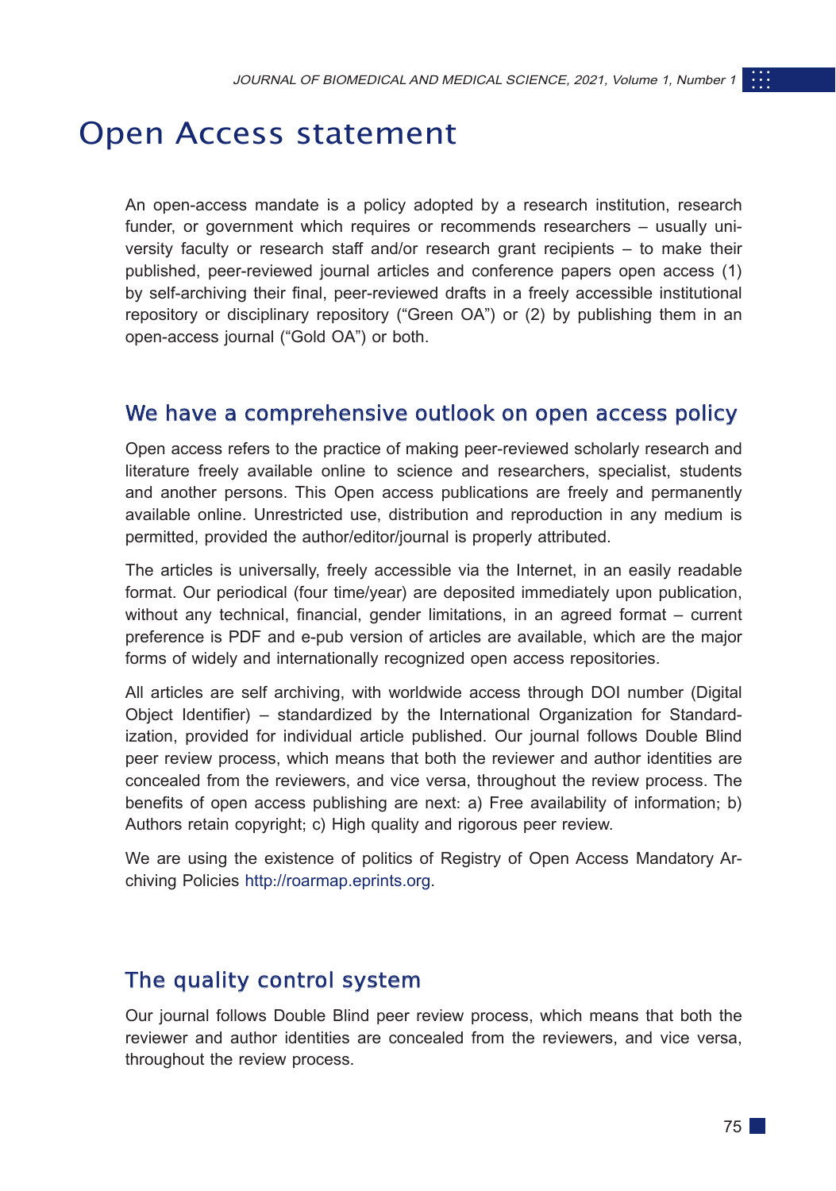# Open Access statement

An open-access mandate is a policy adopted by a research institution, research funder, or government which requires or recommends researchers – usually university faculty or research staff and/or research grant recipients – to make their published, peer-reviewed journal articles and conference papers open access (1) by self-archiving their final, peer-reviewed drafts in a freely accessible institutional repository or disciplinary repository ("Green OA") or (2) by publishing them in an open-access journal ("Gold OA") or both.

## We have a comprehensive outlook on open access policy

Open access refers to the practice of making peer-reviewed scholarly research and literature freely available online to science and researchers, specialist, students and another persons. This Open access publications are freely and permanently available online. Unrestricted use, distribution and reproduction in any medium is permitted, provided the author/editor/journal is properly attributed.

The articles is universally, freely accessible via the Internet, in an easily readable format. Our periodical (four time/year) are deposited immediately upon publication, without any technical, financial, gender limitations, in an agreed format – current preference is PDF and e-pub version of articles are available, which are the major forms of widely and internationally recognized open access repositories.

All articles are self archiving, with worldwide access through DOI number (Digital Object Identifier) – standardized by the International Organization for Standardization, provided for individual article published. Our journal follows Double Blind peer review process, which means that both the reviewer and author identities are concealed from the reviewers, and vice versa, throughout the review process. The benefits of open access publishing are next: a) Free availability of information; b) Authors retain copyright; c) High quality and rigorous peer review.

We are using the existence of politics of Registry of Open Access Mandatory Archiving Policies http://roarmap.eprints.org.

## The quality control system

Our journal follows Double Blind peer review process, which means that both the reviewer and author identities are concealed from the reviewers, and vice versa, throughout the review process.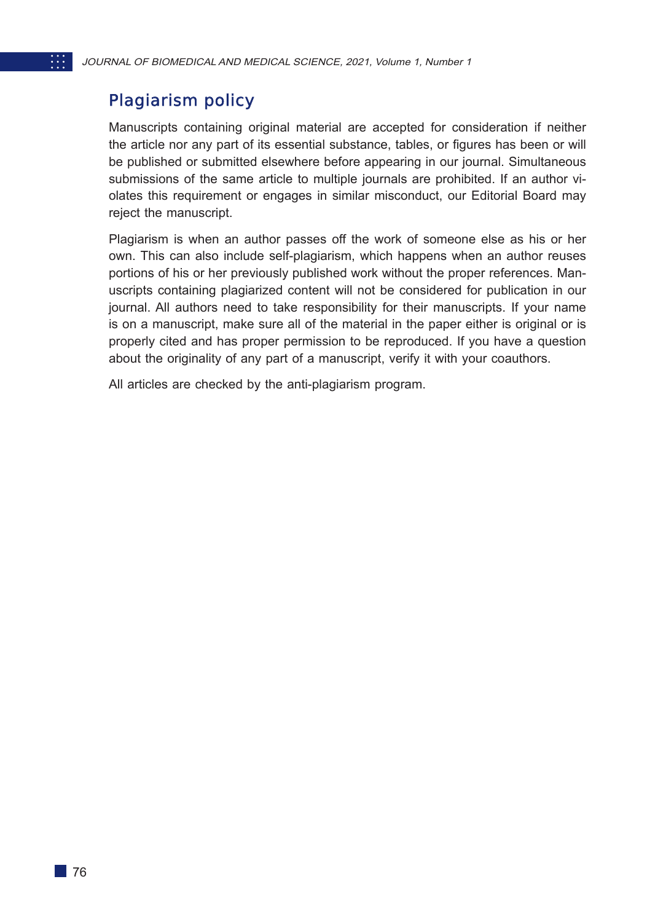## Plagiarism policy

Manuscripts containing original material are accepted for consideration if neither the article nor any part of its essential substance, tables, or figures has been or will be published or submitted elsewhere before appearing in our journal. Simultaneous submissions of the same article to multiple journals are prohibited. If an author violates this requirement or engages in similar misconduct, our Editorial Board may reject the manuscript.

Plagiarism is when an author passes off the work of someone else as his or her own. This can also include self-plagiarism, which happens when an author reuses portions of his or her previously published work without the proper references. Manuscripts containing plagiarized content will not be considered for publication in our journal. All authors need to take responsibility for their manuscripts. If your name is on a manuscript, make sure all of the material in the paper either is original or is properly cited and has proper permission to be reproduced. If you have a question about the originality of any part of a manuscript, verify it with your coauthors.

All articles are checked by the anti-plagiarism program.